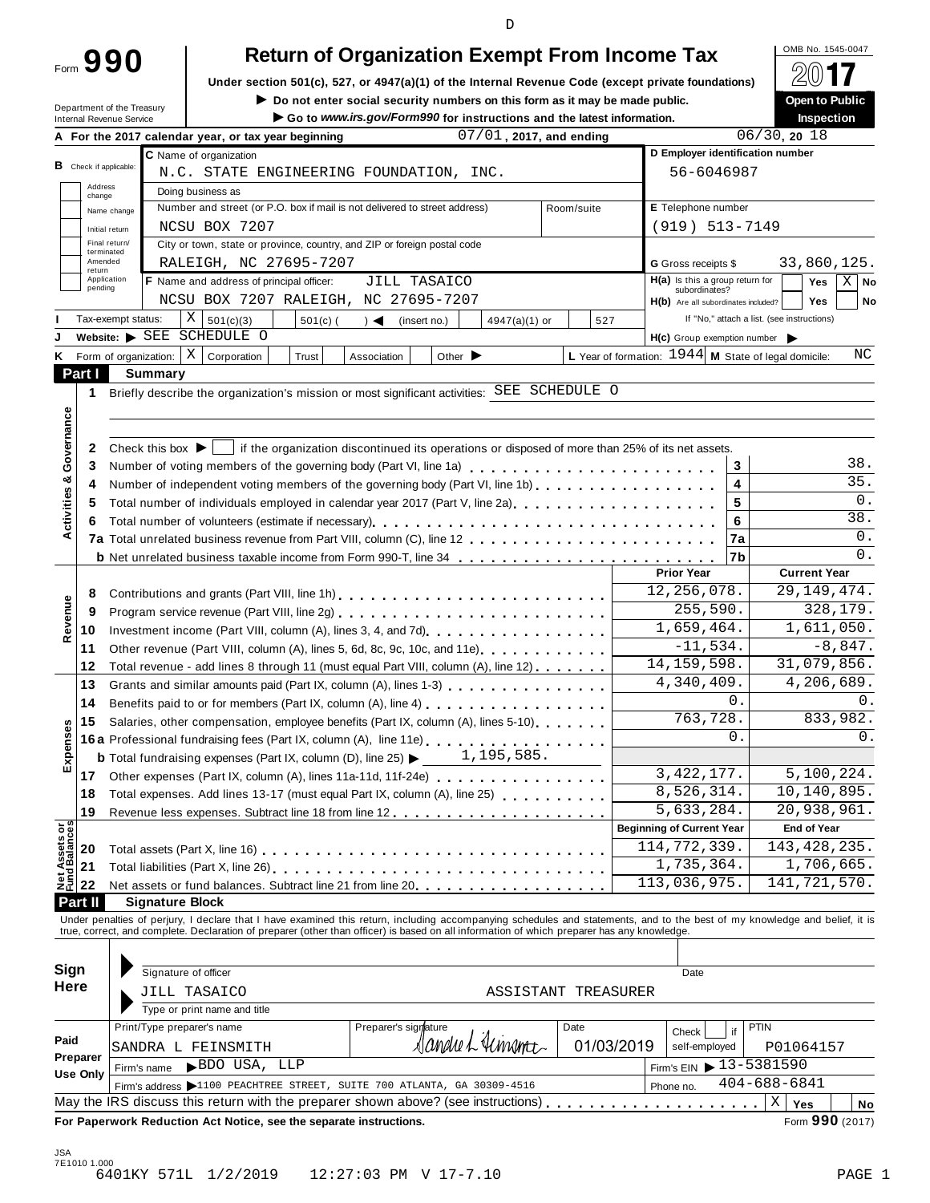D

# Form 990 — Return of Organization Exempt From Income Tax

OMB No. 1545-0047

**2017**

Under section 501(c), 527, or 4947(a)(1) of the Internal Revenue Code (except private foundations)

▶ Do not enter social security numbers on this form as it may be made public.

▶ Go to *www.irs.gov/Form990* for instructions and the latest information.

**Open to Public Inspection**

Department of the Treasury
Internal Revenue Service

**A** For the 2017 calendar year, or tax year beginning 07/01, 2017, and ending 06/30, 20 18

**B** Check if applicable: Address change / Name change / Initial return / Final return/terminated / Amended return / Application pending

**C** Name of organization: N.C. STATE ENGINEERING FOUNDATION, INC.

Doing business as

Number and street (or P.O. box if mail is not delivered to street address): NCSU BOX 7207 — Room/suite

City or town, state or province, country, and ZIP or foreign postal code: RALEIGH, NC 27695-7207

**D** Employer identification number: 56-6046987

**E** Telephone number: (919) 513-7149

**G** Gross receipts $ 33,860,125.

**F** Name and address of principal officer: JILL TASAICO, NCSU BOX 7207 RALEIGH, NC 27695-7207

**H(a)** Is this a group return for subordinates? Yes ☐ No ☒

**H(b)** Are all subordinates included? Yes ☐ No ☐ — If "No," attach a list. (see instructions)

**I** Tax-exempt status: ☒ 501(c)(3) ☐ 501(c) ( ) ◀ (insert no.) ☐ 4947(a)(1) or ☐ 527

**J** Website: ▶ SEE SCHEDULE O

**H(c)** Group exemption number ▶

**K** Form of organization: ☒ Corporation ☐ Trust ☐ Association ☐ Other ▶

**L** Year of formation: 1944 **M** State of legal domicile: NC

## Part I Summary

### Activities & Governance

1 Briefly describe the organization's mission or most significant activities: SEE SCHEDULE O

2 Check this box ▶ ☐ if the organization discontinued its operations or disposed of more than 25% of its net assets.

| | | Line | Value |
|---|---|---|---|
| 3 | Number of voting members of the governing body (Part VI, line 1a) | 3 | 38. |
| 4 | Number of independent voting members of the governing body (Part VI, line 1b) | 4 | 35. |
| 5 | Total number of individuals employed in calendar year 2017 (Part V, line 2a) | 5 | 0. |
| 6 | Total number of volunteers (estimate if necessary) | 6 | 38. |
| 7a | Total unrelated business revenue from Part VIII, column (C), line 12 | 7a | 0. |
| b | Net unrelated business taxable income from Form 990-T, line 34 | 7b | 0. |

### Revenue / Expenses

| | | Prior Year | Current Year |
|---|---|---|---|
| 8 | Contributions and grants (Part VIII, line 1h) | 12,256,078. | 29,149,474. |
| 9 | Program service revenue (Part VIII, line 2g) | 255,590. | 328,179. |
| 10 | Investment income (Part VIII, column (A), lines 3, 4, and 7d) | 1,659,464. | 1,611,050. |
| 11 | Other revenue (Part VIII, column (A), lines 5, 6d, 8c, 9c, 10c, and 11e) | -11,534. | -8,847. |
| 12 | Total revenue - add lines 8 through 11 (must equal Part VIII, column (A), line 12) | 14,159,598. | 31,079,856. |
| 13 | Grants and similar amounts paid (Part IX, column (A), lines 1-3) | 4,340,409. | 4,206,689. |
| 14 | Benefits paid to or for members (Part IX, column (A), line 4) | 0. | 0. |
| 15 | Salaries, other compensation, employee benefits (Part IX, column (A), lines 5-10) | 763,728. | 833,982. |
| 16a | Professional fundraising fees (Part IX, column (A), line 11e) | 0. | 0. |
| b | Total fundraising expenses (Part IX, column (D), line 25) ▶ 1,195,585. | | |
| 17 | Other expenses (Part IX, column (A), lines 11a-11d, 11f-24e) | 3,422,177. | 5,100,224. |
| 18 | Total expenses. Add lines 13-17 (must equal Part IX, column (A), line 25) | 8,526,314. | 10,140,895. |
| 19 | Revenue less expenses. Subtract line 18 from line 12 | 5,633,284. | 20,938,961. |

### Net Assets or Fund Balances

| | | Beginning of Current Year | End of Year |
|---|---|---|---|
| 20 | Total assets (Part X, line 16) | 114,772,339. | 143,428,235. |
| 21 | Total liabilities (Part X, line 26) | 1,735,364. | 1,706,665. |
| 22 | Net assets or fund balances. Subtract line 21 from line 20 | 113,036,975. | 141,721,570. |

## Part II Signature Block

Under penalties of perjury, I declare that I have examined this return, including accompanying schedules and statements, and to the best of my knowledge and belief, it is true, correct, and complete. Declaration of preparer (other than officer) is based on all information of which preparer has any knowledge.

**Sign Here**

Signature of officer — Date

JILL TASAICO — ASSISTANT TREASURER

Type or print name and title

**Paid Preparer Use Only**

| Print/Type preparer's name | Preparer's signature | Date | Check ☐ if self-employed | PTIN |
|---|---|---|---|---|
| SANDRA L FEINSMITH | Sandra L Feinsmith | 01/03/2019 | | P01064157 |

Firm's name ▶ BDO USA, LLP — Firm's EIN ▶ 13-5381590

Firm's address ▶ 1100 PEACHTREE STREET, SUITE 700 ATLANTA, GA 30309-4516 — Phone no. 404-688-6841

May the IRS discuss this return with the preparer shown above? (see instructions) ☒ Yes ☐ No

**For Paperwork Reduction Act Notice, see the separate instructions.** Form **990** (2017)

JSA
7E1010 1.000
6401KY 571L 1/2/2019 12:27:03 PM V 17-7.10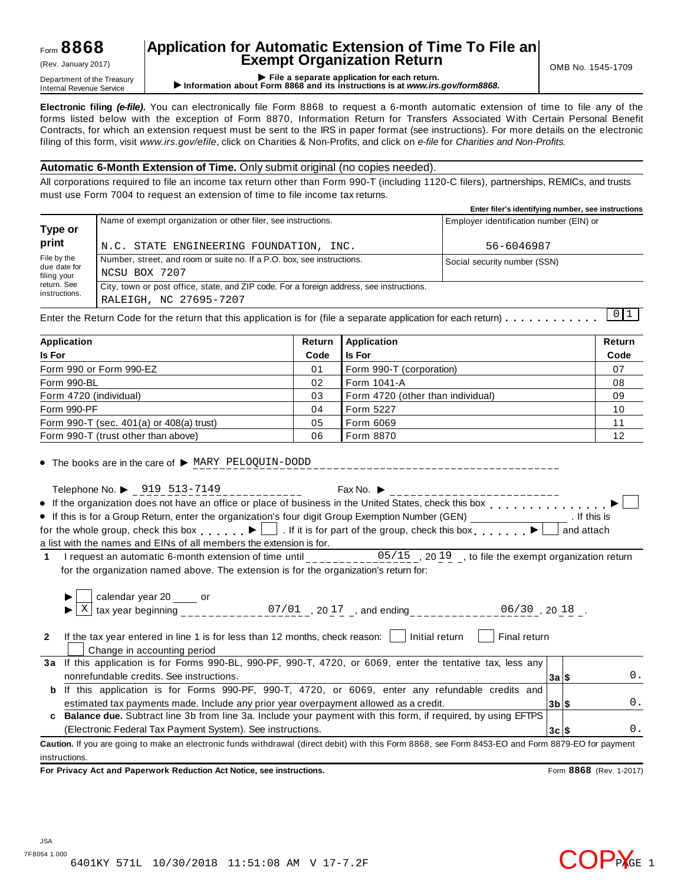Form **8868**
(Rev. January 2017)
Department of the Treasury
Internal Revenue Service

# Application for Automatic Extension of Time To File an Exempt Organization Return

▶ File a separate application for each return.
▶ Information about Form 8868 and its instructions is at *www.irs.gov/form8868.*

OMB No. 1545-1709

**Electronic filing *(e-file)*.** You can electronically file Form 8868 to request a 6-month automatic extension of time to file any of the forms listed below with the exception of Form 8870, Information Return for Transfers Associated With Certain Personal Benefit Contracts, for which an extension request must be sent to the IRS in paper format (see instructions). For more details on the electronic filing of this form, visit *www.irs.gov/efile*, click on Charities & Non-Profits, and click on *e-file* for *Charities and Non-Profits.*

**Automatic 6-Month Extension of Time.** Only submit original (no copies needed).

All corporations required to file an income tax return other than Form 990-T (including 1120-C filers), partnerships, REMICs, and trusts must use Form 7004 to request an extension of time to file income tax returns.

**Enter filer's identifying number, see instructions**

| **Type or print** File by the due date for filing your return. See instructions. | Name of exempt organization or other filer, see instructions. N.C. STATE ENGINEERING FOUNDATION, INC. | Employer identification number (EIN) or 56-6046987 |
|---|---|---|
| | Number, street, and room or suite no. If a P.O. box, see instructions. NCSU BOX 7207 | Social security number (SSN) |
| | City, town or post office, state, and ZIP code. For a foreign address, see instructions. RALEIGH, NC 27695-7207 | |

Enter the Return Code for the return that this application is for (file a separate application for each return) . . . . . . . . . . . 0 1

| **Application Is For** | **Return Code** | **Application Is For** | **Return Code** |
|---|---|---|---|
| Form 990 or Form 990-EZ | 01 | Form 990-T (corporation) | 07 |
| Form 990-BL | 02 | Form 1041-A | 08 |
| Form 4720 (individual) | 03 | Form 4720 (other than individual) | 09 |
| Form 990-PF | 04 | Form 5227 | 10 |
| Form 990-T (sec. 401(a) or 408(a) trust) | 05 | Form 6069 | 11 |
| Form 990-T (trust other than above) | 06 | Form 8870 | 12 |

- The books are in the care of ▶ MARY PELOQUIN-DODD

  Telephone No. ▶ 919 513-7149 Fax No. ▶
- If the organization does not have an office or place of business in the United States, check this box . . . . . . . . . . . . . . ▶ ☐
- If this is for a Group Return, enter the organization's four digit Group Exemption Number (GEN) ________ . If this is for the whole group, check this box . . . . . . ▶ ☐ . If it is for part of the group, check this box . . . . . . . ▶ ☐ and attach a list with the names and EINs of all members the extension is for.

**1** I request an automatic 6-month extension of time until 05/15 , 20 19 , to file the exempt organization return for the organization named above. The extension is for the organization's return for:

▶ ☐ calendar year 20 ____ or
▶ ☒ tax year beginning 07/01 , 20 17 , and ending 06/30 , 20 18 .

**2** If the tax year entered in line 1 is for less than 12 months, check reason: ☐ Initial return ☐ Final return ☐ Change in accounting period

| | | | |
|---|---|---|---|
| **3a** | If this application is for Forms 990-BL, 990-PF, 990-T, 4720, or 6069, enter the tentative tax, less any nonrefundable credits. See instructions. | **3a** $ | 0. |
| **b** | If this application is for Forms 990-PF, 990-T, 4720, or 6069, enter any refundable credits and estimated tax payments made. Include any prior year overpayment allowed as a credit. | **3b** $ | 0. |
| **c** | **Balance due.** Subtract line 3b from line 3a. Include your payment with this form, if required, by using EFTPS (Electronic Federal Tax Payment System). See instructions. | **3c** $ | 0. |

**Caution.** If you are going to make an electronic funds withdrawal (direct debit) with this Form 8868, see Form 8453-EO and Form 8879-EO for payment instructions.

**For Privacy Act and Paperwork Reduction Act Notice, see instructions.** Form **8868** (Rev. 1-2017)

JSA
7F8054 1.000
6401KY 571L 10/30/2018 11:51:08 AM V 17-7.2F

COPY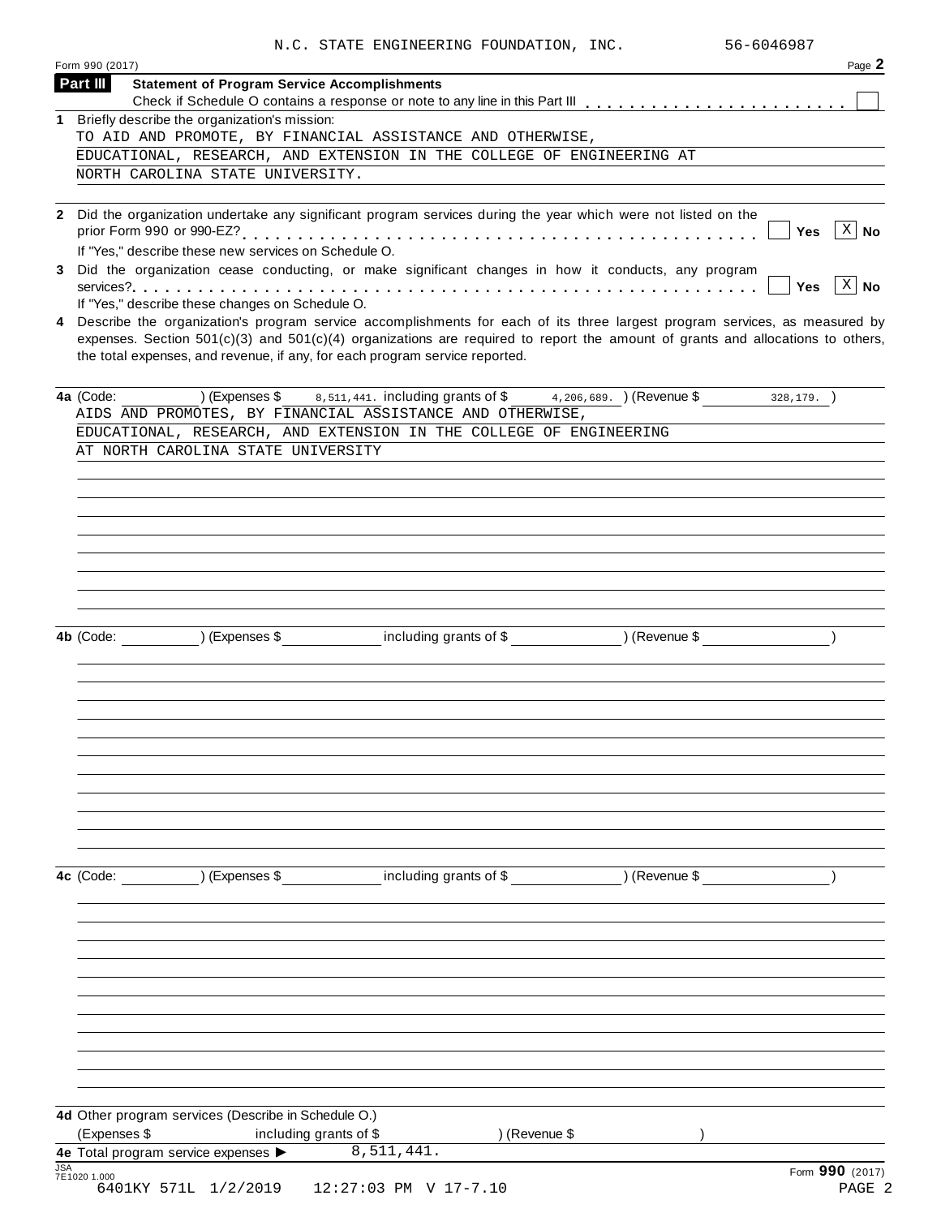N.C. STATE ENGINEERING FOUNDATION, INC. 56-6046987

Form 990 (2017) Page **2**

## Part III Statement of Program Service Accomplishments

Check if Schedule O contains a response or note to any line in this Part III . . . . . . . . . . . . . . . . . . . . . . . ☐

**1** Briefly describe the organization's mission:

TO AID AND PROMOTE, BY FINANCIAL ASSISTANCE AND OTHERWISE, EDUCATIONAL, RESEARCH, AND EXTENSION IN THE COLLEGE OF ENGINEERING AT NORTH CAROLINA STATE UNIVERSITY.

**2** Did the organization undertake any significant program services during the year which were not listed on the prior Form 990 or 990-EZ? . . . . . . . . . . . . . . . . . . . . . . . . . . . . . . . . . . . . . . . . . ☐ Yes ☒ No

If "Yes," describe these new services on Schedule O.

**3** Did the organization cease conducting, or make significant changes in how it conducts, any program services? . . . . . . . . . . . . . . . . . . . . . . . . . . . . . . . . . . . . . . . . . . . . . . . . . . . . . ☐ Yes ☒ No

If "Yes," describe these changes on Schedule O.

**4** Describe the organization's program service accomplishments for each of its three largest program services, as measured by expenses. Section 501(c)(3) and 501(c)(4) organizations are required to report the amount of grants and allocations to others, the total expenses, and revenue, if any, for each program service reported.

**4a** (Code: ) (Expenses $ 8,511,441. including grants of $ 4,206,689. ) (Revenue $ 328,179. )

AIDS AND PROMOTES, BY FINANCIAL ASSISTANCE AND OTHERWISE, EDUCATIONAL, RESEARCH, AND EXTENSION IN THE COLLEGE OF ENGINEERING AT NORTH CAROLINA STATE UNIVERSITY

**4b** (Code: ) (Expenses $ including grants of $ ) (Revenue $ )

**4c** (Code: ) (Expenses $ including grants of $ ) (Revenue $ )

**4d** Other program services (Describe in Schedule O.)

(Expenses $ including grants of $ ) (Revenue $ )

**4e** Total program service expenses ▶ 8,511,441.

Form **990** (2017)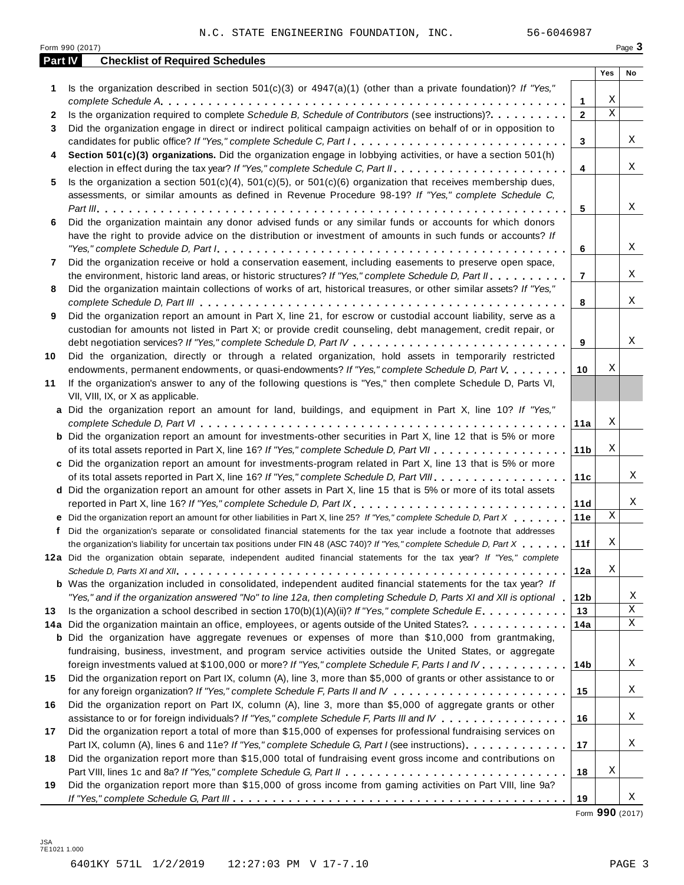N.C. STATE ENGINEERING FOUNDATION, INC. 56-6046987

Form 990 (2017)

## Part IV Checklist of Required Schedules

| | | | Yes | No |
|---|---|---|---|---|
| **1** | Is the organization described in section 501(c)(3) or 4947(a)(1) (other than a private foundation)? *If "Yes," complete Schedule A* | **1** | X | |
| **2** | Is the organization required to complete *Schedule B, Schedule of Contributors* (see instructions)? | **2** | X | |
| **3** | Did the organization engage in direct or indirect political campaign activities on behalf of or in opposition to candidates for public office? *If "Yes," complete Schedule C, Part I* | **3** | | X |
| **4** | **Section 501(c)(3) organizations.** Did the organization engage in lobbying activities, or have a section 501(h) election in effect during the tax year? *If "Yes," complete Schedule C, Part II* | **4** | | X |
| **5** | Is the organization a section 501(c)(4), 501(c)(5), or 501(c)(6) organization that receives membership dues, assessments, or similar amounts as defined in Revenue Procedure 98-19? *If "Yes," complete Schedule C, Part III* | **5** | | X |
| **6** | Did the organization maintain any donor advised funds or any similar funds or accounts for which donors have the right to provide advice on the distribution or investment of amounts in such funds or accounts? *If "Yes," complete Schedule D, Part I* | **6** | | X |
| **7** | Did the organization receive or hold a conservation easement, including easements to preserve open space, the environment, historic land areas, or historic structures? *If "Yes," complete Schedule D, Part II* | **7** | | X |
| **8** | Did the organization maintain collections of works of art, historical treasures, or other similar assets? *If "Yes," complete Schedule D, Part III* | **8** | | X |
| **9** | Did the organization report an amount in Part X, line 21, for escrow or custodial account liability, serve as a custodian for amounts not listed in Part X; or provide credit counseling, debt management, credit repair, or debt negotiation services? *If "Yes," complete Schedule D, Part IV* | **9** | | X |
| **10** | Did the organization, directly or through a related organization, hold assets in temporarily restricted endowments, permanent endowments, or quasi-endowments? *If "Yes," complete Schedule D, Part V* | **10** | X | |
| **11** | If the organization's answer to any of the following questions is "Yes," then complete Schedule D, Parts VI, VII, VIII, IX, or X as applicable. | | | |
| **a** | Did the organization report an amount for land, buildings, and equipment in Part X, line 10? *If "Yes," complete Schedule D, Part VI* | **11a** | X | |
| **b** | Did the organization report an amount for investments-other securities in Part X, line 12 that is 5% or more of its total assets reported in Part X, line 16? *If "Yes," complete Schedule D, Part VII* | **11b** | X | |
| **c** | Did the organization report an amount for investments-program related in Part X, line 13 that is 5% or more of its total assets reported in Part X, line 16? *If "Yes," complete Schedule D, Part VIII* | **11c** | | X |
| **d** | Did the organization report an amount for other assets in Part X, line 15 that is 5% or more of its total assets reported in Part X, line 16? *If "Yes," complete Schedule D, Part IX* | **11d** | | X |
| **e** | Did the organization report an amount for other liabilities in Part X, line 25? *If "Yes," complete Schedule D, Part X* | **11e** | X | |
| **f** | Did the organization's separate or consolidated financial statements for the tax year include a footnote that addresses the organization's liability for uncertain tax positions under FIN 48 (ASC 740)? *If "Yes," complete Schedule D, Part X* | **11f** | X | |
| **12a** | Did the organization obtain separate, independent audited financial statements for the tax year? *If "Yes," complete Schedule D, Parts XI and XII* | **12a** | X | |
| **b** | Was the organization included in consolidated, independent audited financial statements for the tax year? *If "Yes," and if the organization answered "No" to line 12a, then completing Schedule D, Parts XI and XII is optional* | **12b** | | X |
| **13** | Is the organization a school described in section 170(b)(1)(A)(ii)? *If "Yes," complete Schedule E* | **13** | | X |
| **14a** | Did the organization maintain an office, employees, or agents outside of the United States? | **14a** | | X |
| **b** | Did the organization have aggregate revenues or expenses of more than $10,000 from grantmaking, fundraising, business, investment, and program service activities outside the United States, or aggregate foreign investments valued at $100,000 or more? *If "Yes," complete Schedule F, Parts I and IV* | **14b** | | X |
| **15** | Did the organization report on Part IX, column (A), line 3, more than $5,000 of grants or other assistance to or for any foreign organization? *If "Yes," complete Schedule F, Parts II and IV* | **15** | | X |
| **16** | Did the organization report on Part IX, column (A), line 3, more than $5,000 of aggregate grants or other assistance to or for foreign individuals? *If "Yes," complete Schedule F, Parts III and IV* | **16** | | X |
| **17** | Did the organization report a total of more than $15,000 of expenses for professional fundraising services on Part IX, column (A), lines 6 and 11e? *If "Yes," complete Schedule G, Part I* (see instructions) | **17** | | X |
| **18** | Did the organization report more than $15,000 total of fundraising event gross income and contributions on Part VIII, lines 1c and 8a? *If "Yes," complete Schedule G, Part II* | **18** | X | |
| **19** | Did the organization report more than $15,000 of gross income from gaming activities on Part VIII, line 9a? *If "Yes," complete Schedule G, Part III* | **19** | | X |

Form **990** (2017)

JSA
7E1021 1.000

6401KY 571L 1/2/2019 12:27:03 PM V 17-7.10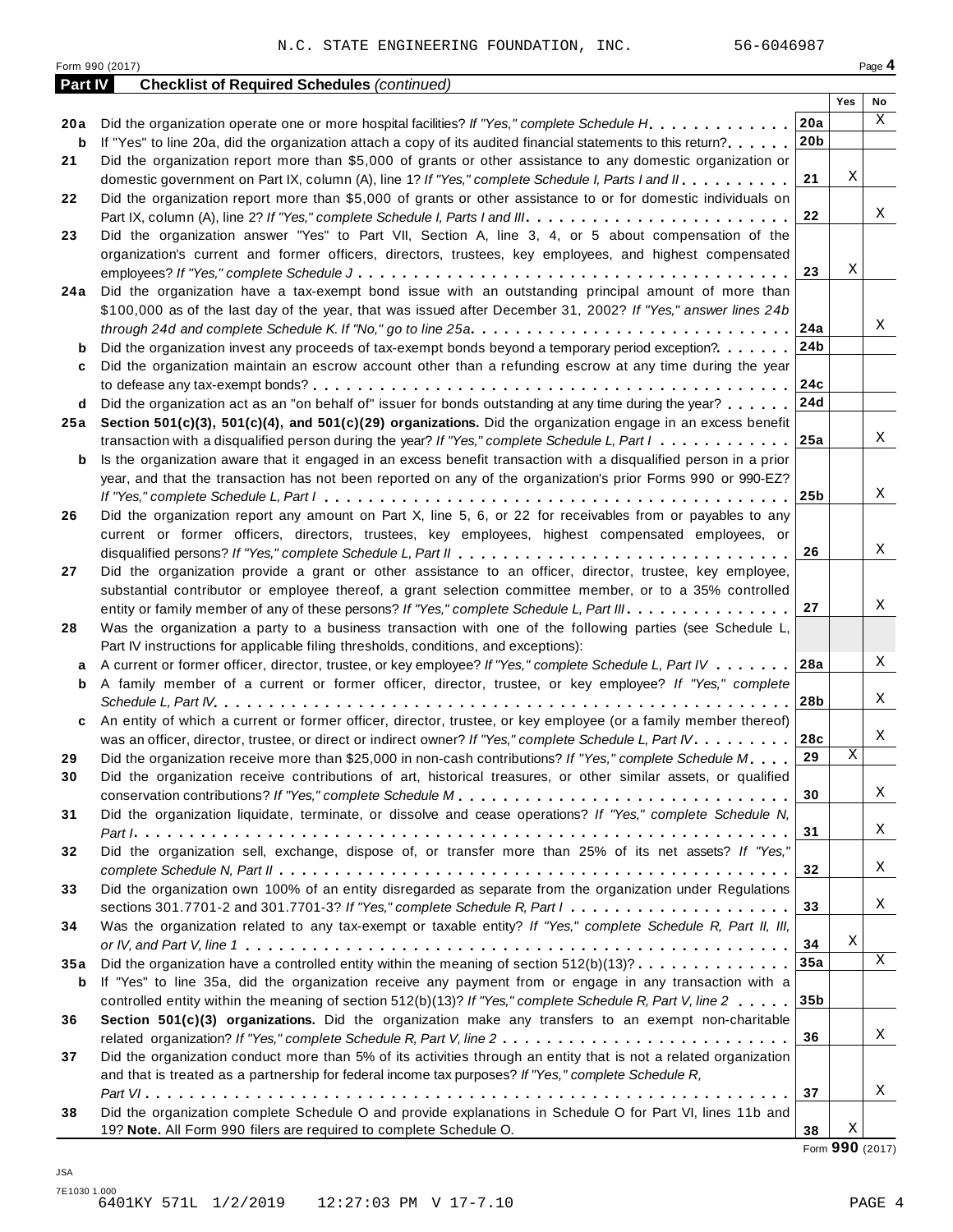N.C. STATE ENGINEERING FOUNDATION, INC. 56-6046987

Form 990 (2017)

## Part IV Checklist of Required Schedules *(continued)*

| | | | Yes | No |
|---|---|---|---|---|
| **20a** | Did the organization operate one or more hospital facilities? *If "Yes," complete Schedule H* | **20a** | | X |
| **b** | If "Yes" to line 20a, did the organization attach a copy of its audited financial statements to this return? | **20b** | | |
| **21** | Did the organization report more than $5,000 of grants or other assistance to any domestic organization or domestic government on Part IX, column (A), line 1? *If "Yes," complete Schedule I, Parts I and II* | **21** | X | |
| **22** | Did the organization report more than $5,000 of grants or other assistance to or for domestic individuals on Part IX, column (A), line 2? *If "Yes," complete Schedule I, Parts I and III* | **22** | | X |
| **23** | Did the organization answer "Yes" to Part VII, Section A, line 3, 4, or 5 about compensation of the organization's current and former officers, directors, trustees, key employees, and highest compensated employees? *If "Yes," complete Schedule J* | **23** | X | |
| **24a** | Did the organization have a tax-exempt bond issue with an outstanding principal amount of more than $100,000 as of the last day of the year, that was issued after December 31, 2002? *If "Yes," answer lines 24b through 24d and complete Schedule K. If "No," go to line 25a* | **24a** | | X |
| **b** | Did the organization invest any proceeds of tax-exempt bonds beyond a temporary period exception? | **24b** | | |
| **c** | Did the organization maintain an escrow account other than a refunding escrow at any time during the year to defease any tax-exempt bonds? | **24c** | | |
| **d** | Did the organization act as an "on behalf of" issuer for bonds outstanding at any time during the year? | **24d** | | |
| **25a** | **Section 501(c)(3), 501(c)(4), and 501(c)(29) organizations.** Did the organization engage in an excess benefit transaction with a disqualified person during the year? *If "Yes," complete Schedule L, Part I* | **25a** | | X |
| **b** | Is the organization aware that it engaged in an excess benefit transaction with a disqualified person in a prior year, and that the transaction has not been reported on any of the organization's prior Forms 990 or 990-EZ? *If "Yes," complete Schedule L, Part I* | **25b** | | X |
| **26** | Did the organization report any amount on Part X, line 5, 6, or 22 for receivables from or payables to any current or former officers, directors, trustees, key employees, highest compensated employees, or disqualified persons? *If "Yes," complete Schedule L, Part II* | **26** | | X |
| **27** | Did the organization provide a grant or other assistance to an officer, director, trustee, key employee, substantial contributor or employee thereof, a grant selection committee member, or to a 35% controlled entity or family member of any of these persons? *If "Yes," complete Schedule L, Part III* | **27** | | X |
| **28** | Was the organization a party to a business transaction with one of the following parties (see Schedule L, Part IV instructions for applicable filing thresholds, conditions, and exceptions): | | | |
| **a** | A current or former officer, director, trustee, or key employee? *If "Yes," complete Schedule L, Part IV* | **28a** | | X |
| **b** | A family member of a current or former officer, director, trustee, or key employee? *If "Yes," complete Schedule L, Part IV* | **28b** | | X |
| **c** | An entity of which a current or former officer, director, trustee, or key employee (or a family member thereof) was an officer, director, trustee, or direct or indirect owner? *If "Yes," complete Schedule L, Part IV* | **28c** | | X |
| **29** | Did the organization receive more than $25,000 in non-cash contributions? *If "Yes," complete Schedule M* | **29** | X | |
| **30** | Did the organization receive contributions of art, historical treasures, or other similar assets, or qualified conservation contributions? *If "Yes," complete Schedule M* | **30** | | X |
| **31** | Did the organization liquidate, terminate, or dissolve and cease operations? *If "Yes," complete Schedule N, Part I* | **31** | | X |
| **32** | Did the organization sell, exchange, dispose of, or transfer more than 25% of its net assets? *If "Yes," complete Schedule N, Part II* | **32** | | X |
| **33** | Did the organization own 100% of an entity disregarded as separate from the organization under Regulations sections 301.7701-2 and 301.7701-3? *If "Yes," complete Schedule R, Part I* | **33** | | X |
| **34** | Was the organization related to any tax-exempt or taxable entity? *If "Yes," complete Schedule R, Part II, III, or IV, and Part V, line 1* | **34** | X | |
| **35a** | Did the organization have a controlled entity within the meaning of section 512(b)(13)? | **35a** | | X |
| **b** | If "Yes" to line 35a, did the organization receive any payment from or engage in any transaction with a controlled entity within the meaning of section 512(b)(13)? *If "Yes," complete Schedule R, Part V, line 2* | **35b** | | |
| **36** | **Section 501(c)(3) organizations.** Did the organization make any transfers to an exempt non-charitable related organization? *If "Yes," complete Schedule R, Part V, line 2* | **36** | | X |
| **37** | Did the organization conduct more than 5% of its activities through an entity that is not a related organization and that is treated as a partnership for federal income tax purposes? *If "Yes," complete Schedule R, Part VI* | **37** | | X |
| **38** | Did the organization complete Schedule O and provide explanations in Schedule O for Part VI, lines 11b and 19? **Note.** All Form 990 filers are required to complete Schedule O. | **38** | X | |

Form **990** (2017)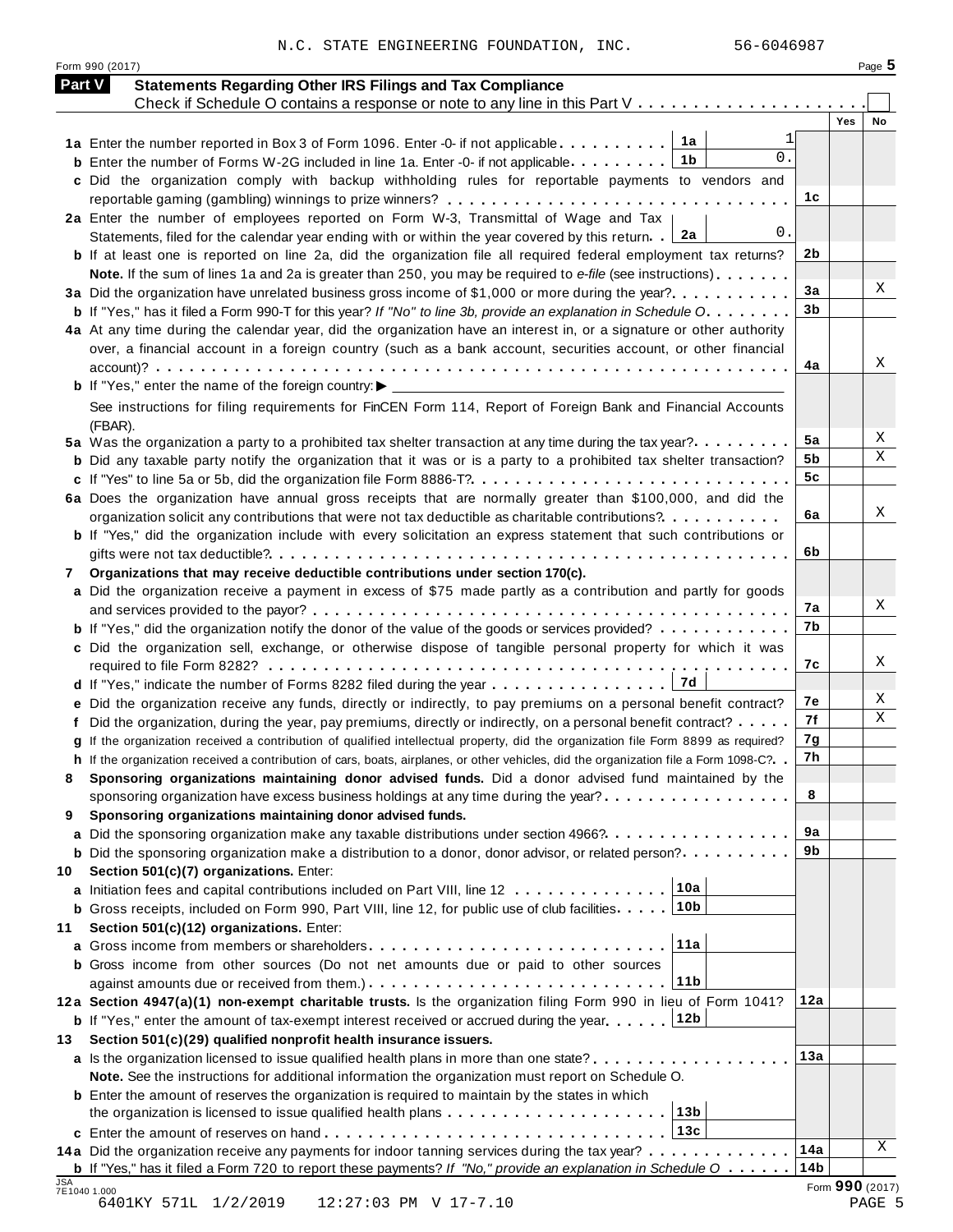N.C. STATE ENGINEERING FOUNDATION, INC. 56-6046987

Form 990 (2017) Page **5**

## Part V Statements Regarding Other IRS Filings and Tax Compliance

Check if Schedule O contains a response or note to any line in this Part V . . . . . . . . . . . . . . . . . . . . . ☐

| | | | | Yes | No |
|---|---|---|---|---|---|
| **1a** Enter the number reported in Box 3 of Form 1096. Enter -0- if not applicable | 1a | 1 | | | |
| **b** Enter the number of Forms W-2G included in line 1a. Enter -0- if not applicable | 1b | 0. | | | |
| **c** Did the organization comply with backup withholding rules for reportable payments to vendors and reportable gaming (gambling) winnings to prize winners? | | | 1c | | |
| **2a** Enter the number of employees reported on Form W-3, Transmittal of Wage and Tax Statements, filed for the calendar year ending with or within the year covered by this return | 2a | 0. | | | |
| **b** If at least one is reported on line 2a, did the organization file all required federal employment tax returns? | | | 2b | | |
| **Note.** If the sum of lines 1a and 2a is greater than 250, you may be required to *e-file* (see instructions) | | | | | |
| **3a** Did the organization have unrelated business gross income of $1,000 or more during the year? | | | 3a | | X |
| **b** If "Yes," has it filed a Form 990-T for this year? *If "No" to line 3b, provide an explanation in Schedule O* | | | 3b | | |
| **4a** At any time during the calendar year, did the organization have an interest in, or a signature or other authority over, a financial account in a foreign country (such as a bank account, securities account, or other financial account)? | | | 4a | | X |
| **b** If "Yes," enter the name of the foreign country: ▶ | | | | | |
| See instructions for filing requirements for FinCEN Form 114, Report of Foreign Bank and Financial Accounts (FBAR). | | | | | |
| **5a** Was the organization a party to a prohibited tax shelter transaction at any time during the tax year? | | | 5a | | X |
| **b** Did any taxable party notify the organization that it was or is a party to a prohibited tax shelter transaction? | | | 5b | | X |
| **c** If "Yes" to line 5a or 5b, did the organization file Form 8886-T? | | | 5c | | |
| **6a** Does the organization have annual gross receipts that are normally greater than $100,000, and did the organization solicit any contributions that were not tax deductible as charitable contributions? | | | 6a | | X |
| **b** If "Yes," did the organization include with every solicitation an express statement that such contributions or gifts were not tax deductible? | | | 6b | | |
| **7 Organizations that may receive deductible contributions under section 170(c).** | | | | | |
| **a** Did the organization receive a payment in excess of $75 made partly as a contribution and partly for goods and services provided to the payor? | | | 7a | | X |
| **b** If "Yes," did the organization notify the donor of the value of the goods or services provided? | | | 7b | | |
| **c** Did the organization sell, exchange, or otherwise dispose of tangible personal property for which it was required to file Form 8282? | | | 7c | | X |
| **d** If "Yes," indicate the number of Forms 8282 filed during the year | 7d | | | | |
| **e** Did the organization receive any funds, directly or indirectly, to pay premiums on a personal benefit contract? | | | 7e | | X |
| **f** Did the organization, during the year, pay premiums, directly or indirectly, on a personal benefit contract? | | | 7f | | X |
| **g** If the organization received a contribution of qualified intellectual property, did the organization file Form 8899 as required? | | | 7g | | |
| **h** If the organization received a contribution of cars, boats, airplanes, or other vehicles, did the organization file a Form 1098-C? | | | 7h | | |
| **8 Sponsoring organizations maintaining donor advised funds.** Did a donor advised fund maintained by the sponsoring organization have excess business holdings at any time during the year? | | | 8 | | |
| **9 Sponsoring organizations maintaining donor advised funds.** | | | | | |
| **a** Did the sponsoring organization make any taxable distributions under section 4966? | | | 9a | | |
| **b** Did the sponsoring organization make a distribution to a donor, donor advisor, or related person? | | | 9b | | |
| **10 Section 501(c)(7) organizations.** Enter: | | | | | |
| **a** Initiation fees and capital contributions included on Part VIII, line 12 | 10a | | | | |
| **b** Gross receipts, included on Form 990, Part VIII, line 12, for public use of club facilities | 10b | | | | |
| **11 Section 501(c)(12) organizations.** Enter: | | | | | |
| **a** Gross income from members or shareholders | 11a | | | | |
| **b** Gross income from other sources (Do not net amounts due or paid to other sources against amounts due or received from them.) | 11b | | | | |
| **12a Section 4947(a)(1) non-exempt charitable trusts.** Is the organization filing Form 990 in lieu of Form 1041? | | | 12a | | |
| **b** If "Yes," enter the amount of tax-exempt interest received or accrued during the year | 12b | | | | |
| **13 Section 501(c)(29) qualified nonprofit health insurance issuers.** | | | | | |
| **a** Is the organization licensed to issue qualified health plans in more than one state? | | | 13a | | |
| **Note.** See the instructions for additional information the organization must report on Schedule O. | | | | | |
| **b** Enter the amount of reserves the organization is required to maintain by the states in which the organization is licensed to issue qualified health plans | 13b | | | | |
| **c** Enter the amount of reserves on hand | 13c | | | | |
| **14a** Did the organization receive any payments for indoor tanning services during the tax year? | | | 14a | | X |
| **b** If "Yes," has it filed a Form 720 to report these payments? *If "No," provide an explanation in Schedule O* | | | 14b | | |

Form **990** (2017)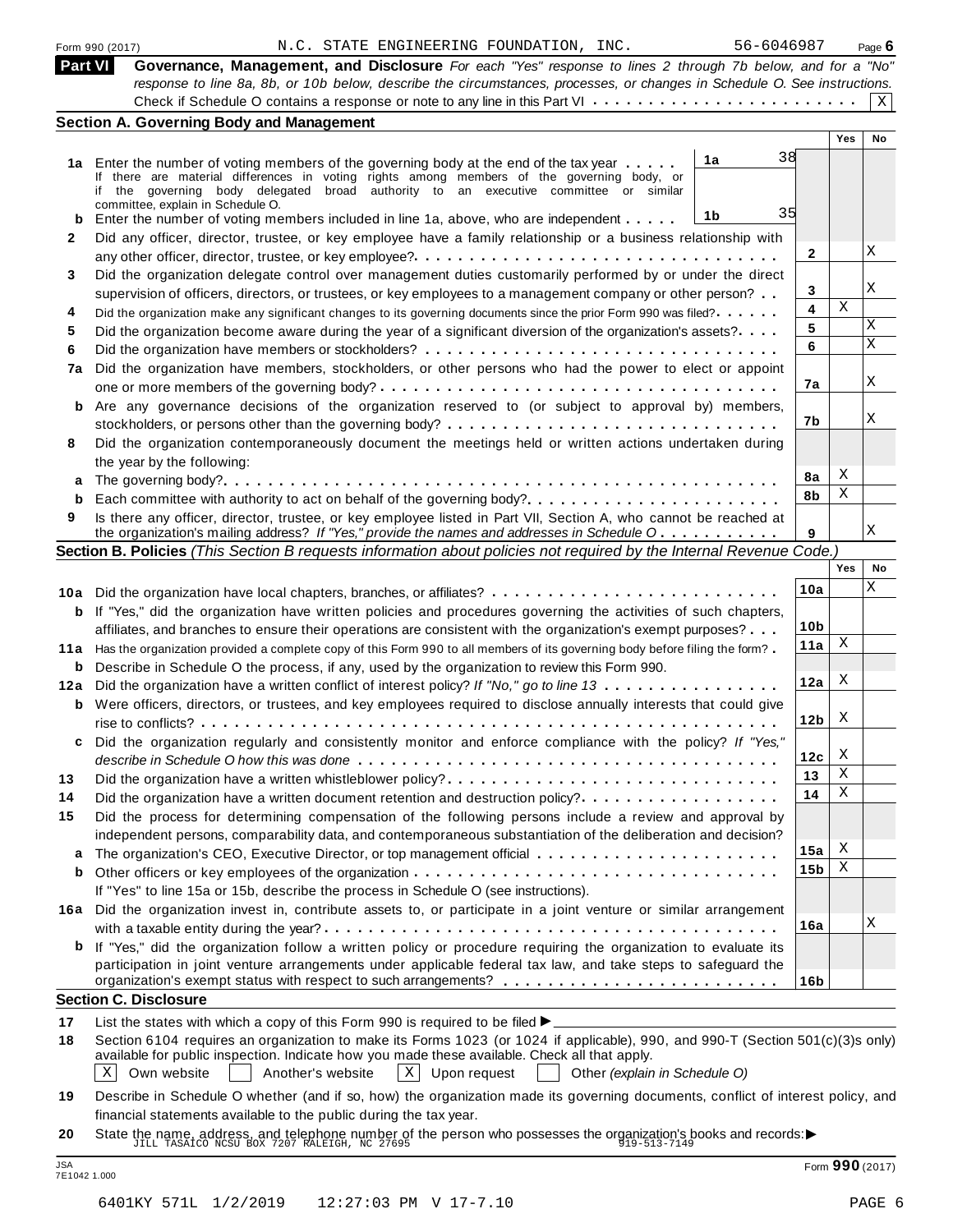Form 990 (2017) N.C. STATE ENGINEERING FOUNDATION, INC. 56-6046987 Page 6

## Part VI Governance, Management, and Disclosure

*For each "Yes" response to lines 2 through 7b below, and for a "No" response to line 8a, 8b, or 10b below, describe the circumstances, processes, or changes in Schedule O. See instructions.*

Check if Schedule O contains a response or note to any line in this Part VI . . . . . . . . . . . . . . . . . . . . . . . . [X]

### Section A. Governing Body and Management

| | | | | Yes | No |
|---|---|---|---|---|---|
| 1a | Enter the number of voting members of the governing body at the end of the tax year . . . . . If there are material differences in voting rights among members of the governing body, or if the governing body delegated broad authority to an executive committee or similar committee, explain in Schedule O. | 1a 38 | | | |
| b | Enter the number of voting members included in line 1a, above, who are independent . . . . . | 1b 35 | | | |
| 2 | Did any officer, director, trustee, or key employee have a family relationship or a business relationship with any other officer, director, trustee, or key employee? . . . . . | | 2 | | X |
| 3 | Did the organization delegate control over management duties customarily performed by or under the direct supervision of officers, directors, or trustees, or key employees to a management company or other person? . . | | 3 | | X |
| 4 | Did the organization make any significant changes to its governing documents since the prior Form 990 was filed? . . . . . | | 4 | X | |
| 5 | Did the organization become aware during the year of a significant diversion of the organization's assets? . . . . | | 5 | | X |
| 6 | Did the organization have members or stockholders? . . . . . | | 6 | | X |
| 7a | Did the organization have members, stockholders, or other persons who had the power to elect or appoint one or more members of the governing body? . . . . . | | 7a | | X |
| b | Are any governance decisions of the organization reserved to (or subject to approval by) members, stockholders, or persons other than the governing body? . . . . . | | 7b | | X |
| 8 | Did the organization contemporaneously document the meetings held or written actions undertaken during the year by the following: | | | | |
| a | The governing body? . . . . . | | 8a | X | |
| b | Each committee with authority to act on behalf of the governing body? . . . . . | | 8b | X | |
| 9 | Is there any officer, director, trustee, or key employee listed in Part VII, Section A, who cannot be reached at the organization's mailing address? *If "Yes," provide the names and addresses in Schedule O* . . . . . | | 9 | | X |

### Section B. Policies *(This Section B requests information about policies not required by the Internal Revenue Code.)*

| | | | Yes | No |
|---|---|---|---|---|
| 10a | Did the organization have local chapters, branches, or affiliates? . . . . . | 10a | | X |
| b | If "Yes," did the organization have written policies and procedures governing the activities of such chapters, affiliates, and branches to ensure their operations are consistent with the organization's exempt purposes? . . . | 10b | | |
| 11a | Has the organization provided a complete copy of this Form 990 to all members of its governing body before filing the form? . | 11a | X | |
| b | Describe in Schedule O the process, if any, used by the organization to review this Form 990. | | | |
| 12a | Did the organization have a written conflict of interest policy? *If "No," go to line 13* . . . . . | 12a | X | |
| b | Were officers, directors, or trustees, and key employees required to disclose annually interests that could give rise to conflicts? . . . . . | 12b | X | |
| c | Did the organization regularly and consistently monitor and enforce compliance with the policy? *If "Yes," describe in Schedule O how this was done* . . . . . | 12c | X | |
| 13 | Did the organization have a written whistleblower policy? . . . . . | 13 | X | |
| 14 | Did the organization have a written document retention and destruction policy? . . . . . | 14 | X | |
| 15 | Did the process for determining compensation of the following persons include a review and approval by independent persons, comparability data, and contemporaneous substantiation of the deliberation and decision? | | | |
| a | The organization's CEO, Executive Director, or top management official . . . . . | 15a | X | |
| b | Other officers or key employees of the organization . . . . . | 15b | X | |
| | If "Yes" to line 15a or 15b, describe the process in Schedule O (see instructions). | | | |
| 16a | Did the organization invest in, contribute assets to, or participate in a joint venture or similar arrangement with a taxable entity during the year? . . . . . | 16a | | X |
| b | If "Yes," did the organization follow a written policy or procedure requiring the organization to evaluate its participation in joint venture arrangements under applicable federal tax law, and take steps to safeguard the organization's exempt status with respect to such arrangements? . . . . . | 16b | | |

### Section C. Disclosure

17 List the states with which a copy of this Form 990 is required to be filed ►

18 Section 6104 requires an organization to make its Forms 1023 (or 1024 if applicable), 990, and 990-T (Section 501(c)(3)s only) available for public inspection. Indicate how you made these available. Check all that apply.

[X] Own website [ ] Another's website [X] Upon request [ ] Other *(explain in Schedule O)*

19 Describe in Schedule O whether (and if so, how) the organization made its governing documents, conflict of interest policy, and financial statements available to the public during the tax year.

20 State the name, address, and telephone number of the person who possesses the organization's books and records: ► JILL TASAICO NCSU BOX 7207 RALEIGH, NC 27695 919-513-7149

JSA 7E1042 1.000

Form **990** (2017)

6401KY 571L 1/2/2019 12:27:03 PM V 17-7.10 PAGE 6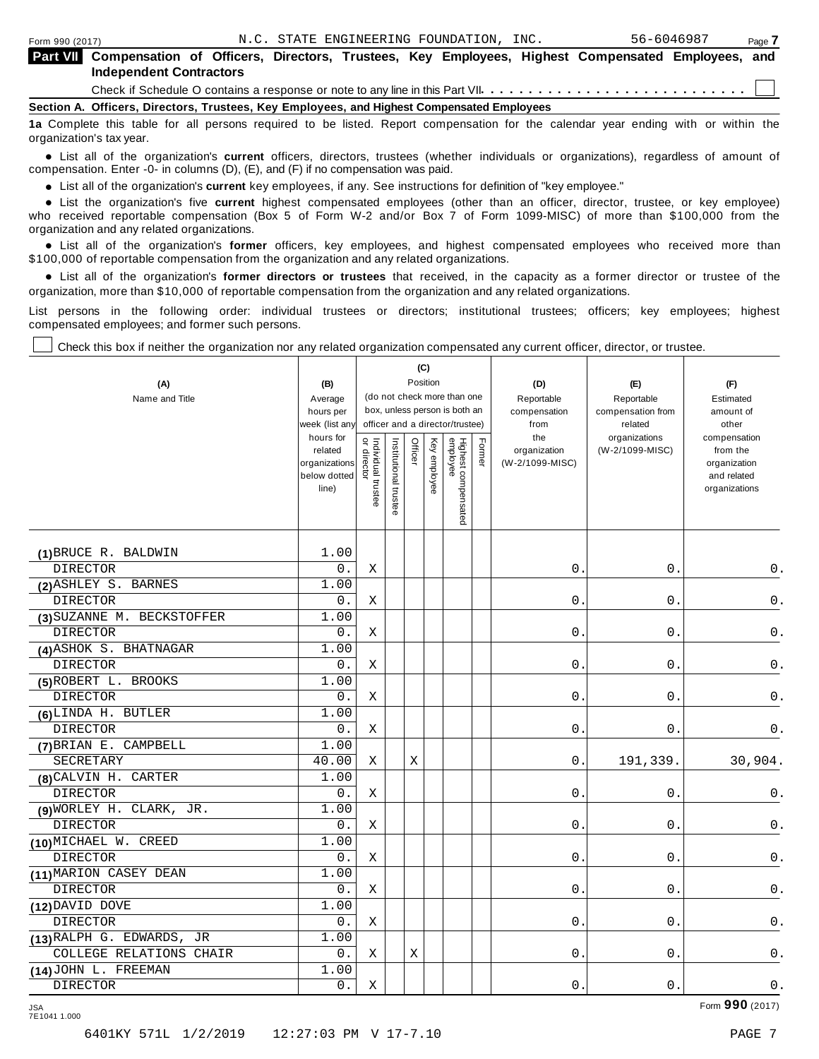Form 990 (2017) N.C. STATE ENGINEERING FOUNDATION, INC. 56-6046987 Page **7**

**Part VII Compensation of Officers, Directors, Trustees, Key Employees, Highest Compensated Employees, and Independent Contractors**

Check if Schedule O contains a response or note to any line in this Part VII . . . . . . . . . . . . . . . . . . . . . . . . . . ☐

**Section A. Officers, Directors, Trustees, Key Employees, and Highest Compensated Employees**

**1a** Complete this table for all persons required to be listed. Report compensation for the calendar year ending with or within the organization's tax year.

- List all of the organization's **current** officers, directors, trustees (whether individuals or organizations), regardless of amount of compensation. Enter -0- in columns (D), (E), and (F) if no compensation was paid.
- List all of the organization's **current** key employees, if any. See instructions for definition of "key employee."
- List the organization's five **current** highest compensated employees (other than an officer, director, trustee, or key employee) who received reportable compensation (Box 5 of Form W-2 and/or Box 7 of Form 1099-MISC) of more than $100,000 from the organization and any related organizations.
- List all of the organization's **former** officers, key employees, and highest compensated employees who received more than $100,000 of reportable compensation from the organization and any related organizations.
- List all of the organization's **former directors or trustees** that received, in the capacity as a former director or trustee of the organization, more than $10,000 of reportable compensation from the organization and any related organizations.

List persons in the following order: individual trustees or directors; institutional trustees; officers; key employees; highest compensated employees; and former such persons.

☐ Check this box if neither the organization nor any related organization compensated any current officer, director, or trustee.

| (A) Name and Title | (B) Average hours per week (list any hours for related organizations below dotted line) | (C) Position: Individual trustee or director | Institutional trustee | Officer | Key employee | Highest compensated employee | Former | (D) Reportable compensation from the organization (W-2/1099-MISC) | (E) Reportable compensation from related organizations (W-2/1099-MISC) | (F) Estimated amount of other compensation from the organization and related organizations |
|---|---|---|---|---|---|---|---|---|---|---|
| (1) BRUCE R. BALDWIN<br>DIRECTOR | 1.00<br>0. | X | | | | | | 0. | 0. | 0. |
| (2) ASHLEY S. BARNES<br>DIRECTOR | 1.00<br>0. | X | | | | | | 0. | 0. | 0. |
| (3) SUZANNE M. BECKSTOFFER<br>DIRECTOR | 1.00<br>0. | X | | | | | | 0. | 0. | 0. |
| (4) ASHOK S. BHATNAGAR<br>DIRECTOR | 1.00<br>0. | X | | | | | | 0. | 0. | 0. |
| (5) ROBERT L. BROOKS<br>DIRECTOR | 1.00<br>0. | X | | | | | | 0. | 0. | 0. |
| (6) LINDA H. BUTLER<br>DIRECTOR | 1.00<br>0. | X | | | | | | 0. | 0. | 0. |
| (7) BRIAN E. CAMPBELL<br>SECRETARY | 1.00<br>40.00 | X | | X | | | | 0. | 191,339. | 30,904. |
| (8) CALVIN H. CARTER<br>DIRECTOR | 1.00<br>0. | X | | | | | | 0. | 0. | 0. |
| (9) WORLEY H. CLARK, JR.<br>DIRECTOR | 1.00<br>0. | X | | | | | | 0. | 0. | 0. |
| (10) MICHAEL W. CREED<br>DIRECTOR | 1.00<br>0. | X | | | | | | 0. | 0. | 0. |
| (11) MARION CASEY DEAN<br>DIRECTOR | 1.00<br>0. | X | | | | | | 0. | 0. | 0. |
| (12) DAVID DOVE<br>DIRECTOR | 1.00<br>0. | X | | | | | | 0. | 0. | 0. |
| (13) RALPH G. EDWARDS, JR<br>COLLEGE RELATIONS CHAIR | 1.00<br>0. | X | | X | | | | 0. | 0. | 0. |
| (14) JOHN L. FREEMAN<br>DIRECTOR | 1.00<br>0. | X | | | | | | 0. | 0. | 0. |

JSA 7E1041 1.000 Form **990** (2017)

6401KY 571L 1/2/2019 12:27:03 PM V 17-7.10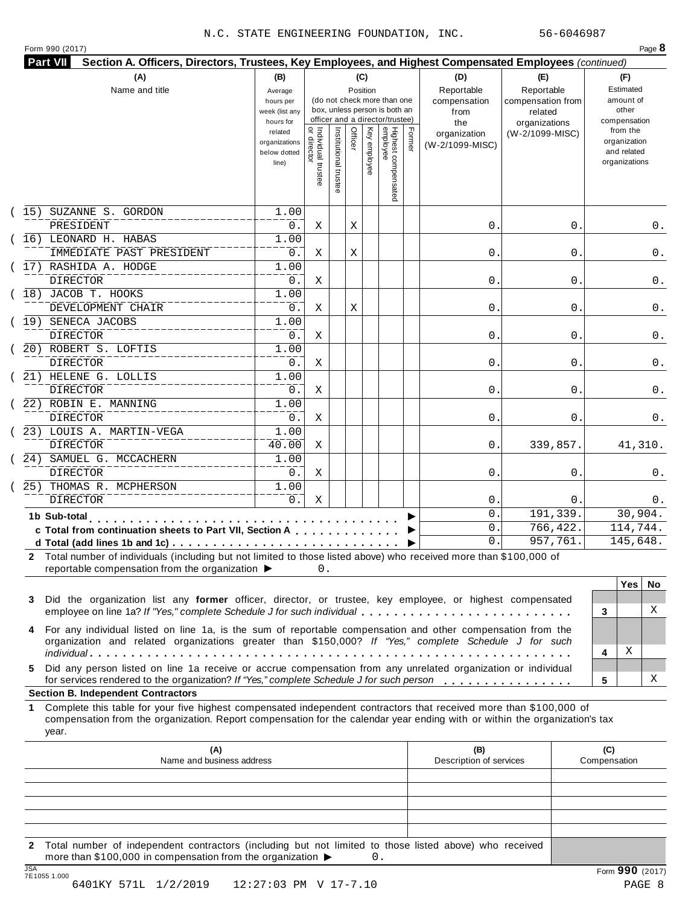N.C. STATE ENGINEERING FOUNDATION, INC. 56-6046987

Form 990 (2017) Page **8**

**Part VII Section A. Officers, Directors, Trustees, Key Employees, and Highest Compensated Employees** *(continued)*

| (A) Name and title | (B) Average hours per week (list any hours for related organizations below dotted line) | (C) Position: Individual trustee or director | Institutional trustee | Officer | Key employee | Highest compensated employee | Former | (D) Reportable compensation from the organization (W-2/1099-MISC) | (E) Reportable compensation from related organizations (W-2/1099-MISC) | (F) Estimated amount of other compensation from the organization and related organizations |
|---|---|---|---|---|---|---|---|---|---|---|
| (15) SUZANNE S. GORDON<br>PRESIDENT | 1.00<br>0. | X | | X | | | | 0. | 0. | 0. |
| (16) LEONARD H. HABAS<br>IMMEDIATE PAST PRESIDENT | 1.00<br>0. | X | | X | | | | 0. | 0. | 0. |
| (17) RASHIDA A. HODGE<br>DIRECTOR | 1.00<br>0. | X | | | | | | 0. | 0. | 0. |
| (18) JACOB T. HOOKS<br>DEVELOPMENT CHAIR | 1.00<br>0. | X | | X | | | | 0. | 0. | 0. |
| (19) SENECA JACOBS<br>DIRECTOR | 1.00<br>0. | X | | | | | | 0. | 0. | 0. |
| (20) ROBERT S. LOFTIS<br>DIRECTOR | 1.00<br>0. | X | | | | | | 0. | 0. | 0. |
| (21) HELENE G. LOLLIS<br>DIRECTOR | 1.00<br>0. | X | | | | | | 0. | 0. | 0. |
| (22) ROBIN E. MANNING<br>DIRECTOR | 1.00<br>0. | X | | | | | | 0. | 0. | 0. |
| (23) LOUIS A. MARTIN-VEGA<br>DIRECTOR | 1.00<br>40.00 | X | | | | | | 0. | 339,857. | 41,310. |
| (24) SAMUEL G. MCCACHERN<br>DIRECTOR | 1.00<br>0. | X | | | | | | 0. | 0. | 0. |
| (25) THOMAS R. MCPHERSON<br>DIRECTOR | 1.00<br>0. | X | | | | | | 0. | 0. | 0. |
| **1b Sub-total** | | | | | | | | 0. | 191,339. | 30,904. |
| **c Total from continuation sheets to Part VII, Section A** | | | | | | | | 0. | 766,422. | 114,744. |
| **d Total (add lines 1b and 1c)** | | | | | | | | 0. | 957,761. | 145,648. |

**2** Total number of individuals (including but not limited to those listed above) who received more than $100,000 of reportable compensation from the organization ▶ 0.

| | | Yes | No |
|---|---|---|---|
| **3** Did the organization list any **former** officer, director, or trustee, key employee, or highest compensated employee on line 1a? *If "Yes," complete Schedule J for such individual* | 3 | | X |
| **4** For any individual listed on line 1a, is the sum of reportable compensation and other compensation from the organization and related organizations greater than $150,000? *If "Yes," complete Schedule J for such individual* | 4 | X | |
| **5** Did any person listed on line 1a receive or accrue compensation from any unrelated organization or individual for services rendered to the organization? *If "Yes," complete Schedule J for such person* | 5 | | X |

**Section B. Independent Contractors**

**1** Complete this table for your five highest compensated independent contractors that received more than $100,000 of compensation from the organization. Report compensation for the calendar year ending with or within the organization's tax year.

| (A) Name and business address | (B) Description of services | (C) Compensation |
|---|---|---|
| | | |
| | | |
| | | |
| | | |
| | | |

**2** Total number of independent contractors (including but not limited to those listed above) who received more than $100,000 in compensation from the organization ▶ 0.

Form **990** (2017)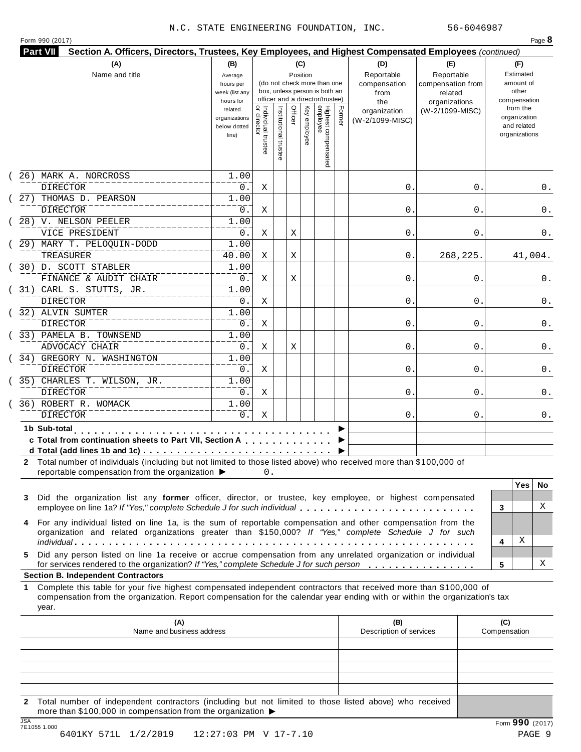N.C. STATE ENGINEERING FOUNDATION, INC. 56-6046987

Form 990 (2017)

**Part VII** **Section A. Officers, Directors, Trustees, Key Employees, and Highest Compensated Employees** *(continued)*

| (A) Name and title | (B) Average hours per week (list any hours for related organizations below dotted line) | (C) Position: Individual trustee or director | Institutional trustee | Officer | Key employee | Highest compensated employee | Former | (D) Reportable compensation from the organization (W-2/1099-MISC) | (E) Reportable compensation from related organizations (W-2/1099-MISC) | (F) Estimated amount of other compensation from the organization and related organizations |
|---|---|---|---|---|---|---|---|---|---|---|
| (26) MARK A. NORCROSS<br>DIRECTOR | 1.00<br>0. | X | | | | | | 0. | 0. | 0. |
| (27) THOMAS D. PEARSON<br>DIRECTOR | 1.00<br>0. | X | | | | | | 0. | 0. | 0. |
| (28) V. NELSON PEELER<br>VICE PRESIDENT | 1.00<br>0. | X | | X | | | | 0. | 0. | 0. |
| (29) MARY T. PELOQUIN-DODD<br>TREASURER | 1.00<br>40.00 | X | | X | | | | 0. | 268,225. | 41,004. |
| (30) D. SCOTT STABLER<br>FINANCE & AUDIT CHAIR | 1.00<br>0. | X | | X | | | | 0. | 0. | 0. |
| (31) CARL S. STUTTS, JR.<br>DIRECTOR | 1.00<br>0. | X | | | | | | 0. | 0. | 0. |
| (32) ALVIN SUMTER<br>DIRECTOR | 1.00<br>0. | X | | | | | | 0. | 0. | 0. |
| (33) PAMELA B. TOWNSEND<br>ADVOCACY CHAIR | 1.00<br>0. | X | | X | | | | 0. | 0. | 0. |
| (34) GREGORY N. WASHINGTON<br>DIRECTOR | 1.00<br>0. | X | | | | | | 0. | 0. | 0. |
| (35) CHARLES T. WILSON, JR.<br>DIRECTOR | 1.00<br>0. | X | | | | | | 0. | 0. | 0. |
| (36) ROBERT R. WOMACK<br>DIRECTOR | 1.00<br>0. | X | | | | | | 0. | 0. | 0. |
| **1b Sub-total** | | | | | | | | | | |
| **c Total from continuation sheets to Part VII, Section A** | | | | | | | | | | |
| **d Total (add lines 1b and 1c)** | | | | | | | | | | |

**2** Total number of individuals (including but not limited to those listed above) who received more than $100,000 of reportable compensation from the organization ▶ 0.

| | | Yes | No |
|---|---|---|---|
| **3** Did the organization list any **former** officer, director, or trustee, key employee, or highest compensated employee on line 1a? *If "Yes," complete Schedule J for such individual* | 3 | | X |
| **4** For any individual listed on line 1a, is the sum of reportable compensation and other compensation from the organization and related organizations greater than $150,000? *If "Yes," complete Schedule J for such individual* | 4 | X | |
| **5** Did any person listed on line 1a receive or accrue compensation from any unrelated organization or individual for services rendered to the organization? *If "Yes," complete Schedule J for such person* | 5 | | X |

**Section B. Independent Contractors**

**1** Complete this table for your five highest compensated independent contractors that received more than $100,000 of compensation from the organization. Report compensation for the calendar year ending with or within the organization's tax year.

| (A) Name and business address | (B) Description of services | (C) Compensation |
|---|---|---|
| | | |
| | | |
| | | |
| | | |
| | | |

**2** Total number of independent contractors (including but not limited to those listed above) who received more than $100,000 in compensation from the organization ▶

Form **990** (2017)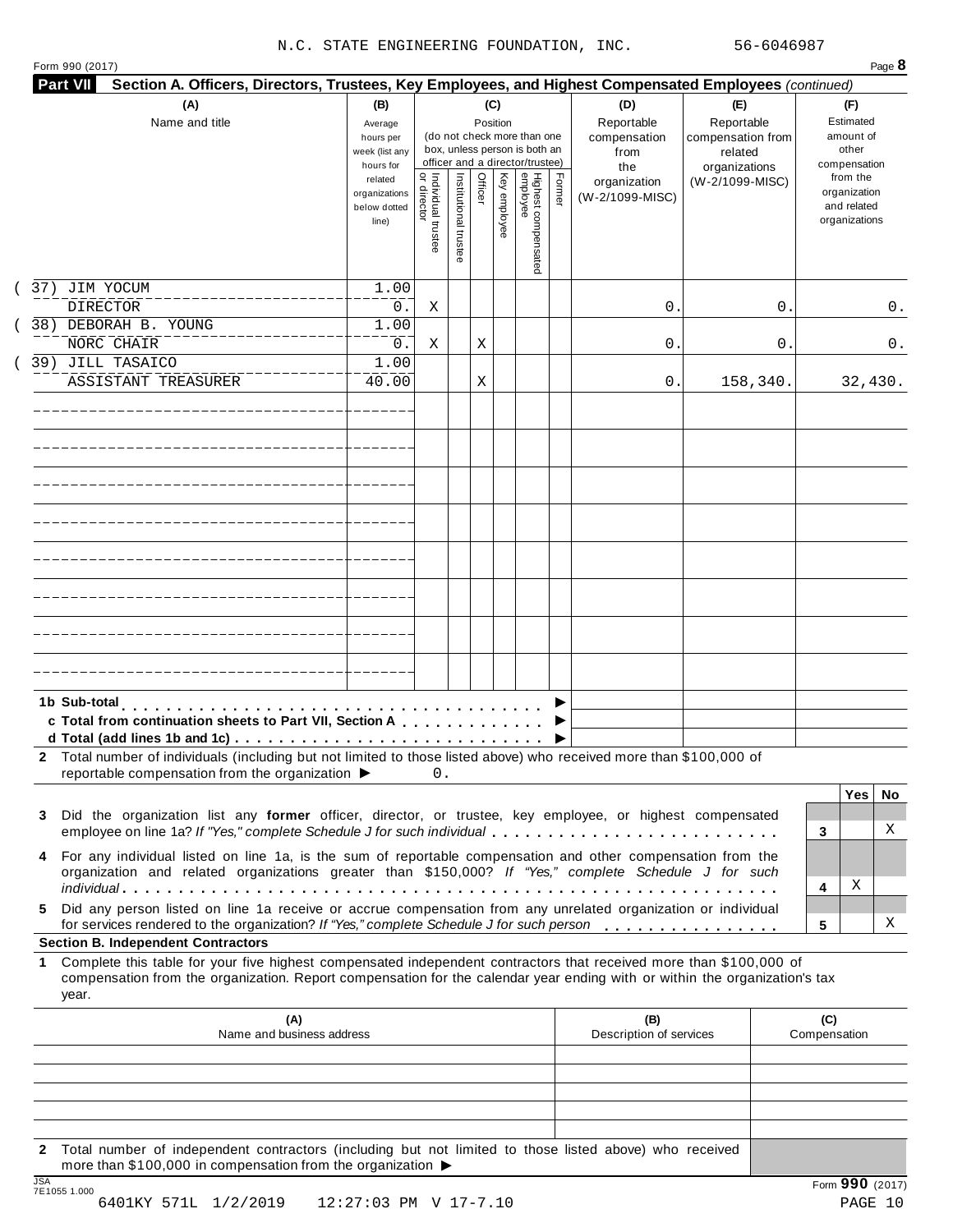N.C. STATE ENGINEERING FOUNDATION, INC. 56-6046987

Form 990 (2017) Page **8**

**Part VII Section A. Officers, Directors, Trustees, Key Employees, and Highest Compensated Employees** *(continued)*

| (A) Name and title | (B) Average hours per week (list any hours for related organizations below dotted line) | (C) Position: Individual trustee or director | Institutional trustee | Officer | Key employee | Highest compensated employee | Former | (D) Reportable compensation from the organization (W-2/1099-MISC) | (E) Reportable compensation from related organizations (W-2/1099-MISC) | (F) Estimated amount of other compensation from the organization and related organizations |
|---|---|---|---|---|---|---|---|---|---|---|
| (37) JIM YOCUM<br>DIRECTOR | 1.00<br>0. | X | | | | | | 0. | 0. | 0. |
| (38) DEBORAH B. YOUNG<br>NORC CHAIR | 1.00<br>0. | X | | X | | | | 0. | 0. | 0. |
| (39) JILL TASAICO<br>ASSISTANT TREASURER | 1.00<br>40.00 | | | X | | | | 0. | 158,340. | 32,430. |
| | | | | | | | | | | |
| | | | | | | | | | | |
| | | | | | | | | | | |
| | | | | | | | | | | |
| | | | | | | | | | | |
| | | | | | | | | | | |
| | | | | | | | | | | |
| | | | | | | | | | | |

**1b Sub-total** ▶

**c Total from continuation sheets to Part VII, Section A** ▶

**d Total (add lines 1b and 1c)** ▶

**2** Total number of individuals (including but not limited to those listed above) who received more than $100,000 of reportable compensation from the organization ▶ 0.

| | | Yes | No |
|---|---|---|---|
| **3** Did the organization list any **former** officer, director, or trustee, key employee, or highest compensated employee on line 1a? *If "Yes," complete Schedule J for such individual* | 3 | | X |
| **4** For any individual listed on line 1a, is the sum of reportable compensation and other compensation from the organization and related organizations greater than $150,000? *If "Yes," complete Schedule J for such individual* | 4 | X | |
| **5** Did any person listed on line 1a receive or accrue compensation from any unrelated organization or individual for services rendered to the organization? *If "Yes," complete Schedule J for such person* | 5 | | X |

**Section B. Independent Contractors**

**1** Complete this table for your five highest compensated independent contractors that received more than $100,000 of compensation from the organization. Report compensation for the calendar year ending with or within the organization's tax year.

| (A) Name and business address | (B) Description of services | (C) Compensation |
|---|---|---|
| | | |
| | | |
| | | |
| | | |
| | | |

**2** Total number of independent contractors (including but not limited to those listed above) who received more than $100,000 in compensation from the organization ▶

JSA 7E1055 1.000

Form **990** (2017)

6401KY 571L 1/2/2019 12:27:03 PM V 17-7.10 PAGE 10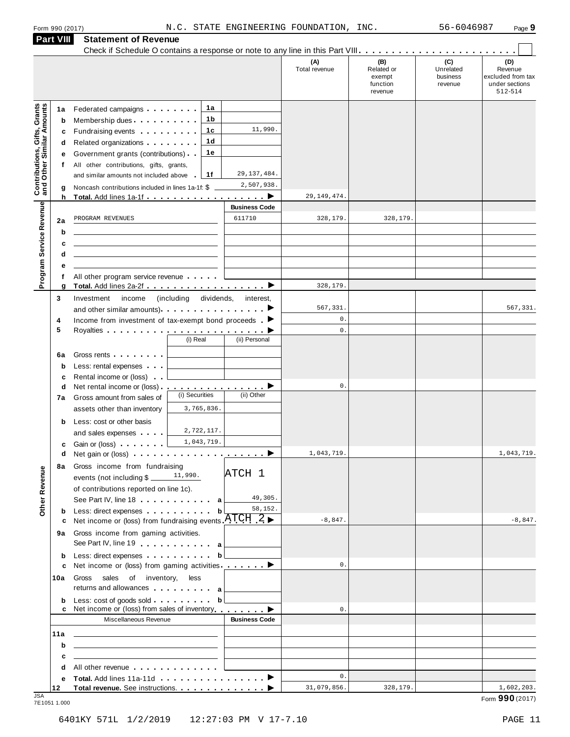Form 990 (2017) N.C. STATE ENGINEERING FOUNDATION, INC. 56-6046987 Page **9**

## Part VIII Statement of Revenue

Check if Schedule O contains a response or note to any line in this Part VIII. . . . . . . . . . . . . . . . . . . . . . . . ☐

| | | | | (A) Total revenue | (B) Related or exempt function revenue | (C) Unrelated business revenue | (D) Revenue excluded from tax under sections 512-514 |
|---|---|---|---|---|---|---|---|
| **Contributions, Gifts, Grants and Other Similar Amounts** | 1a Federated campaigns | 1a | | | | | |
| | b Membership dues | 1b | | | | | |
| | c Fundraising events | 1c | 11,990. | | | | |
| | d Related organizations | 1d | | | | | |
| | e Government grants (contributions) | 1e | | | | | |
| | f All other contributions, gifts, grants, and similar amounts not included above | 1f | 29,137,484. | | | | |
| | g Noncash contributions included in lines 1a-1f: $ | | 2,507,938. | | | | |
| | h **Total.** Add lines 1a-1f ▶ | | | 29,149,474. | | | |
| **Program Service Revenue** | | | **Business Code** | | | | |
| | 2a PROGRAM REVENUES | | 611710 | 328,179. | 328,179. | | |
| | b | | | | | | |
| | c | | | | | | |
| | d | | | | | | |
| | e | | | | | | |
| | f All other program service revenue | | | | | | |
| | g **Total.** Add lines 2a-2f ▶ | | | 328,179. | | | |
| **Other Revenue** | 3 Investment income (including dividends, interest, and other similar amounts) ▶ | | | 567,331. | | | 567,331. |
| | 4 Income from investment of tax-exempt bond proceeds ▶ | | | 0. | | | |
| | 5 Royalties ▶ | | | 0. | | | |
| | | (i) Real | (ii) Personal | | | | |
| | 6a Gross rents | | | | | | |
| | b Less: rental expenses | | | | | | |
| | c Rental income or (loss) | | | | | | |
| | d Net rental income or (loss) ▶ | | | 0. | | | |
| | 7a Gross amount from sales of assets other than inventory | (i) Securities 3,765,836. | (ii) Other | | | | |
| | b Less: cost or other basis and sales expenses | 2,722,117. | | | | | |
| | c Gain or (loss) | 1,043,719. | | | | | |
| | d Net gain or (loss) ▶ | | | 1,043,719. | | | 1,043,719. |
| | 8a Gross income from fundraising events (not including $ 11,990. of contributions reported on line 1c). See Part IV, line 18 | a | ATCH 1 49,305. | | | | |
| | b Less: direct expenses | b | 58,152. | | | | |
| | c Net income or (loss) from fundraising events ATCH 2 ▶ | | | -8,847. | | | -8,847. |
| | 9a Gross income from gaming activities. See Part IV, line 19 | a | | | | | |
| | b Less: direct expenses | b | | | | | |
| | c Net income or (loss) from gaming activities ▶ | | | 0. | | | |
| | 10a Gross sales of inventory, less returns and allowances | a | | | | | |
| | b Less: cost of goods sold | b | | | | | |
| | c Net income or (loss) from sales of inventory ▶ | | | 0. | | | |
| | Miscellaneous Revenue | | **Business Code** | | | | |
| | 11a | | | | | | |
| | b | | | | | | |
| | c | | | | | | |
| | d All other revenue | | | | | | |
| | e **Total.** Add lines 11a-11d ▶ | | | 0. | | | |
| | 12 **Total revenue.** See instructions. ▶ | | | 31,079,856. | 328,179. | | 1,602,203. |

JSA 7E1051 1.000 Form **990** (2017)

6401KY 571L 1/2/2019 12:27:03 PM V 17-7.10 PAGE 11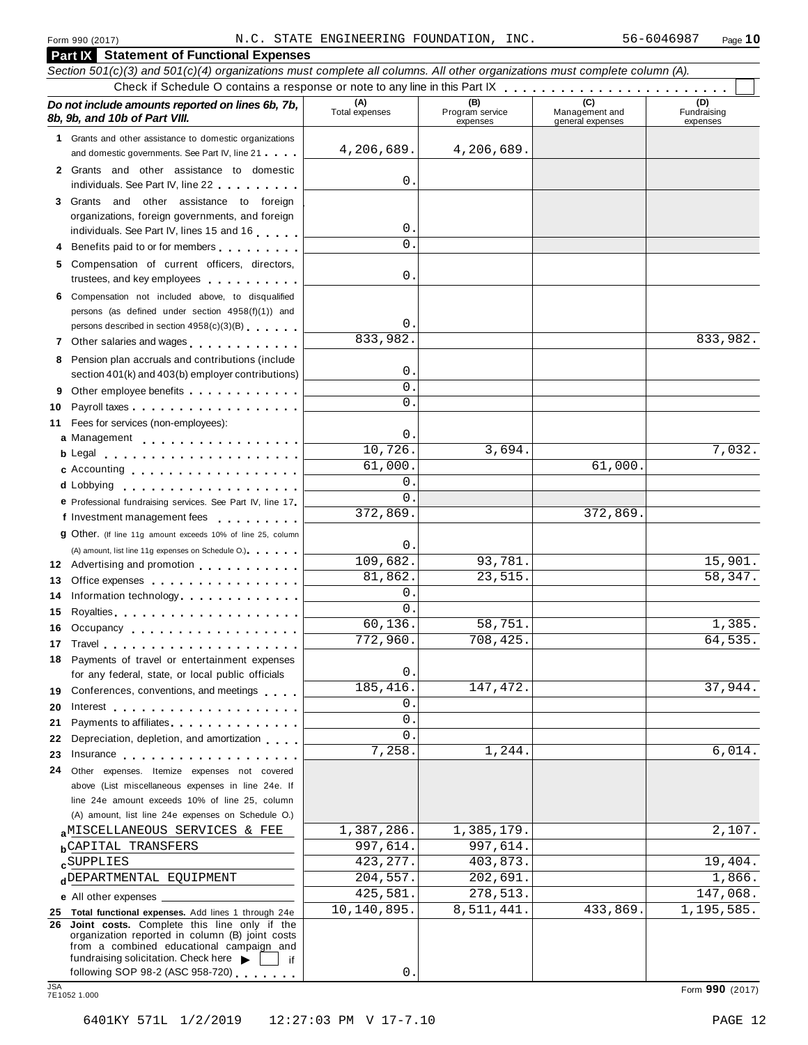Form 990 (2017) N.C. STATE ENGINEERING FOUNDATION, INC. 56-6046987 Page **10**

## Part IX Statement of Functional Expenses

*Section 501(c)(3) and 501(c)(4) organizations must complete all columns. All other organizations must complete column (A).*

Check if Schedule O contains a response or note to any line in this Part IX . . . . . . . . . . . . . . . . . . . . . . . ☐

| *Do not include amounts reported on lines 6b, 7b, 8b, 9b, and 10b of Part VIII.* | (A) Total expenses | (B) Program service expenses | (C) Management and general expenses | (D) Fundraising expenses |
|---|---|---|---|---|
| **1** Grants and other assistance to domestic organizations and domestic governments. See Part IV, line 21 | 4,206,689. | 4,206,689. | | |
| **2** Grants and other assistance to domestic individuals. See Part IV, line 22 | 0. | | | |
| **3** Grants and other assistance to foreign organizations, foreign governments, and foreign individuals. See Part IV, lines 15 and 16 | 0. | | | |
| **4** Benefits paid to or for members | 0. | | | |
| **5** Compensation of current officers, directors, trustees, and key employees | 0. | | | |
| **6** Compensation not included above, to disqualified persons (as defined under section 4958(f)(1)) and persons described in section 4958(c)(3)(B) | 0. | | | |
| **7** Other salaries and wages | 833,982. | | | 833,982. |
| **8** Pension plan accruals and contributions (include section 401(k) and 403(b) employer contributions) | 0. | | | |
| **9** Other employee benefits | 0. | | | |
| **10** Payroll taxes | 0. | | | |
| **11** Fees for services (non-employees): | | | | |
| **a** Management | 0. | | | |
| **b** Legal | 10,726. | 3,694. | | 7,032. |
| **c** Accounting | 61,000. | | 61,000. | |
| **d** Lobbying | 0. | | | |
| **e** Professional fundraising services. See Part IV, line 17 | 0. | | | |
| **f** Investment management fees | 372,869. | | 372,869. | |
| **g** Other. (If line 11g amount exceeds 10% of line 25, column (A) amount, list line 11g expenses on Schedule O.) | 0. | | | |
| **12** Advertising and promotion | 109,682. | 93,781. | | 15,901. |
| **13** Office expenses | 81,862. | 23,515. | | 58,347. |
| **14** Information technology | 0. | | | |
| **15** Royalties | 0. | | | |
| **16** Occupancy | 60,136. | 58,751. | | 1,385. |
| **17** Travel | 772,960. | 708,425. | | 64,535. |
| **18** Payments of travel or entertainment expenses for any federal, state, or local public officials | 0. | | | |
| **19** Conferences, conventions, and meetings | 185,416. | 147,472. | | 37,944. |
| **20** Interest | 0. | | | |
| **21** Payments to affiliates | 0. | | | |
| **22** Depreciation, depletion, and amortization | 0. | | | |
| **23** Insurance | 7,258. | 1,244. | | 6,014. |
| **24** Other expenses. Itemize expenses not covered above (List miscellaneous expenses in line 24e. If line 24e amount exceeds 10% of line 25, column (A) amount, list line 24e expenses on Schedule O.) | | | | |
| **a** MISCELLANEOUS SERVICES & FEE | 1,387,286. | 1,385,179. | | 2,107. |
| **b** CAPITAL TRANSFERS | 997,614. | 997,614. | | |
| **c** SUPPLIES | 423,277. | 403,873. | | 19,404. |
| **d** DEPARTMENTAL EQUIPMENT | 204,557. | 202,691. | | 1,866. |
| **e** All other expenses | 425,581. | 278,513. | | 147,068. |
| **25 Total functional expenses.** Add lines 1 through 24e | 10,140,895. | 8,511,441. | 433,869. | 1,195,585. |
| **26 Joint costs.** Complete this line only if the organization reported in column (B) joint costs from a combined educational campaign and fundraising solicitation. Check here ▶ ☐ if following SOP 98-2 (ASC 958-720) | 0. | | | |

JSA 7E1052 1.000 Form **990** (2017)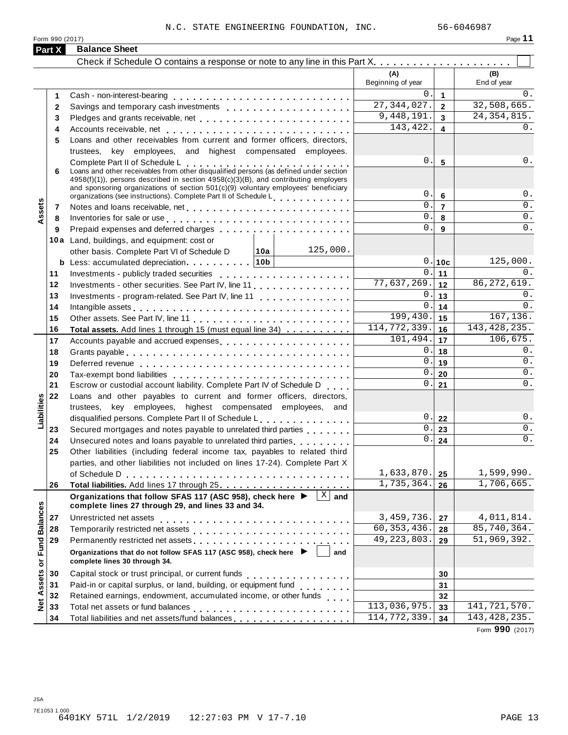N.C. STATE ENGINEERING FOUNDATION, INC. 56-6046987

Form 990 (2017)

## Part X Balance Sheet

Check if Schedule O contains a response or note to any line in this Part X . . . . . . . . . . . . . . . . . . . . ☐

| | | | | (A) Beginning of year | | (B) End of year |
|---|---|---|---|---|---|---|
| **Assets** | 1 | Cash - non-interest-bearing | | 0. | 1 | 0. |
| | 2 | Savings and temporary cash investments | | 27,344,027. | 2 | 32,508,665. |
| | 3 | Pledges and grants receivable, net | | 9,448,191. | 3 | 24,354,815. |
| | 4 | Accounts receivable, net | | 143,422. | 4 | 0. |
| | 5 | Loans and other receivables from current and former officers, directors, trustees, key employees, and highest compensated employees. Complete Part II of Schedule L | | 0. | 5 | 0. |
| | 6 | Loans and other receivables from other disqualified persons (as defined under section 4958(f)(1)), persons described in section 4958(c)(3)(B), and contributing employers and sponsoring organizations of section 501(c)(9) voluntary employees' beneficiary organizations (see instructions). Complete Part II of Schedule L | | 0. | 6 | 0. |
| | 7 | Notes and loans receivable, net | | 0. | 7 | 0. |
| | 8 | Inventories for sale or use | | 0. | 8 | 0. |
| | 9 | Prepaid expenses and deferred charges | | 0. | 9 | 0. |
| | 10a | Land, buildings, and equipment: cost or other basis. Complete Part VI of Schedule D | 10a 125,000. | | | |
| | b | Less: accumulated depreciation | 10b | 0. | 10c | 125,000. |
| | 11 | Investments - publicly traded securities | | 0. | 11 | 0. |
| | 12 | Investments - other securities. See Part IV, line 11 | | 77,637,269. | 12 | 86,272,619. |
| | 13 | Investments - program-related. See Part IV, line 11 | | 0. | 13 | 0. |
| | 14 | Intangible assets | | 0. | 14 | 0. |
| | 15 | Other assets. See Part IV, line 11 | | 199,430. | 15 | 167,136. |
| | 16 | **Total assets.** Add lines 1 through 15 (must equal line 34) | | 114,772,339. | 16 | 143,428,235. |
| **Liabilities** | 17 | Accounts payable and accrued expenses | | 101,494. | 17 | 106,675. |
| | 18 | Grants payable | | 0. | 18 | 0. |
| | 19 | Deferred revenue | | 0. | 19 | 0. |
| | 20 | Tax-exempt bond liabilities | | 0. | 20 | 0. |
| | 21 | Escrow or custodial account liability. Complete Part IV of Schedule D | | 0. | 21 | 0. |
| | 22 | Loans and other payables to current and former officers, directors, trustees, key employees, highest compensated employees, and disqualified persons. Complete Part II of Schedule L | | 0. | 22 | 0. |
| | 23 | Secured mortgages and notes payable to unrelated third parties | | 0. | 23 | 0. |
| | 24 | Unsecured notes and loans payable to unrelated third parties | | 0. | 24 | 0. |
| | 25 | Other liabilities (including federal income tax, payables to related third parties, and other liabilities not included on lines 17-24). Complete Part X of Schedule D | | 1,633,870. | 25 | 1,599,990. |
| | 26 | **Total liabilities.** Add lines 17 through 25 | | 1,735,364. | 26 | 1,706,665. |
| **Net Assets or Fund Balances** | | **Organizations that follow SFAS 117 (ASC 958), check here ▶ ☒ and complete lines 27 through 29, and lines 33 and 34.** | | | | |
| | 27 | Unrestricted net assets | | 3,459,736. | 27 | 4,011,814. |
| | 28 | Temporarily restricted net assets | | 60,353,436. | 28 | 85,740,364. |
| | 29 | Permanently restricted net assets | | 49,223,803. | 29 | 51,969,392. |
| | | **Organizations that do not follow SFAS 117 (ASC 958), check here ▶ ☐ and complete lines 30 through 34.** | | | | |
| | 30 | Capital stock or trust principal, or current funds | | | 30 | |
| | 31 | Paid-in or capital surplus, or land, building, or equipment fund | | | 31 | |
| | 32 | Retained earnings, endowment, accumulated income, or other funds | | | 32 | |
| | 33 | Total net assets or fund balances | | 113,036,975. | 33 | 141,721,570. |
| | 34 | Total liabilities and net assets/fund balances | | 114,772,339. | 34 | 143,428,235. |

Form **990** (2017)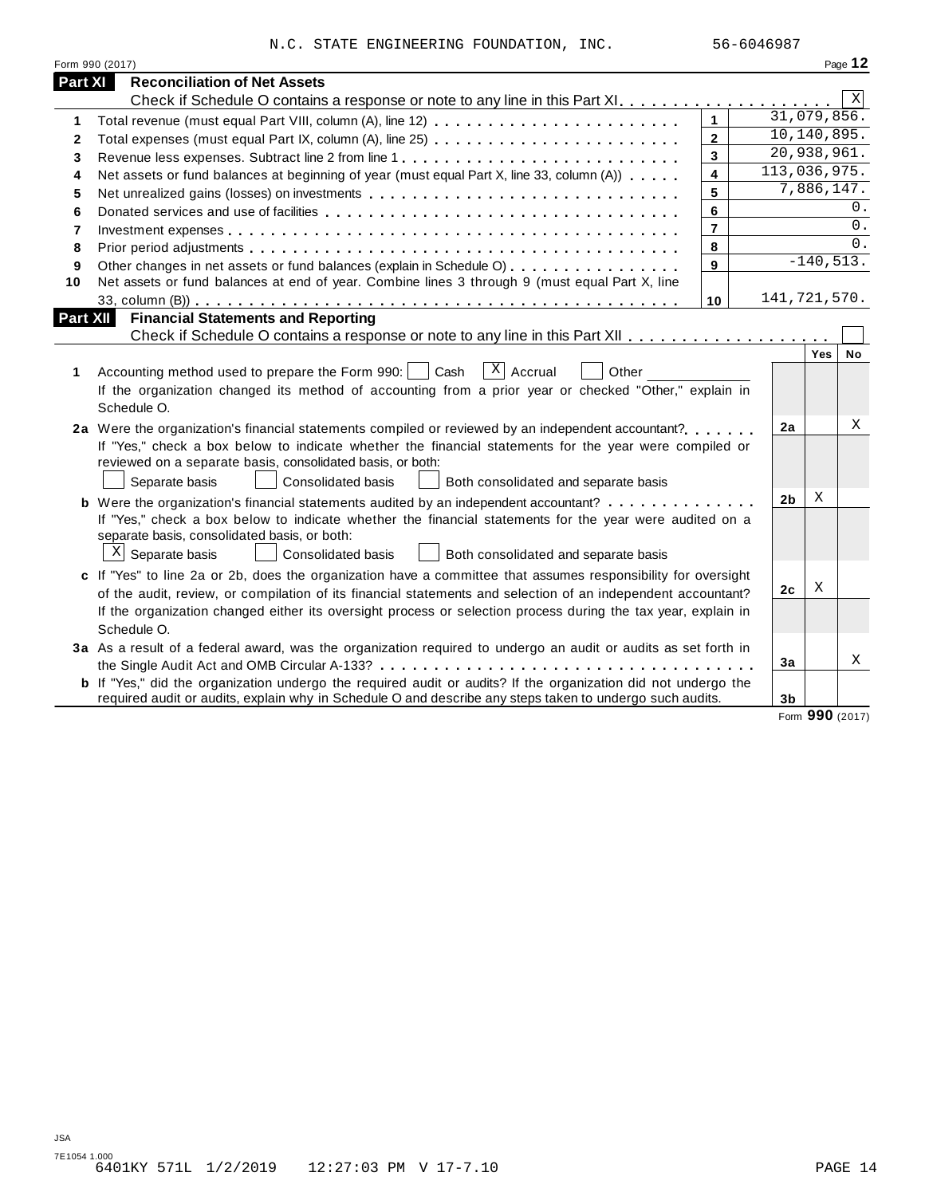N.C. STATE ENGINEERING FOUNDATION, INC. 56-6046987

Form 990 (2017)

## Part XI Reconciliation of Net Assets

Check if Schedule O contains a response or note to any line in this Part XI . . . . . . . . . . . . . . . . . . . . [X]

| | | | |
|---|---|---|---|
| 1 | Total revenue (must equal Part VIII, column (A), line 12) | 1 | 31,079,856. |
| 2 | Total expenses (must equal Part IX, column (A), line 25) | 2 | 10,140,895. |
| 3 | Revenue less expenses. Subtract line 2 from line 1 | 3 | 20,938,961. |
| 4 | Net assets or fund balances at beginning of year (must equal Part X, line 33, column (A)) | 4 | 113,036,975. |
| 5 | Net unrealized gains (losses) on investments | 5 | 7,886,147. |
| 6 | Donated services and use of facilities | 6 | 0. |
| 7 | Investment expenses | 7 | 0. |
| 8 | Prior period adjustments | 8 | 0. |
| 9 | Other changes in net assets or fund balances (explain in Schedule O) | 9 | -140,513. |
| 10 | Net assets or fund balances at end of year. Combine lines 3 through 9 (must equal Part X, line 33, column (B)) | 10 | 141,721,570. |

## Part XII Financial Statements and Reporting

Check if Schedule O contains a response or note to any line in this Part XII . . . . . . . . . . . . . . . . . . [ ]

| | | | Yes | No |
|---|---|---|---|---|
| 1 | Accounting method used to prepare the Form 990: [ ] Cash [X] Accrual [ ] Other ________<br>If the organization changed its method of accounting from a prior year or checked "Other," explain in Schedule O. | | | |
| 2a | Were the organization's financial statements compiled or reviewed by an independent accountant?<br>If "Yes," check a box below to indicate whether the financial statements for the year were compiled or reviewed on a separate basis, consolidated basis, or both:<br>[ ] Separate basis [ ] Consolidated basis [ ] Both consolidated and separate basis | 2a | | X |
| b | Were the organization's financial statements audited by an independent accountant?<br>If "Yes," check a box below to indicate whether the financial statements for the year were audited on a separate basis, consolidated basis, or both:<br>[X] Separate basis [ ] Consolidated basis [ ] Both consolidated and separate basis | 2b | X | |
| c | If "Yes" to line 2a or 2b, does the organization have a committee that assumes responsibility for oversight of the audit, review, or compilation of its financial statements and selection of an independent accountant?<br>If the organization changed either its oversight process or selection process during the tax year, explain in Schedule O. | 2c | X | |
| 3a | As a result of a federal award, was the organization required to undergo an audit or audits as set forth in the Single Audit Act and OMB Circular A-133? | 3a | | X |
| b | If "Yes," did the organization undergo the required audit or audits? If the organization did not undergo the required audit or audits, explain why in Schedule O and describe any steps taken to undergo such audits. | 3b | | |

Form **990** (2017)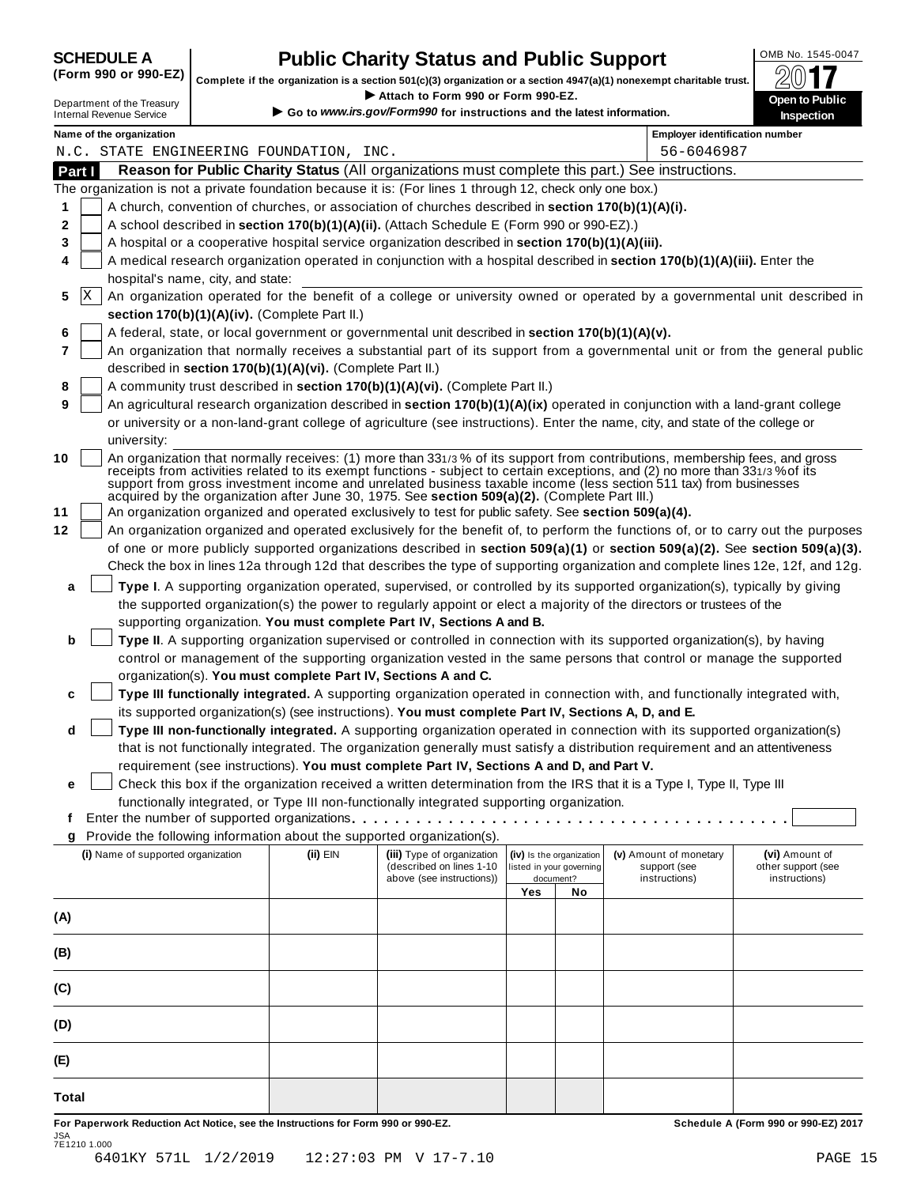**SCHEDULE A (Form 990 or 990-EZ)**

Department of the Treasury
Internal Revenue Service

# Public Charity Status and Public Support

**Complete if the organization is a section 501(c)(3) organization or a section 4947(a)(1) nonexempt charitable trust.**

▶ **Attach to Form 990 or Form 990-EZ.**

▶ **Go to *www.irs.gov/Form990* for instructions and the latest information.**

OMB No. 1545-0047

**2017**

**Open to Public Inspection**

**Name of the organization**
N.C. STATE ENGINEERING FOUNDATION, INC.

**Employer identification number**
56-6046987

## Part I Reason for Public Charity Status (All organizations must complete this part.) See instructions.

The organization is not a private foundation because it is: (For lines 1 through 12, check only one box.)

1 [ ] A church, convention of churches, or association of churches described in **section 170(b)(1)(A)(i).**

2 [ ] A school described in **section 170(b)(1)(A)(ii).** (Attach Schedule E (Form 990 or 990-EZ).)

3 [ ] A hospital or a cooperative hospital service organization described in **section 170(b)(1)(A)(iii).**

4 [ ] A medical research organization operated in conjunction with a hospital described in **section 170(b)(1)(A)(iii).** Enter the hospital's name, city, and state:

5 [X] An organization operated for the benefit of a college or university owned or operated by a governmental unit described in **section 170(b)(1)(A)(iv).** (Complete Part II.)

6 [ ] A federal, state, or local government or governmental unit described in **section 170(b)(1)(A)(v).**

7 [ ] An organization that normally receives a substantial part of its support from a governmental unit or from the general public described in **section 170(b)(1)(A)(vi).** (Complete Part II.)

8 [ ] A community trust described in **section 170(b)(1)(A)(vi).** (Complete Part II.)

9 [ ] An agricultural research organization described in **section 170(b)(1)(A)(ix)** operated in conjunction with a land-grant college or university or a non-land-grant college of agriculture (see instructions). Enter the name, city, and state of the college or university:

10 [ ] An organization that normally receives: (1) more than 33 1/3 % of its support from contributions, membership fees, and gross receipts from activities related to its exempt functions - subject to certain exceptions, and (2) no more than 33 1/3 % of its support from gross investment income and unrelated business taxable income (less section 511 tax) from businesses acquired by the organization after June 30, 1975. See **section 509(a)(2).** (Complete Part III.)

11 [ ] An organization organized and operated exclusively to test for public safety. See **section 509(a)(4).**

12 [ ] An organization organized and operated exclusively for the benefit of, to perform the functions of, or to carry out the purposes of one or more publicly supported organizations described in **section 509(a)(1)** or **section 509(a)(2).** See **section 509(a)(3).** Check the box in lines 12a through 12d that describes the type of supporting organization and complete lines 12e, 12f, and 12g.

a [ ] **Type I**. A supporting organization operated, supervised, or controlled by its supported organization(s), typically by giving the supported organization(s) the power to regularly appoint or elect a majority of the directors or trustees of the supporting organization. **You must complete Part IV, Sections A and B.**

b [ ] **Type II**. A supporting organization supervised or controlled in connection with its supported organization(s), by having control or management of the supporting organization vested in the same persons that control or manage the supported organization(s). **You must complete Part IV, Sections A and C.**

c [ ] **Type III functionally integrated.** A supporting organization operated in connection with, and functionally integrated with, its supported organization(s) (see instructions). **You must complete Part IV, Sections A, D, and E.**

d [ ] **Type III non-functionally integrated.** A supporting organization operated in connection with its supported organization(s) that is not functionally integrated. The organization generally must satisfy a distribution requirement and an attentiveness requirement (see instructions). **You must complete Part IV, Sections A and D, and Part V.**

e [ ] Check this box if the organization received a written determination from the IRS that it is a Type I, Type II, Type III functionally integrated, or Type III non-functionally integrated supporting organization.

f Enter the number of supported organizations . . . . . . . . . . . . . . . . . . . . . . . . . . . . . . . . . . . . .

g Provide the following information about the supported organization(s).

| (i) Name of supported organization | (ii) EIN | (iii) Type of organization (described on lines 1-10 above (see instructions)) | (iv) Is the organization listed in your governing document? Yes | No | (v) Amount of monetary support (see instructions) | (vi) Amount of other support (see instructions) |
|---|---|---|---|---|---|---|
| (A) | | | | | | |
| (B) | | | | | | |
| (C) | | | | | | |
| (D) | | | | | | |
| (E) | | | | | | |
| Total | | | | | | |

**For Paperwork Reduction Act Notice, see the Instructions for Form 990 or 990-EZ.** **Schedule A (Form 990 or 990-EZ) 2017**

JSA
7E1210 1.000
6401KY 571L 1/2/2019 12:27:03 PM V 17-7.10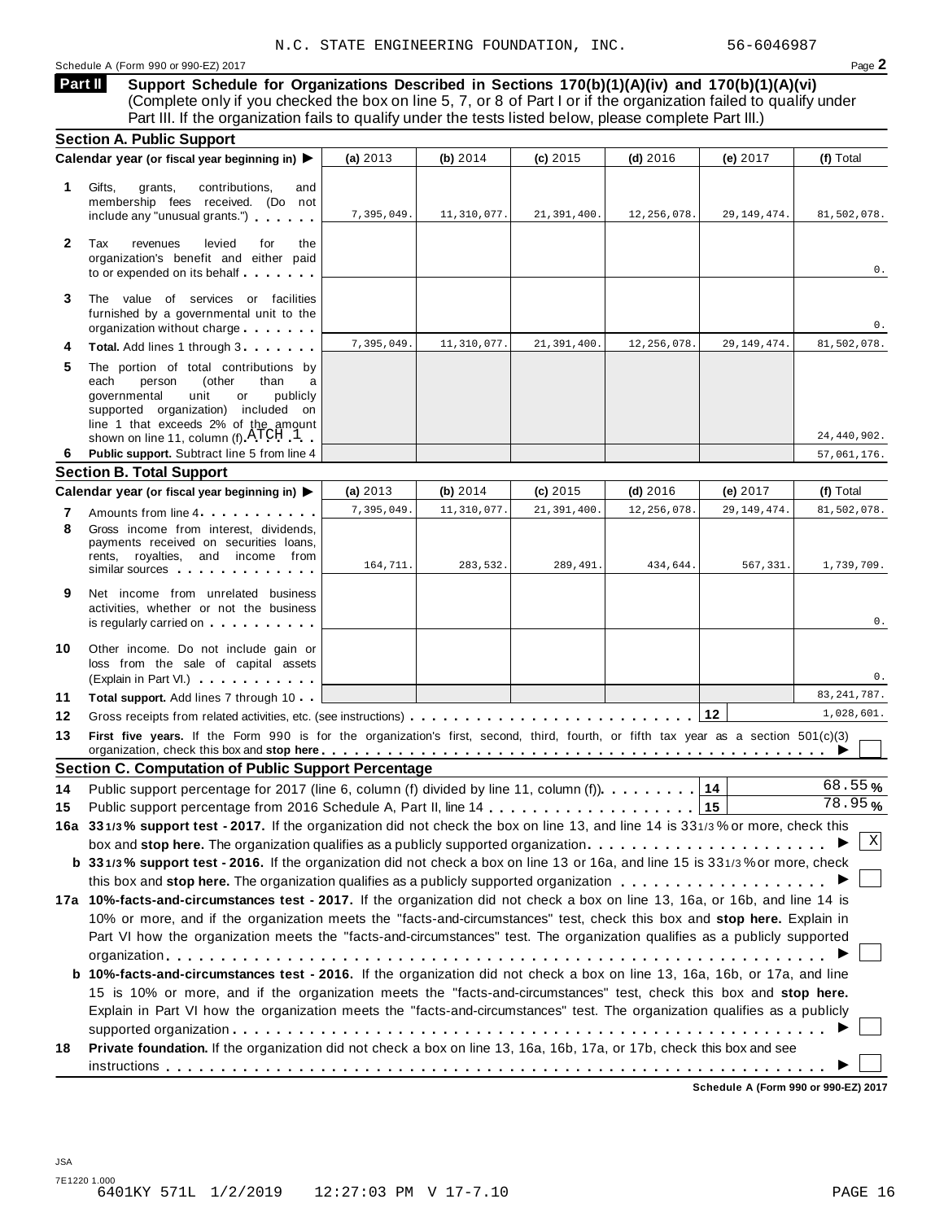N.C. STATE ENGINEERING FOUNDATION, INC. 56-6046987

Schedule A (Form 990 or 990-EZ) 2017 Page **2**

## Part II Support Schedule for Organizations Described in Sections 170(b)(1)(A)(iv) and 170(b)(1)(A)(vi)

(Complete only if you checked the box on line 5, 7, or 8 of Part I or if the organization failed to qualify under Part III. If the organization fails to qualify under the tests listed below, please complete Part III.)

### Section A. Public Support

| Calendar year (or fiscal year beginning in) ▶ | (a) 2013 | (b) 2014 | (c) 2015 | (d) 2016 | (e) 2017 | (f) Total |
|---|---|---|---|---|---|---|
| **1** Gifts, grants, contributions, and membership fees received. (Do not include any "unusual grants.") | 7,395,049. | 11,310,077. | 21,391,400. | 12,256,078. | 29,149,474. | 81,502,078. |
| **2** Tax revenues levied for the organization's benefit and either paid to or expended on its behalf | | | | | | 0. |
| **3** The value of services or facilities furnished by a governmental unit to the organization without charge | | | | | | 0. |
| **4** **Total.** Add lines 1 through 3 | 7,395,049. | 11,310,077. | 21,391,400. | 12,256,078. | 29,149,474. | 81,502,078. |
| **5** The portion of total contributions by each person (other than a governmental unit or publicly supported organization) included on line 1 that exceeds 2% of the amount shown on line 11, column (f) ATCH 1 | | | | | | 24,440,902. |
| **6** **Public support.** Subtract line 5 from line 4 | | | | | | 57,061,176. |

### Section B. Total Support

| Calendar year (or fiscal year beginning in) ▶ | (a) 2013 | (b) 2014 | (c) 2015 | (d) 2016 | (e) 2017 | (f) Total |
|---|---|---|---|---|---|---|
| **7** Amounts from line 4 | 7,395,049. | 11,310,077. | 21,391,400. | 12,256,078. | 29,149,474. | 81,502,078. |
| **8** Gross income from interest, dividends, payments received on securities loans, rents, royalties, and income from similar sources | 164,711. | 283,532. | 289,491. | 434,644. | 567,331. | 1,739,709. |
| **9** Net income from unrelated business activities, whether or not the business is regularly carried on | | | | | | 0. |
| **10** Other income. Do not include gain or loss from the sale of capital assets (Explain in Part VI.) | | | | | | 0. |
| **11** **Total support.** Add lines 7 through 10 | | | | | | 83,241,787. |

**12** Gross receipts from related activities, etc. (see instructions) **12** 1,028,601.

**13** **First five years.** If the Form 990 is for the organization's first, second, third, fourth, or fifth tax year as a section 501(c)(3) organization, check this box and **stop here** ▶ ☐

### Section C. Computation of Public Support Percentage

**14** Public support percentage for 2017 (line 6, column (f) divided by line 11, column (f)) **14** 68.55 %

**15** Public support percentage from 2016 Schedule A, Part II, line 14 **15** 78.95 %

**16a** **33 1/3 % support test - 2017.** If the organization did not check the box on line 13, and line 14 is 33 1/3 % or more, check this box and **stop here.** The organization qualifies as a publicly supported organization ▶ ☒

**b** **33 1/3 % support test - 2016.** If the organization did not check a box on line 13 or 16a, and line 15 is 33 1/3 % or more, check this box and **stop here.** The organization qualifies as a publicly supported organization ▶ ☐

**17a** **10%-facts-and-circumstances test - 2017.** If the organization did not check a box on line 13, 16a, or 16b, and line 14 is 10% or more, and if the organization meets the "facts-and-circumstances" test, check this box and **stop here.** Explain in Part VI how the organization meets the "facts-and-circumstances" test. The organization qualifies as a publicly supported organization ▶ ☐

**b** **10%-facts-and-circumstances test - 2016.** If the organization did not check a box on line 13, 16a, 16b, or 17a, and line 15 is 10% or more, and if the organization meets the "facts-and-circumstances" test, check this box and **stop here.** Explain in Part VI how the organization meets the "facts-and-circumstances" test. The organization qualifies as a publicly supported organization ▶ ☐

**18** **Private foundation.** If the organization did not check a box on line 13, 16a, 16b, 17a, or 17b, check this box and see instructions ▶ ☐

**Schedule A (Form 990 or 990-EZ) 2017**

JSA
7E1220 1.000
6401KY 571L 1/2/2019 12:27:03 PM V 17-7.10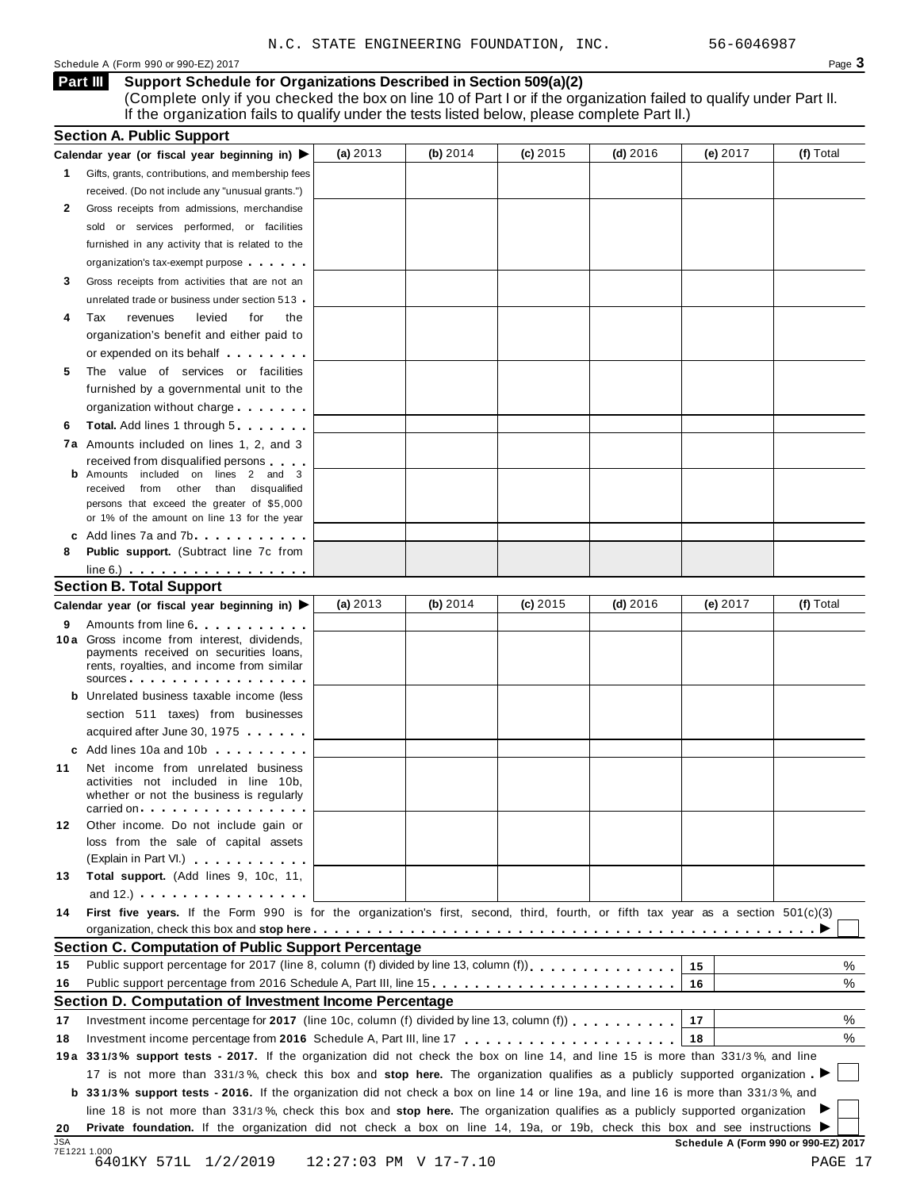N.C. STATE ENGINEERING FOUNDATION, INC. 56-6046987

Schedule A (Form 990 or 990-EZ) 2017 Page 3

## Part III Support Schedule for Organizations Described in Section 509(a)(2)

(Complete only if you checked the box on line 10 of Part I or if the organization failed to qualify under Part II. If the organization fails to qualify under the tests listed below, please complete Part II.)

### Section A. Public Support

| Calendar year (or fiscal year beginning in) ▶ | (a) 2013 | (b) 2014 | (c) 2015 | (d) 2016 | (e) 2017 | (f) Total |
|---|---|---|---|---|---|---|
| **1** Gifts, grants, contributions, and membership fees received. (Do not include any "unusual grants.") | | | | | | |
| **2** Gross receipts from admissions, merchandise sold or services performed, or facilities furnished in any activity that is related to the organization's tax-exempt purpose | | | | | | |
| **3** Gross receipts from activities that are not an unrelated trade or business under section 513 | | | | | | |
| **4** Tax revenues levied for the organization's benefit and either paid to or expended on its behalf | | | | | | |
| **5** The value of services or facilities furnished by a governmental unit to the organization without charge | | | | | | |
| **6** **Total.** Add lines 1 through 5 | | | | | | |
| **7a** Amounts included on lines 1, 2, and 3 received from disqualified persons | | | | | | |
| **b** Amounts included on lines 2 and 3 received from other than disqualified persons that exceed the greater of $5,000 or 1% of the amount on line 13 for the year | | | | | | |
| **c** Add lines 7a and 7b | | | | | | |
| **8** **Public support.** (Subtract line 7c from line 6.) | | | | | | |

### Section B. Total Support

| Calendar year (or fiscal year beginning in) ▶ | (a) 2013 | (b) 2014 | (c) 2015 | (d) 2016 | (e) 2017 | (f) Total |
|---|---|---|---|---|---|---|
| **9** Amounts from line 6 | | | | | | |
| **10a** Gross income from interest, dividends, payments received on securities loans, rents, royalties, and income from similar sources | | | | | | |
| **b** Unrelated business taxable income (less section 511 taxes) from businesses acquired after June 30, 1975 | | | | | | |
| **c** Add lines 10a and 10b | | | | | | |
| **11** Net income from unrelated business activities not included in line 10b, whether or not the business is regularly carried on | | | | | | |
| **12** Other income. Do not include gain or loss from the sale of capital assets (Explain in Part VI.) | | | | | | |
| **13** **Total support.** (Add lines 9, 10c, 11, and 12.) | | | | | | |

**14** **First five years.** If the Form 990 is for the organization's first, second, third, fourth, or fifth tax year as a section 501(c)(3) organization, check this box and **stop here** ▶ ☐

### Section C. Computation of Public Support Percentage

| | | | |
|---|---|---|---|
| **15** | Public support percentage for 2017 (line 8, column (f) divided by line 13, column (f)) | 15 | % |
| **16** | Public support percentage from 2016 Schedule A, Part III, line 15 | 16 | % |

### Section D. Computation of Investment Income Percentage

| | | | |
|---|---|---|---|
| **17** | Investment income percentage for **2017** (line 10c, column (f) divided by line 13, column (f)) | 17 | % |
| **18** | Investment income percentage from **2016** Schedule A, Part III, line 17 | 18 | % |

**19a** **33 1/3% support tests - 2017.** If the organization did not check the box on line 14, and line 15 is more than 33 1/3%, and line 17 is not more than 33 1/3%, check this box and **stop here.** The organization qualifies as a publicly supported organization ▶ ☐

**b** **33 1/3% support tests - 2016.** If the organization did not check a box on line 14 or line 19a, and line 16 is more than 33 1/3%, and line 18 is not more than 33 1/3%, check this box and **stop here.** The organization qualifies as a publicly supported organization ▶ ☐

**20** **Private foundation.** If the organization did not check a box on line 14, 19a, or 19b, check this box and see instructions ▶ ☐

JSA 7E1221 1.000

**Schedule A (Form 990 or 990-EZ) 2017**

6401KY 571L 1/2/2019 12:27:03 PM V 17-7.10 PAGE 17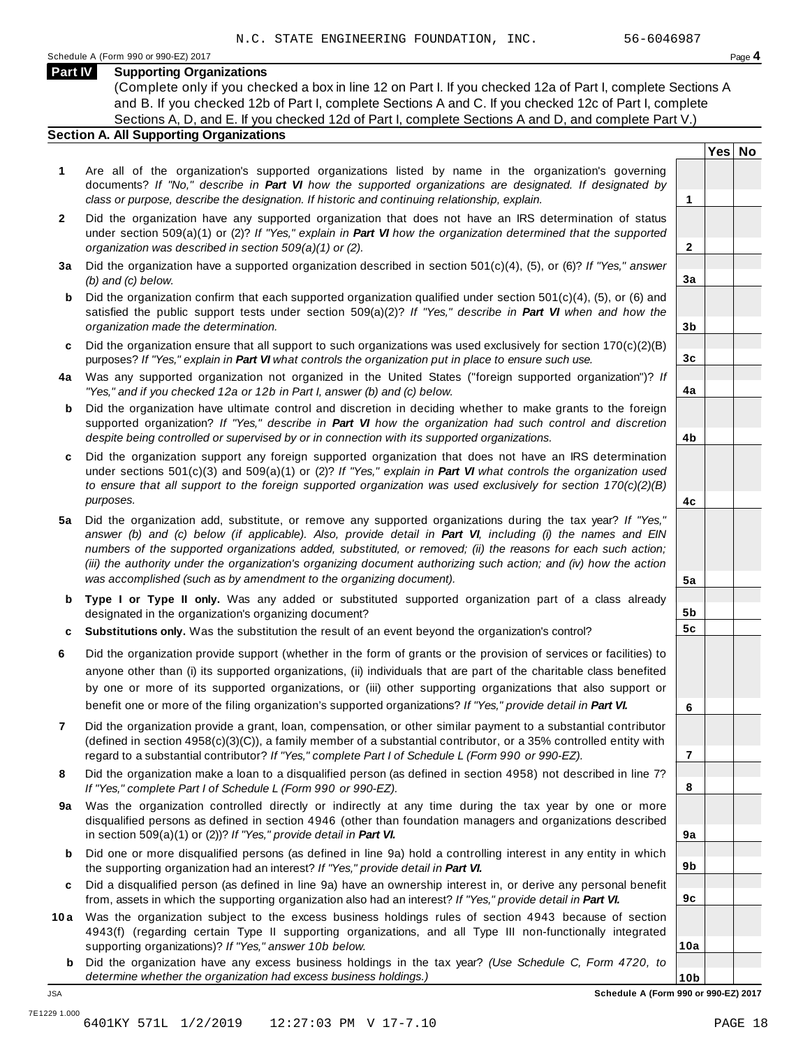N.C. STATE ENGINEERING FOUNDATION, INC. 56-6046987

Schedule A (Form 990 or 990-EZ) 2017

## Part IV Supporting Organizations

(Complete only if you checked a box in line 12 on Part I. If you checked 12a of Part I, complete Sections A and B. If you checked 12b of Part I, complete Sections A and C. If you checked 12c of Part I, complete Sections A, D, and E. If you checked 12d of Part I, complete Sections A and D, and complete Part V.)

### Section A. All Supporting Organizations

| | | | Yes | No |
|---|---|---|---|---|
| **1** | Are all of the organization's supported organizations listed by name in the organization's governing documents? *If "No," describe in* ***Part VI*** *how the supported organizations are designated. If designated by class or purpose, describe the designation. If historic and continuing relationship, explain.* | 1 | | |
| **2** | Did the organization have any supported organization that does not have an IRS determination of status under section 509(a)(1) or (2)? *If "Yes," explain in* ***Part VI*** *how the organization determined that the supported organization was described in section 509(a)(1) or (2).* | 2 | | |
| **3a** | Did the organization have a supported organization described in section 501(c)(4), (5), or (6)? *If "Yes," answer (b) and (c) below.* | 3a | | |
| **b** | Did the organization confirm that each supported organization qualified under section 501(c)(4), (5), or (6) and satisfied the public support tests under section 509(a)(2)? *If "Yes," describe in* ***Part VI*** *when and how the organization made the determination.* | 3b | | |
| **c** | Did the organization ensure that all support to such organizations was used exclusively for section 170(c)(2)(B) purposes? *If "Yes," explain in* ***Part VI*** *what controls the organization put in place to ensure such use.* | 3c | | |
| **4a** | Was any supported organization not organized in the United States ("foreign supported organization")? *If "Yes," and if you checked 12a or 12b in Part I, answer (b) and (c) below.* | 4a | | |
| **b** | Did the organization have ultimate control and discretion in deciding whether to make grants to the foreign supported organization? *If "Yes," describe in* ***Part VI*** *how the organization had such control and discretion despite being controlled or supervised by or in connection with its supported organizations.* | 4b | | |
| **c** | Did the organization support any foreign supported organization that does not have an IRS determination under sections 501(c)(3) and 509(a)(1) or (2)? *If "Yes," explain in* ***Part VI*** *what controls the organization used to ensure that all support to the foreign supported organization was used exclusively for section 170(c)(2)(B) purposes.* | 4c | | |
| **5a** | Did the organization add, substitute, or remove any supported organizations during the tax year? *If "Yes," answer (b) and (c) below (if applicable). Also, provide detail in* ***Part VI****, including (i) the names and EIN numbers of the supported organizations added, substituted, or removed; (ii) the reasons for each such action; (iii) the authority under the organization's organizing document authorizing such action; and (iv) how the action was accomplished (such as by amendment to the organizing document).* | 5a | | |
| **b** | **Type I or Type II only.** Was any added or substituted supported organization part of a class already designated in the organization's organizing document? | 5b | | |
| **c** | **Substitutions only.** Was the substitution the result of an event beyond the organization's control? | 5c | | |
| **6** | Did the organization provide support (whether in the form of grants or the provision of services or facilities) to anyone other than (i) its supported organizations, (ii) individuals that are part of the charitable class benefited by one or more of its supported organizations, or (iii) other supporting organizations that also support or benefit one or more of the filing organization's supported organizations? *If "Yes," provide detail in* ***Part VI.*** | 6 | | |
| **7** | Did the organization provide a grant, loan, compensation, or other similar payment to a substantial contributor (defined in section 4958(c)(3)(C)), a family member of a substantial contributor, or a 35% controlled entity with regard to a substantial contributor? *If "Yes," complete Part I of Schedule L (Form 990 or 990-EZ).* | 7 | | |
| **8** | Did the organization make a loan to a disqualified person (as defined in section 4958) not described in line 7? *If "Yes," complete Part I of Schedule L (Form 990 or 990-EZ).* | 8 | | |
| **9a** | Was the organization controlled directly or indirectly at any time during the tax year by one or more disqualified persons as defined in section 4946 (other than foundation managers and organizations described in section 509(a)(1) or (2))? *If "Yes," provide detail in* ***Part VI.*** | 9a | | |
| **b** | Did one or more disqualified persons (as defined in line 9a) hold a controlling interest in any entity in which the supporting organization had an interest? *If "Yes," provide detail in* ***Part VI.*** | 9b | | |
| **c** | Did a disqualified person (as defined in line 9a) have an ownership interest in, or derive any personal benefit from, assets in which the supporting organization also had an interest? *If "Yes," provide detail in* ***Part VI.*** | 9c | | |
| **10a** | Was the organization subject to the excess business holdings rules of section 4943 because of section 4943(f) (regarding certain Type II supporting organizations, and all Type III non-functionally integrated supporting organizations)? *If "Yes," answer 10b below.* | 10a | | |
| **b** | Did the organization have any excess business holdings in the tax year? *(Use Schedule C, Form 4720, to determine whether the organization had excess business holdings.)* | 10b | | |

JSA **Schedule A (Form 990 or 990-EZ) 2017**

7E1229 1.000

6401KY 571L 1/2/2019 12:27:03 PM V 17-7.10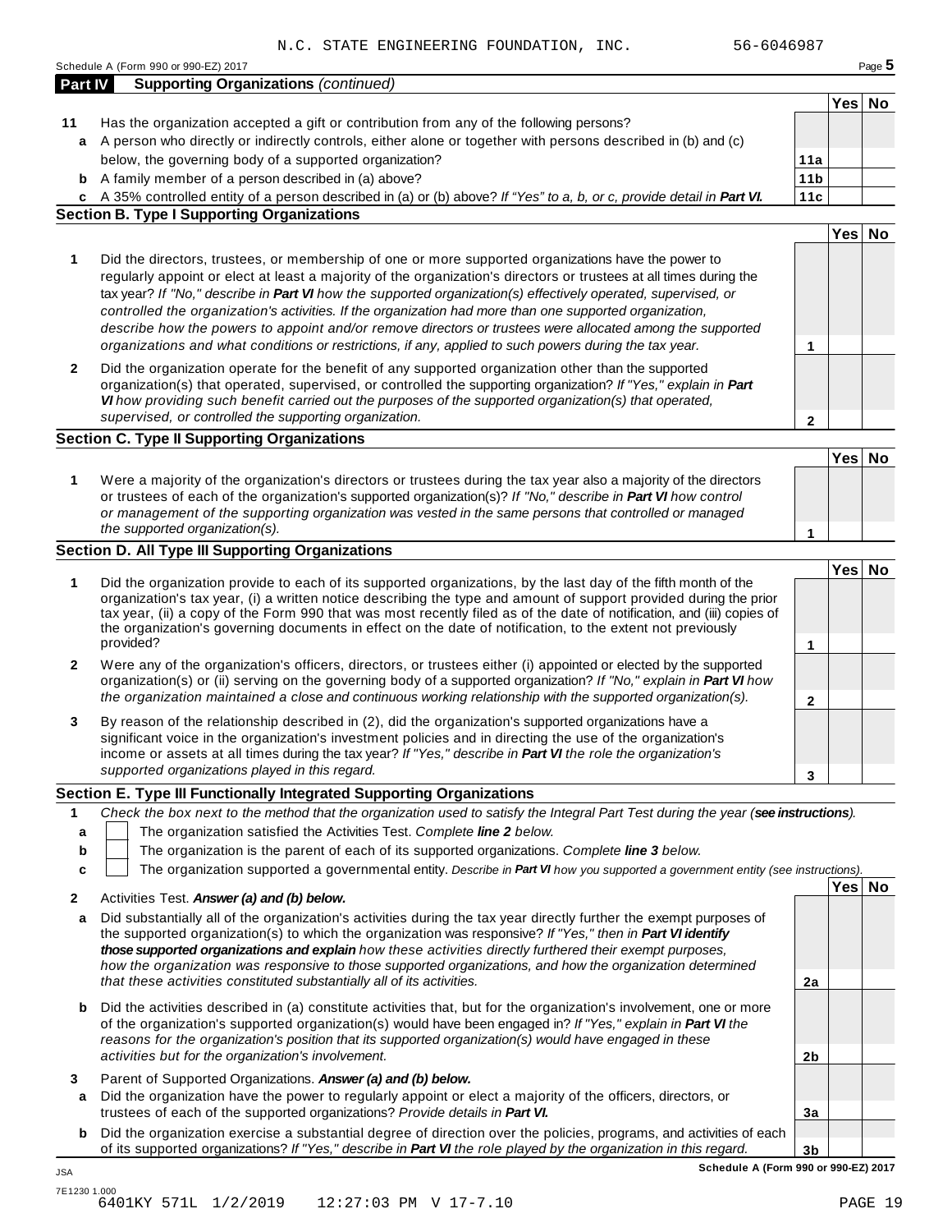N.C. STATE ENGINEERING FOUNDATION, INC. 56-6046987

Schedule A (Form 990 or 990-EZ) 2017

## Part IV Supporting Organizations *(continued)*

| | | | Yes | No |
|---|---|---|---|---|
| **11** | Has the organization accepted a gift or contribution from any of the following persons? | | | |
| **a** | A person who directly or indirectly controls, either alone or together with persons described in (b) and (c) below, the governing body of a supported organization? | **11a** | | |
| **b** | A family member of a person described in (a) above? | **11b** | | |
| **c** | A 35% controlled entity of a person described in (a) or (b) above? *If "Yes" to a, b, or c, provide detail in **Part VI.*** | **11c** | | |

### Section B. Type I Supporting Organizations

| | | | Yes | No |
|---|---|---|---|---|
| **1** | Did the directors, trustees, or membership of one or more supported organizations have the power to regularly appoint or elect at least a majority of the organization's directors or trustees at all times during the tax year? *If "No," describe in **Part VI** how the supported organization(s) effectively operated, supervised, or controlled the organization's activities. If the organization had more than one supported organization, describe how the powers to appoint and/or remove directors or trustees were allocated among the supported organizations and what conditions or restrictions, if any, applied to such powers during the tax year.* | **1** | | |
| **2** | Did the organization operate for the benefit of any supported organization other than the supported organization(s) that operated, supervised, or controlled the supporting organization? *If "Yes," explain in **Part VI** how providing such benefit carried out the purposes of the supported organization(s) that operated, supervised, or controlled the supporting organization.* | **2** | | |

### Section C. Type II Supporting Organizations

| | | | Yes | No |
|---|---|---|---|---|
| **1** | Were a majority of the organization's directors or trustees during the tax year also a majority of the directors or trustees of each of the organization's supported organization(s)? *If "No," describe in **Part VI** how control or management of the supporting organization was vested in the same persons that controlled or managed the supported organization(s).* | **1** | | |

### Section D. All Type III Supporting Organizations

| | | | Yes | No |
|---|---|---|---|---|
| **1** | Did the organization provide to each of its supported organizations, by the last day of the fifth month of the organization's tax year, (i) a written notice describing the type and amount of support provided during the prior tax year, (ii) a copy of the Form 990 that was most recently filed as of the date of notification, and (iii) copies of the organization's governing documents in effect on the date of notification, to the extent not previously provided? | **1** | | |
| **2** | Were any of the organization's officers, directors, or trustees either (i) appointed or elected by the supported organization(s) or (ii) serving on the governing body of a supported organization? *If "No," explain in **Part VI** how the organization maintained a close and continuous working relationship with the supported organization(s).* | **2** | | |
| **3** | By reason of the relationship described in (2), did the organization's supported organizations have a significant voice in the organization's investment policies and in directing the use of the organization's income or assets at all times during the tax year? *If "Yes," describe in **Part VI** the role the organization's supported organizations played in this regard.* | **3** | | |

### Section E. Type III Functionally Integrated Supporting Organizations

**1** *Check the box next to the method that the organization used to satisfy the Integral Part Test during the year (**see instructions**).*

- **a** ☐ The organization satisfied the Activities Test. *Complete **line 2** below.*
- **b** ☐ The organization is the parent of each of its supported organizations. *Complete **line 3** below.*
- **c** ☐ The organization supported a governmental entity. *Describe in **Part VI** how you supported a government entity (see instructions).*

| | | | Yes | No |
|---|---|---|---|---|
| **2** | Activities Test. ***Answer (a) and (b) below.*** | | | |
| **a** | Did substantially all of the organization's activities during the tax year directly further the exempt purposes of the supported organization(s) to which the organization was responsive? *If "Yes," then in **Part VI identify those supported organizations and explain** how these activities directly furthered their exempt purposes, how the organization was responsive to those supported organizations, and how the organization determined that these activities constituted substantially all of its activities.* | **2a** | | |
| **b** | Did the activities described in (a) constitute activities that, but for the organization's involvement, one or more of the organization's supported organization(s) would have been engaged in? *If "Yes," explain in **Part VI** the reasons for the organization's position that its supported organization(s) would have engaged in these activities but for the organization's involvement.* | **2b** | | |
| **3** | Parent of Supported Organizations. ***Answer (a) and (b) below.*** | | | |
| **a** | Did the organization have the power to regularly appoint or elect a majority of the officers, directors, or trustees of each of the supported organizations? *Provide details in **Part VI.*** | **3a** | | |
| **b** | Did the organization exercise a substantial degree of direction over the policies, programs, and activities of each of its supported organizations? *If "Yes," describe in **Part VI** the role played by the organization in this regard.* | **3b** | | |

**Schedule A (Form 990 or 990-EZ) 2017**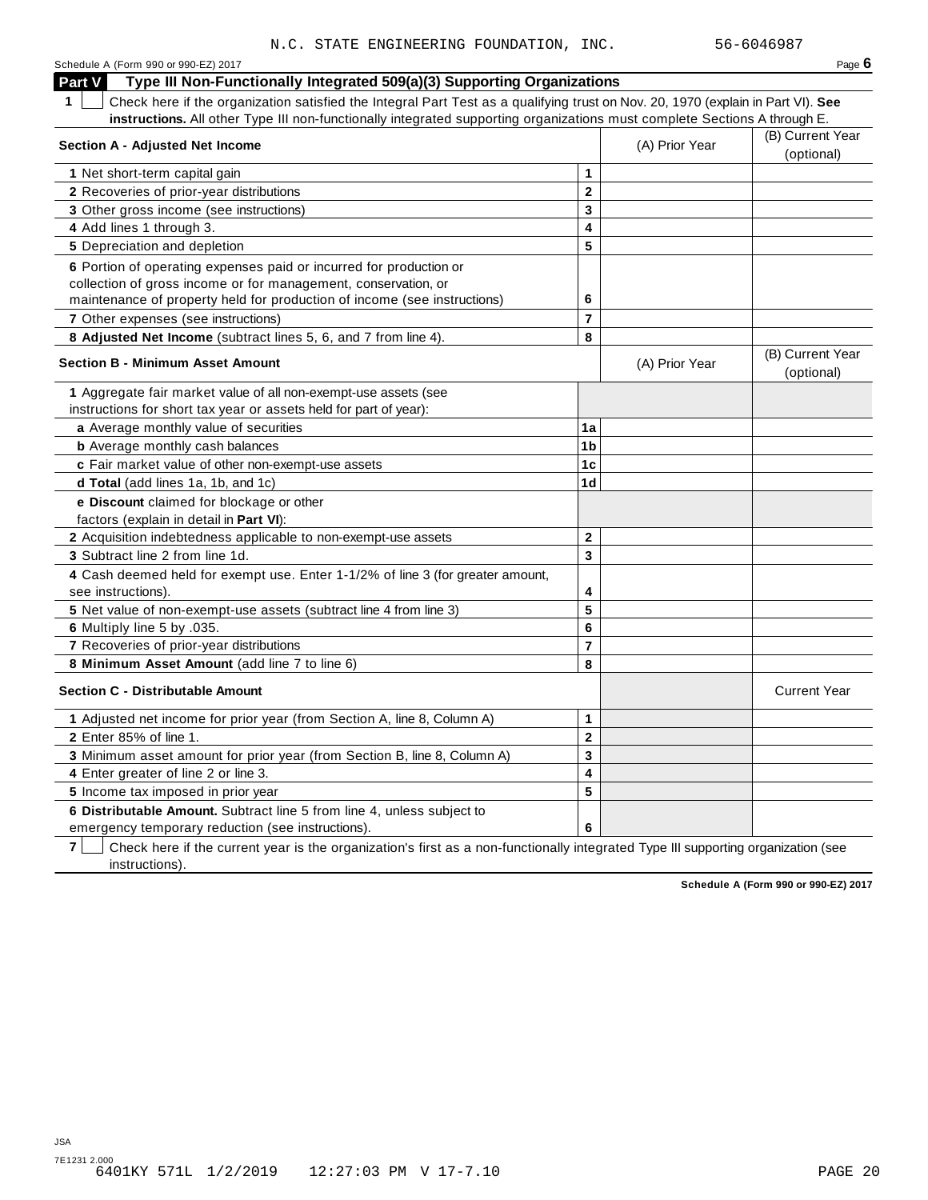N.C. STATE ENGINEERING FOUNDATION, INC. 56-6046987

Schedule A (Form 990 or 990-EZ) 2017 Page **6**

## Part V Type III Non-Functionally Integrated 509(a)(3) Supporting Organizations

**1** ☐ Check here if the organization satisfied the Integral Part Test as a qualifying trust on Nov. 20, 1970 (explain in Part VI). **See instructions.** All other Type III non-functionally integrated supporting organizations must complete Sections A through E.

| **Section A - Adjusted Net Income** | | (A) Prior Year | (B) Current Year (optional) |
|---|---|---|---|
| **1** Net short-term capital gain | **1** | | |
| **2** Recoveries of prior-year distributions | **2** | | |
| **3** Other gross income (see instructions) | **3** | | |
| **4** Add lines 1 through 3. | **4** | | |
| **5** Depreciation and depletion | **5** | | |
| **6** Portion of operating expenses paid or incurred for production or collection of gross income or for management, conservation, or maintenance of property held for production of income (see instructions) | **6** | | |
| **7** Other expenses (see instructions) | **7** | | |
| **8 Adjusted Net Income** (subtract lines 5, 6, and 7 from line 4). | **8** | | |

| **Section B - Minimum Asset Amount** | | (A) Prior Year | (B) Current Year (optional) |
|---|---|---|---|
| **1** Aggregate fair market value of all non-exempt-use assets (see instructions for short tax year or assets held for part of year): | | | |
| **a** Average monthly value of securities | **1a** | | |
| **b** Average monthly cash balances | **1b** | | |
| **c** Fair market value of other non-exempt-use assets | **1c** | | |
| **d Total** (add lines 1a, 1b, and 1c) | **1d** | | |
| **e Discount** claimed for blockage or other factors (explain in detail in **Part VI**): | | | |
| **2** Acquisition indebtedness applicable to non-exempt-use assets | **2** | | |
| **3** Subtract line 2 from line 1d. | **3** | | |
| **4** Cash deemed held for exempt use. Enter 1-1/2% of line 3 (for greater amount, see instructions). | **4** | | |
| **5** Net value of non-exempt-use assets (subtract line 4 from line 3) | **5** | | |
| **6** Multiply line 5 by .035. | **6** | | |
| **7** Recoveries of prior-year distributions | **7** | | |
| **8 Minimum Asset Amount** (add line 7 to line 6) | **8** | | |

| **Section C - Distributable Amount** | | | Current Year |
|---|---|---|---|
| **1** Adjusted net income for prior year (from Section A, line 8, Column A) | **1** | | |
| **2** Enter 85% of line 1. | **2** | | |
| **3** Minimum asset amount for prior year (from Section B, line 8, Column A) | **3** | | |
| **4** Enter greater of line 2 or line 3. | **4** | | |
| **5** Income tax imposed in prior year | **5** | | |
| **6 Distributable Amount.** Subtract line 5 from line 4, unless subject to emergency temporary reduction (see instructions). | **6** | | |

**7** ☐ Check here if the current year is the organization's first as a non-functionally integrated Type III supporting organization (see instructions).

**Schedule A (Form 990 or 990-EZ) 2017**

JSA
7E1231 2.000
6401KY 571L 1/2/2019 12:27:03 PM V 17-7.10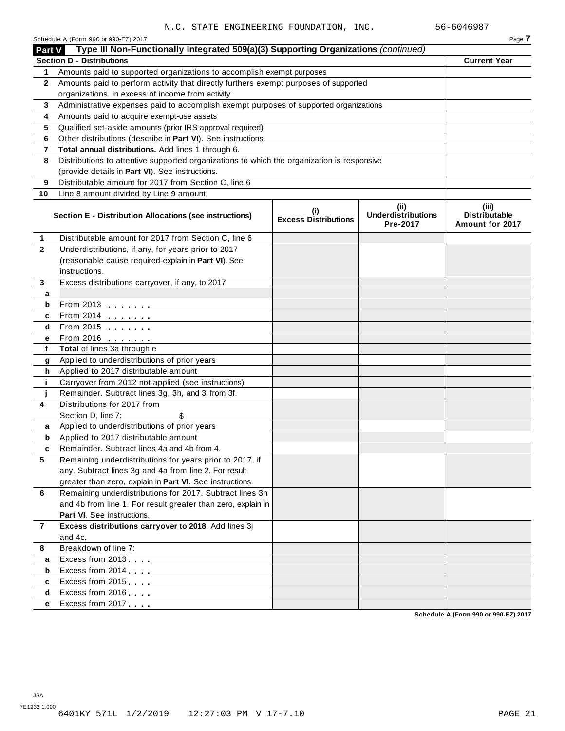N.C. STATE ENGINEERING FOUNDATION, INC. 56-6046987

Schedule A (Form 990 or 990-EZ) 2017

## Part V Type III Non-Functionally Integrated 509(a)(3) Supporting Organizations *(continued)*

| **Section D - Distributions** | | **Current Year** |
|---|---|---|
| 1 | Amounts paid to supported organizations to accomplish exempt purposes | |
| 2 | Amounts paid to perform activity that directly furthers exempt purposes of supported organizations, in excess of income from activity | |
| 3 | Administrative expenses paid to accomplish exempt purposes of supported organizations | |
| 4 | Amounts paid to acquire exempt-use assets | |
| 5 | Qualified set-aside amounts (prior IRS approval required) | |
| 6 | Other distributions (describe in **Part VI**). See instructions. | |
| 7 | **Total annual distributions.** Add lines 1 through 6. | |
| 8 | Distributions to attentive supported organizations to which the organization is responsive (provide details in **Part VI**). See instructions. | |
| 9 | Distributable amount for 2017 from Section C, line 6 | |
| 10 | Line 8 amount divided by Line 9 amount | |

| | **Section E - Distribution Allocations (see instructions)** | **(i) Excess Distributions** | **(ii) Underdistributions Pre-2017** | **(iii) Distributable Amount for 2017** |
|---|---|---|---|---|
| 1 | Distributable amount for 2017 from Section C, line 6 | | | |
| 2 | Underdistributions, if any, for years prior to 2017 (reasonable cause required-explain in **Part VI**). See instructions. | | | |
| 3 | Excess distributions carryover, if any, to 2017 | | | |
| a | | | | |
| b | From 2013 | | | |
| c | From 2014 | | | |
| d | From 2015 | | | |
| e | From 2016 | | | |
| f | **Total** of lines 3a through e | | | |
| g | Applied to underdistributions of prior years | | | |
| h | Applied to 2017 distributable amount | | | |
| i | Carryover from 2012 not applied (see instructions) | | | |
| j | Remainder. Subtract lines 3g, 3h, and 3i from 3f. | | | |
| 4 | Distributions for 2017 from Section D, line 7: $ | | | |
| a | Applied to underdistributions of prior years | | | |
| b | Applied to 2017 distributable amount | | | |
| c | Remainder. Subtract lines 4a and 4b from 4. | | | |
| 5 | Remaining underdistributions for years prior to 2017, if any. Subtract lines 3g and 4a from line 2. For result greater than zero, explain in **Part VI**. See instructions. | | | |
| 6 | Remaining underdistributions for 2017. Subtract lines 3h and 4b from line 1. For result greater than zero, explain in **Part VI**. See instructions. | | | |
| 7 | **Excess distributions carryover to 2018**. Add lines 3j and 4c. | | | |
| 8 | Breakdown of line 7: | | | |
| a | Excess from 2013 | | | |
| b | Excess from 2014 | | | |
| c | Excess from 2015 | | | |
| d | Excess from 2016 | | | |
| e | Excess from 2017 | | | |

Schedule A (Form 990 or 990-EZ) 2017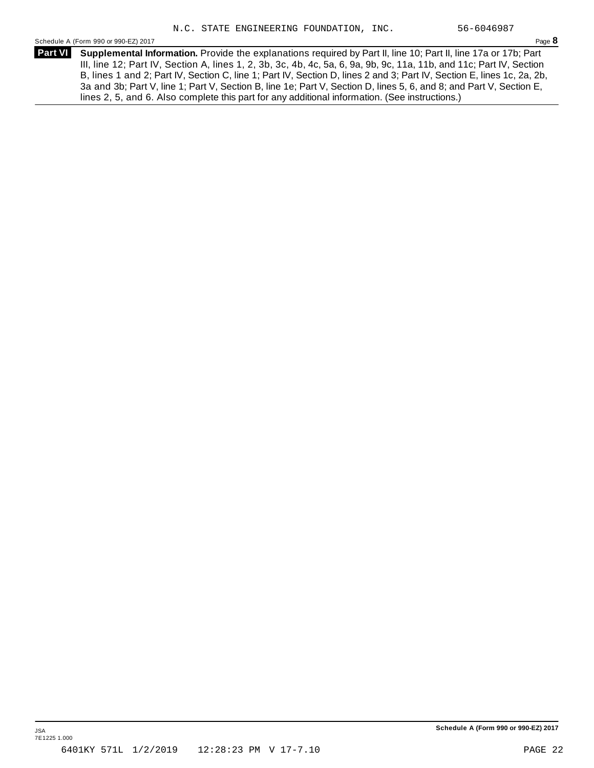N.C. STATE ENGINEERING FOUNDATION, INC. 56-6046987

Schedule A (Form 990 or 990-EZ) 2017

**Part VI** **Supplemental Information.** Provide the explanations required by Part II, line 10; Part II, line 17a or 17b; Part III, line 12; Part IV, Section A, lines 1, 2, 3b, 3c, 4b, 4c, 5a, 6, 9a, 9b, 9c, 11a, 11b, and 11c; Part IV, Section B, lines 1 and 2; Part IV, Section C, line 1; Part IV, Section D, lines 2 and 3; Part IV, Section E, lines 1c, 2a, 2b, 3a and 3b; Part V, line 1; Part V, Section B, line 1e; Part V, Section D, lines 5, 6, and 8; and Part V, Section E, lines 2, 5, and 6. Also complete this part for any additional information. (See instructions.)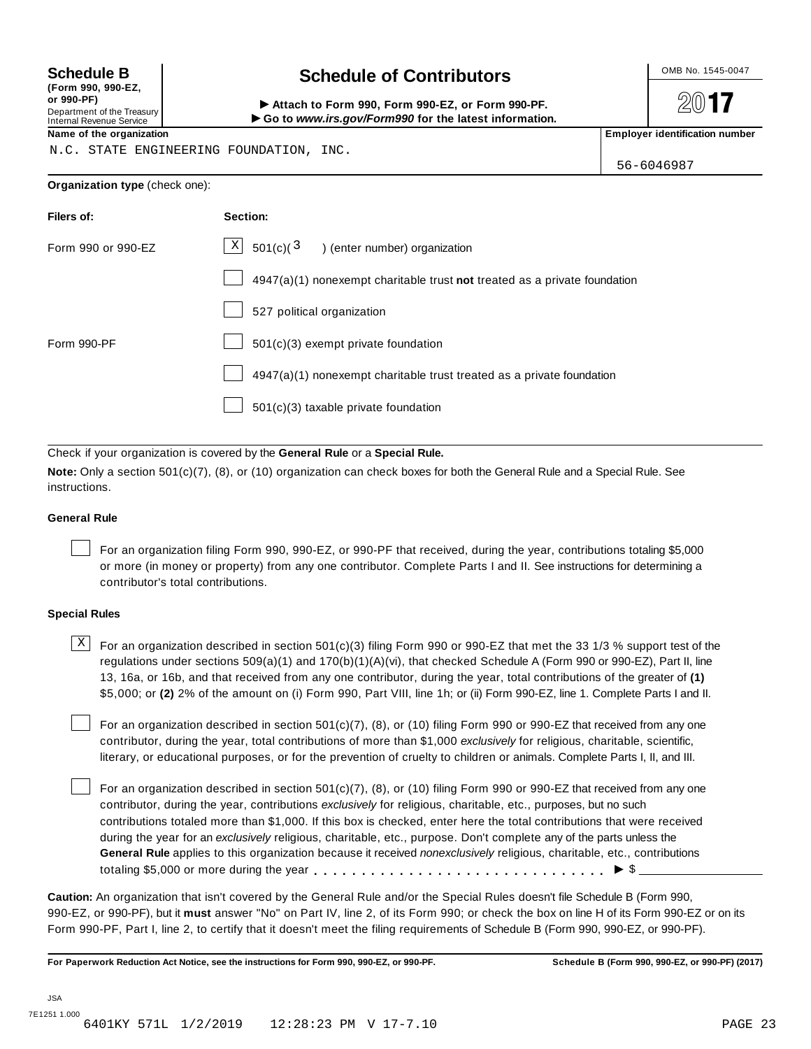**Schedule B** (Form 990, 990-EZ, or 990-PF)
Department of the Treasury
Internal Revenue Service

# Schedule of Contributors

► Attach to Form 990, Form 990-EZ, or Form 990-PF.
► Go to *www.irs.gov/Form990* for the latest information.

OMB No. 1545-0047

2017

**Name of the organization**
N.C. STATE ENGINEERING FOUNDATION, INC.

**Employer identification number**
56-6046987

**Organization type** (check one):

| **Filers of:** | **Section:** |
|---|---|
| Form 990 or 990-EZ | [X] 501(c)( 3 ) (enter number) organization |
| | [ ] 4947(a)(1) nonexempt charitable trust **not** treated as a private foundation |
| | [ ] 527 political organization |
| Form 990-PF | [ ] 501(c)(3) exempt private foundation |
| | [ ] 4947(a)(1) nonexempt charitable trust treated as a private foundation |
| | [ ] 501(c)(3) taxable private foundation |

Check if your organization is covered by the **General Rule** or a **Special Rule.**

**Note:** Only a section 501(c)(7), (8), or (10) organization can check boxes for both the General Rule and a Special Rule. See instructions.

**General Rule**

[ ] For an organization filing Form 990, 990-EZ, or 990-PF that received, during the year, contributions totaling $5,000 or more (in money or property) from any one contributor. Complete Parts I and II. See instructions for determining a contributor's total contributions.

**Special Rules**

[X] For an organization described in section 501(c)(3) filing Form 990 or 990-EZ that met the 33 1/3 % support test of the regulations under sections 509(a)(1) and 170(b)(1)(A)(vi), that checked Schedule A (Form 990 or 990-EZ), Part II, line 13, 16a, or 16b, and that received from any one contributor, during the year, total contributions of the greater of **(1)** $5,000; or **(2)** 2% of the amount on (i) Form 990, Part VIII, line 1h; or (ii) Form 990-EZ, line 1. Complete Parts I and II.

[ ] For an organization described in section 501(c)(7), (8), or (10) filing Form 990 or 990-EZ that received from any one contributor, during the year, total contributions of more than $1,000 *exclusively* for religious, charitable, scientific, literary, or educational purposes, or for the prevention of cruelty to children or animals. Complete Parts I, II, and III.

[ ] For an organization described in section 501(c)(7), (8), or (10) filing Form 990 or 990-EZ that received from any one contributor, during the year, contributions *exclusively* for religious, charitable, etc., purposes, but no such contributions totaled more than $1,000. If this box is checked, enter here the total contributions that were received during the year for an *exclusively* religious, charitable, etc., purpose. Don't complete any of the parts unless the **General Rule** applies to this organization because it received *nonexclusively* religious, charitable, etc., contributions totaling $5,000 or more during the year . . . . . . . . . . . . . . . . . . . . . . . . . . . . . ► $ ____________

**Caution:** An organization that isn't covered by the General Rule and/or the Special Rules doesn't file Schedule B (Form 990, 990-EZ, or 990-PF), but it **must** answer "No" on Part IV, line 2, of its Form 990; or check the box on line H of its Form 990-EZ or on its Form 990-PF, Part I, line 2, to certify that it doesn't meet the filing requirements of Schedule B (Form 990, 990-EZ, or 990-PF).

**For Paperwork Reduction Act Notice, see the instructions for Form 990, 990-EZ, or 990-PF.** **Schedule B (Form 990, 990-EZ, or 990-PF) (2017)**

JSA
7E1251 1.000
6401KY 571L 1/2/2019 12:28:23 PM V 17-7.10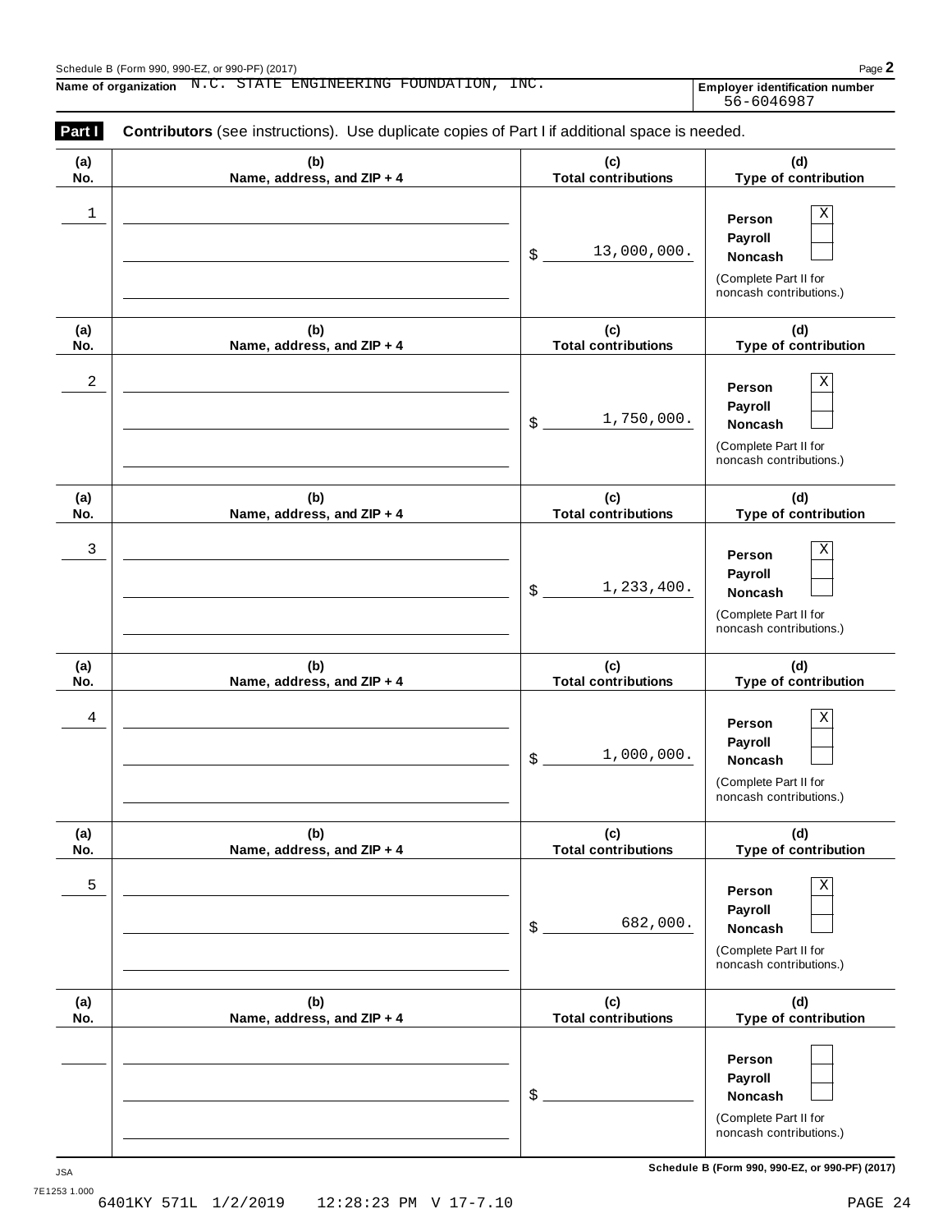Schedule B (Form 990, 990-EZ, or 990-PF) (2017)

**Name of organization** N.C. STATE ENGINEERING FOUNDATION, INC.

**Employer identification number** 56-6046987

**Part I** **Contributors** (see instructions). Use duplicate copies of Part I if additional space is needed.

| (a) No. | (b) Name, address, and ZIP + 4 | (c) Total contributions | (d) Type of contribution |
|---|---|---|---|
| 1 | | $ 13,000,000. | Person [X] Payroll [ ] Noncash [ ] (Complete Part II for noncash contributions.) |
| 2 | | $ 1,750,000. | Person [X] Payroll [ ] Noncash [ ] (Complete Part II for noncash contributions.) |
| 3 | | $ 1,233,400. | Person [X] Payroll [ ] Noncash [ ] (Complete Part II for noncash contributions.) |
| 4 | | $ 1,000,000. | Person [X] Payroll [ ] Noncash [ ] (Complete Part II for noncash contributions.) |
| 5 | | $ 682,000. | Person [X] Payroll [ ] Noncash [ ] (Complete Part II for noncash contributions.) |
| | | $ | Person [ ] Payroll [ ] Noncash [ ] (Complete Part II for noncash contributions.) |

JSA 7E1253 1.000

6401KY 571L 1/2/2019 12:28:23 PM V 17-7.10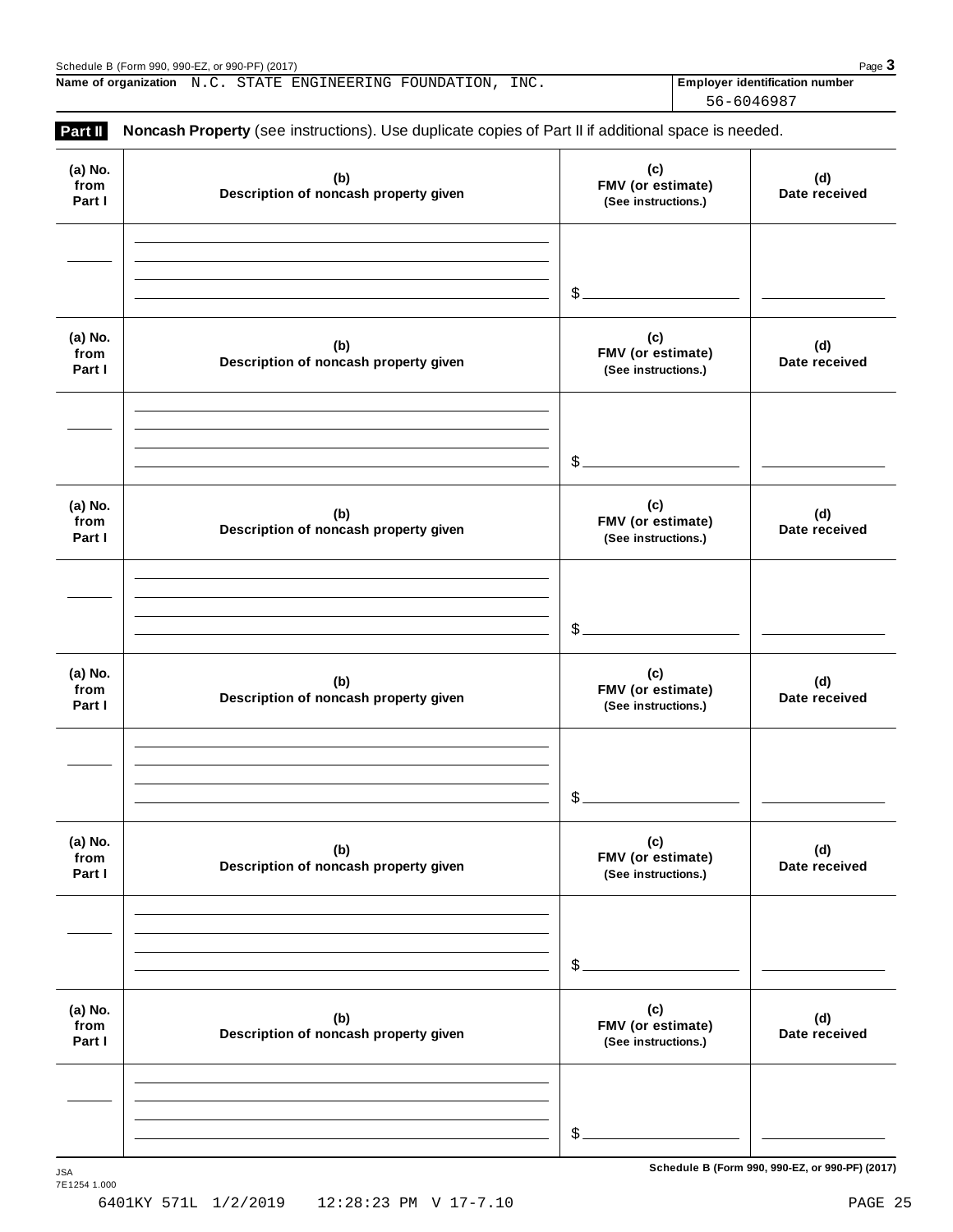Schedule B (Form 990, 990-EZ, or 990-PF) (2017)

**Name of organization** N.C. STATE ENGINEERING FOUNDATION, INC.

**Employer identification number** 56-6046987

## Part II Noncash Property (see instructions). Use duplicate copies of Part II if additional space is needed.

| (a) No. from Part I | (b) Description of noncash property given | (c) FMV (or estimate) (See instructions.) | (d) Date received |
|---|---|---|---|
| | | $ | |

| (a) No. from Part I | (b) Description of noncash property given | (c) FMV (or estimate) (See instructions.) | (d) Date received |
|---|---|---|---|
| | | $ | |

| (a) No. from Part I | (b) Description of noncash property given | (c) FMV (or estimate) (See instructions.) | (d) Date received |
|---|---|---|---|
| | | $ | |

| (a) No. from Part I | (b) Description of noncash property given | (c) FMV (or estimate) (See instructions.) | (d) Date received |
|---|---|---|---|
| | | $ | |

| (a) No. from Part I | (b) Description of noncash property given | (c) FMV (or estimate) (See instructions.) | (d) Date received |
|---|---|---|---|
| | | $ | |

| (a) No. from Part I | (b) Description of noncash property given | (c) FMV (or estimate) (See instructions.) | (d) Date received |
|---|---|---|---|
| | | $ | |

Schedule B (Form 990, 990-EZ, or 990-PF) (2017)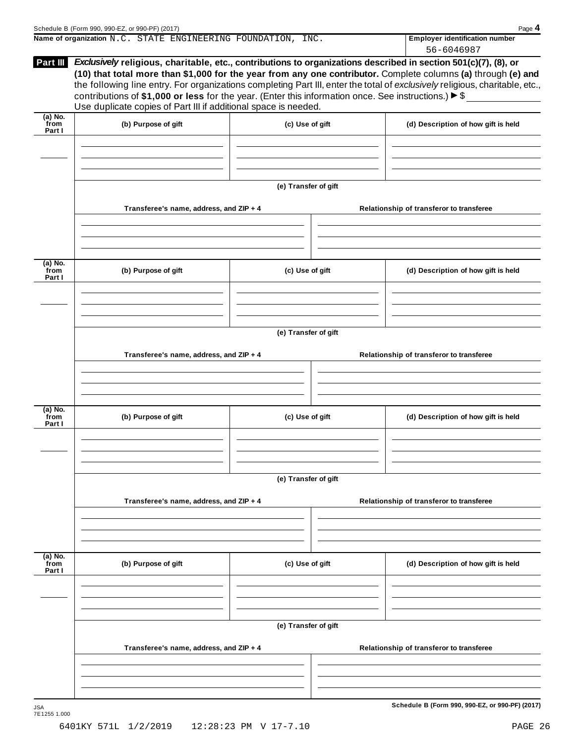Name of organization N.C. STATE ENGINEERING FOUNDATION, INC.

Employer identification number 56-6046987

**Part III** ***Exclusively*** **religious, charitable, etc., contributions to organizations described in section 501(c)(7), (8), or (10) that total more than $1,000 for the year from any one contributor.** Complete columns **(a)** through **(e) and** the following line entry. For organizations completing Part III, enter the total of *exclusively* religious, charitable, etc., contributions of **$1,000 or less** for the year. (Enter this information once. See instructions.) ▶ $

Use duplicate copies of Part III if additional space is needed.

| (a) No. from Part I | (b) Purpose of gift | (c) Use of gift | (d) Description of how gift is held |
|---|---|---|---|
| | | | |

**(e) Transfer of gift**

| Transferee's name, address, and ZIP + 4 | Relationship of transferor to transferee |
|---|---|
| | |

| (a) No. from Part I | (b) Purpose of gift | (c) Use of gift | (d) Description of how gift is held |
|---|---|---|---|
| | | | |

**(e) Transfer of gift**

| Transferee's name, address, and ZIP + 4 | Relationship of transferor to transferee |
|---|---|
| | |

| (a) No. from Part I | (b) Purpose of gift | (c) Use of gift | (d) Description of how gift is held |
|---|---|---|---|
| | | | |

**(e) Transfer of gift**

| Transferee's name, address, and ZIP + 4 | Relationship of transferor to transferee |
|---|---|
| | |

| (a) No. from Part I | (b) Purpose of gift | (c) Use of gift | (d) Description of how gift is held |
|---|---|---|---|
| | | | |

**(e) Transfer of gift**

| Transferee's name, address, and ZIP + 4 | Relationship of transferor to transferee |
|---|---|
| | |

Schedule B (Form 990, 990-EZ, or 990-PF) (2017)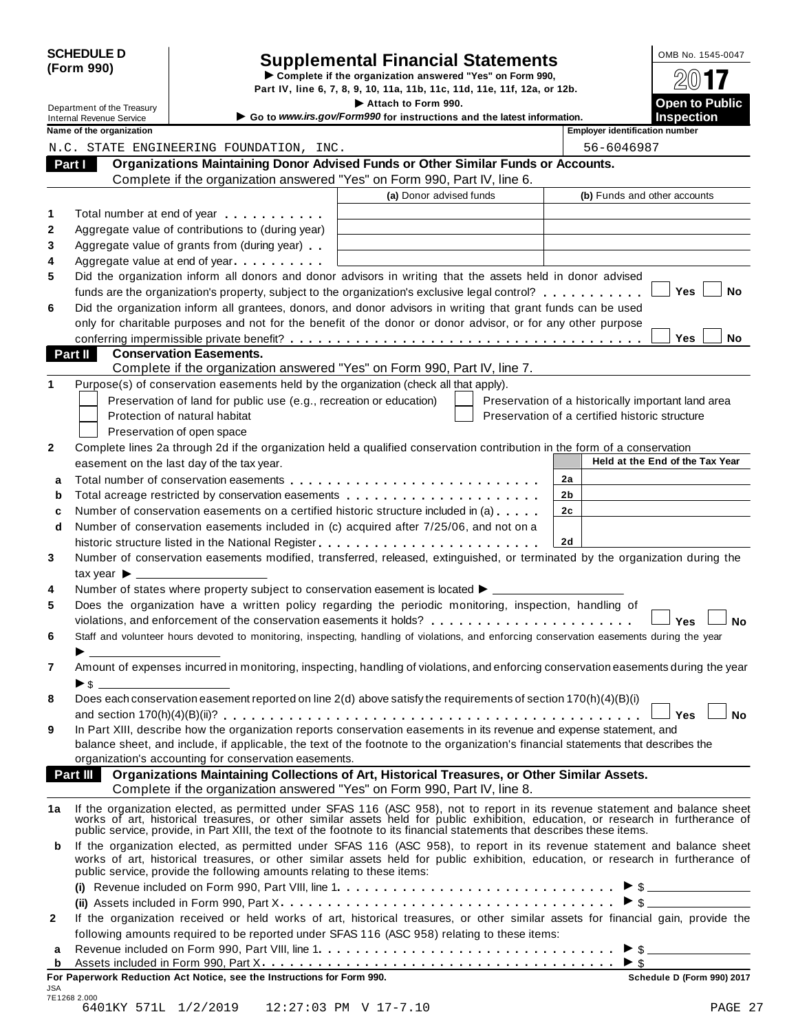# SCHEDULE D (Form 990)

# Supplemental Financial Statements

▶ Complete if the organization answered "Yes" on Form 990, Part IV, line 6, 7, 8, 9, 10, 11a, 11b, 11c, 11d, 11e, 11f, 12a, or 12b.

▶ Attach to Form 990.

▶ Go to *www.irs.gov/Form990* for instructions and the latest information.

Department of the Treasury
Internal Revenue Service

OMB No. 1545-0047

2017

Open to Public Inspection

**Name of the organization:** N.C. STATE ENGINEERING FOUNDATION, INC.

**Employer identification number:** 56-6046987

## Part I Organizations Maintaining Donor Advised Funds or Other Similar Funds or Accounts.

Complete if the organization answered "Yes" on Form 990, Part IV, line 6.

| | | (a) Donor advised funds | (b) Funds and other accounts |
|---|---|---|---|
| 1 | Total number at end of year | | |
| 2 | Aggregate value of contributions to (during year) | | |
| 3 | Aggregate value of grants from (during year) | | |
| 4 | Aggregate value at end of year | | |

5 Did the organization inform all donors and donor advisors in writing that the assets held in donor advised funds are the organization's property, subject to the organization's exclusive legal control? ☐ Yes ☐ No

6 Did the organization inform all grantees, donors, and donor advisors in writing that grant funds can be used only for charitable purposes and not for the benefit of the donor or donor advisor, or for any other purpose conferring impermissible private benefit? ☐ Yes ☐ No

## Part II Conservation Easements.

Complete if the organization answered "Yes" on Form 990, Part IV, line 7.

1 Purpose(s) of conservation easements held by the organization (check all that apply).

- ☐ Preservation of land for public use (e.g., recreation or education)
- ☐ Preservation of a historically important land area
- ☐ Protection of natural habitat
- ☐ Preservation of a certified historic structure
- ☐ Preservation of open space

2 Complete lines 2a through 2d if the organization held a qualified conservation contribution in the form of a conservation easement on the last day of the tax year.

| | | | Held at the End of the Tax Year |
|---|---|---|---|
| a | Total number of conservation easements | 2a | |
| b | Total acreage restricted by conservation easements | 2b | |
| c | Number of conservation easements on a certified historic structure included in (a) | 2c | |
| d | Number of conservation easements included in (c) acquired after 7/25/06, and not on a historic structure listed in the National Register | 2d | |

3 Number of conservation easements modified, transferred, released, extinguished, or terminated by the organization during the tax year ▶ ____________

4 Number of states where property subject to conservation easement is located ▶ ____________

5 Does the organization have a written policy regarding the periodic monitoring, inspection, handling of violations, and enforcement of the conservation easements it holds? ☐ Yes ☐ No

6 Staff and volunteer hours devoted to monitoring, inspecting, handling of violations, and enforcing conservation easements during the year ▶ ____________

7 Amount of expenses incurred in monitoring, inspecting, handling of violations, and enforcing conservation easements during the year ▶ $ ____________

8 Does each conservation easement reported on line 2(d) above satisfy the requirements of section 170(h)(4)(B)(i) and section 170(h)(4)(B)(ii)? ☐ Yes ☐ No

9 In Part XIII, describe how the organization reports conservation easements in its revenue and expense statement, and balance sheet, and include, if applicable, the text of the footnote to the organization's financial statements that describes the organization's accounting for conservation easements.

## Part III Organizations Maintaining Collections of Art, Historical Treasures, or Other Similar Assets.

Complete if the organization answered "Yes" on Form 990, Part IV, line 8.

1a If the organization elected, as permitted under SFAS 116 (ASC 958), not to report in its revenue statement and balance sheet works of art, historical treasures, or other similar assets held for public exhibition, education, or research in furtherance of public service, provide, in Part XIII, the text of the footnote to its financial statements that describes these items.

b If the organization elected, as permitted under SFAS 116 (ASC 958), to report in its revenue statement and balance sheet works of art, historical treasures, or other similar assets held for public exhibition, education, or research in furtherance of public service, provide the following amounts relating to these items:

(i) Revenue included on Form 990, Part VIII, line 1 ▶ $ ____________

(ii) Assets included in Form 990, Part X ▶ $ ____________

2 If the organization received or held works of art, historical treasures, or other similar assets for financial gain, provide the following amounts required to be reported under SFAS 116 (ASC 958) relating to these items:

a Revenue included on Form 990, Part VIII, line 1 ▶ $ ____________

b Assets included in Form 990, Part X ▶ $ ____________

**For Paperwork Reduction Act Notice, see the Instructions for Form 990.**

Schedule D (Form 990) 2017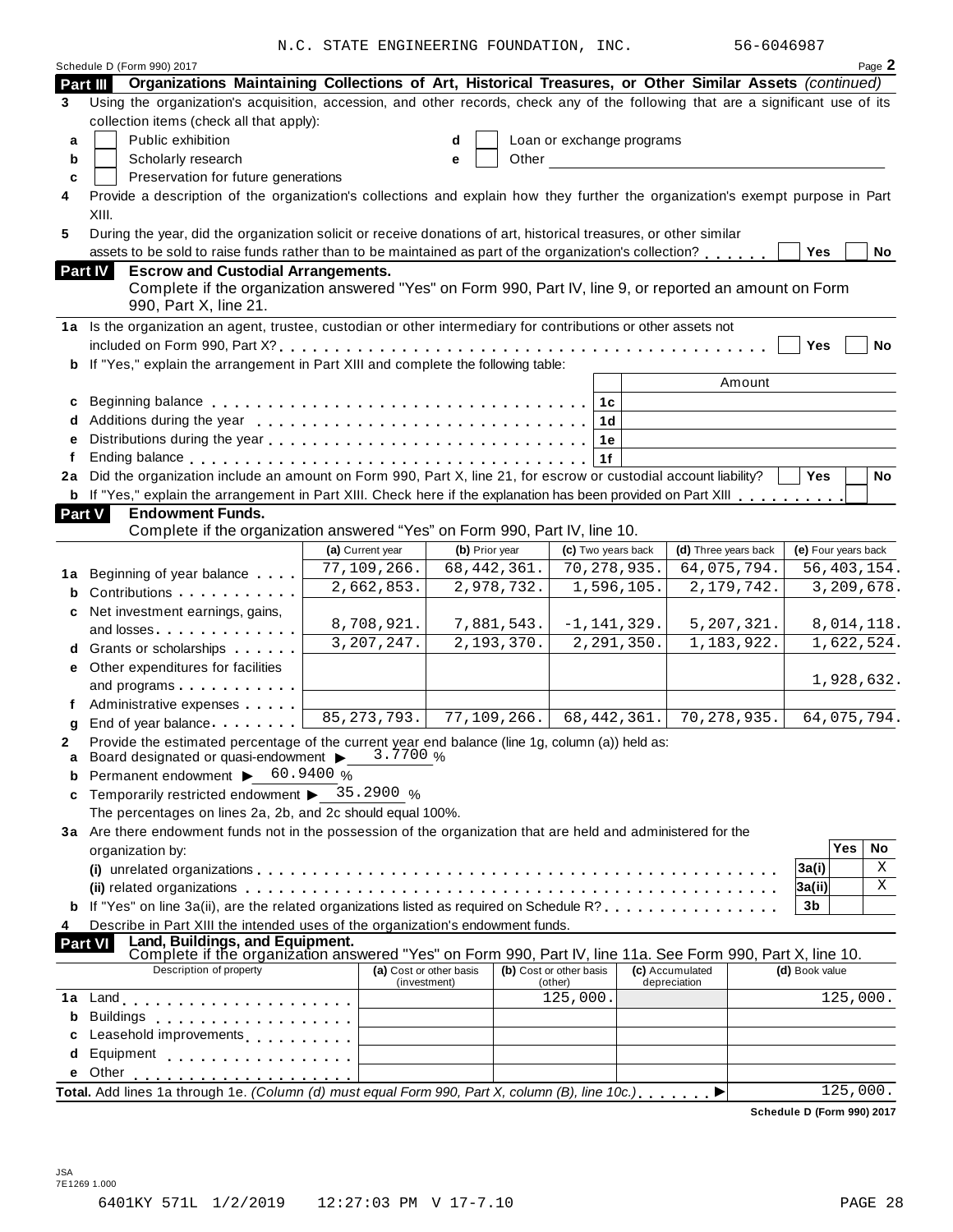N.C. STATE ENGINEERING FOUNDATION, INC. 56-6046987

Schedule D (Form 990) 2017 Page **2**

**Part III Organizations Maintaining Collections of Art, Historical Treasures, or Other Similar Assets** *(continued)*

**3** Using the organization's acquisition, accession, and other records, check any of the following that are a significant use of its collection items (check all that apply):

- **a** ☐ Public exhibition
- **b** ☐ Scholarly research
- **c** ☐ Preservation for future generations
- **d** ☐ Loan or exchange programs
- **e** ☐ Other

**4** Provide a description of the organization's collections and explain how they further the organization's exempt purpose in Part XIII.

**5** During the year, did the organization solicit or receive donations of art, historical treasures, or other similar assets to be sold to raise funds rather than to be maintained as part of the organization's collection? ☐ Yes ☐ No

**Part IV Escrow and Custodial Arrangements.**
Complete if the organization answered "Yes" on Form 990, Part IV, line 9, or reported an amount on Form 990, Part X, line 21.

**1a** Is the organization an agent, trustee, custodian or other intermediary for contributions or other assets not included on Form 990, Part X? ☐ Yes ☐ No

**b** If "Yes," explain the arrangement in Part XIII and complete the following table:

| | | Amount |
|---|---|---|
| **c** Beginning balance | 1c | |
| **d** Additions during the year | 1d | |
| **e** Distributions during the year | 1e | |
| **f** Ending balance | 1f | |

**2a** Did the organization include an amount on Form 990, Part X, line 21, for escrow or custodial account liability? ☐ Yes ☐ No

**b** If "Yes," explain the arrangement in Part XIII. Check here if the explanation has been provided on Part XIII ☐

**Part V Endowment Funds.**
Complete if the organization answered "Yes" on Form 990, Part IV, line 10.

| | (a) Current year | (b) Prior year | (c) Two years back | (d) Three years back | (e) Four years back |
|---|---|---|---|---|---|
| **1a** Beginning of year balance | 77,109,266. | 68,442,361. | 70,278,935. | 64,075,794. | 56,403,154. |
| **b** Contributions | 2,662,853. | 2,978,732. | 1,596,105. | 2,179,742. | 3,209,678. |
| **c** Net investment earnings, gains, and losses | 8,708,921. | 7,881,543. | -1,141,329. | 5,207,321. | 8,014,118. |
| **d** Grants or scholarships | 3,207,247. | 2,193,370. | 2,291,350. | 1,183,922. | 1,622,524. |
| **e** Other expenditures for facilities and programs | | | | | 1,928,632. |
| **f** Administrative expenses | | | | | |
| **g** End of year balance | 85,273,793. | 77,109,266. | 68,442,361. | 70,278,935. | 64,075,794. |

**2** Provide the estimated percentage of the current year end balance (line 1g, column (a)) held as:

- **a** Board designated or quasi-endowment ▶ 3.7700 %
- **b** Permanent endowment ▶ 60.9400 %
- **c** Temporarily restricted endowment ▶ 35.2900 %

The percentages on lines 2a, 2b, and 2c should equal 100%.

**3a** Are there endowment funds not in the possession of the organization that are held and administered for the organization by:

| | | Yes | No |
|---|---|---|---|
| **(i)** unrelated organizations | 3a(i) | | X |
| **(ii)** related organizations | 3a(ii) | | X |
| **b** If "Yes" on line 3a(ii), are the related organizations listed as required on Schedule R? | 3b | | |

**4** Describe in Part XIII the intended uses of the organization's endowment funds.

**Part VI Land, Buildings, and Equipment.**
Complete if the organization answered "Yes" on Form 990, Part IV, line 11a. See Form 990, Part X, line 10.

| Description of property | (a) Cost or other basis (investment) | (b) Cost or other basis (other) | (c) Accumulated depreciation | (d) Book value |
|---|---|---|---|---|
| **1a** Land | | 125,000. | | 125,000. |
| **b** Buildings | | | | |
| **c** Leasehold improvements | | | | |
| **d** Equipment | | | | |
| **e** Other | | | | |

**Total.** Add lines 1a through 1e. *(Column (d) must equal Form 990, Part X, column (B), line 10c.)* ▶ 125,000.

**Schedule D (Form 990) 2017**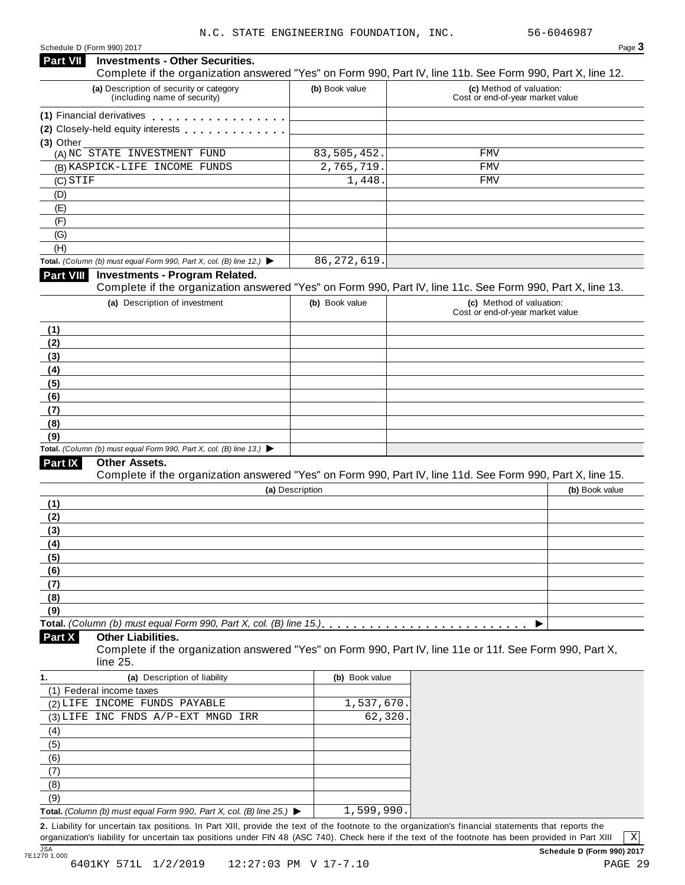N.C. STATE ENGINEERING FOUNDATION, INC. 56-6046987

Schedule D (Form 990) 2017

## Part VII Investments - Other Securities.

Complete if the organization answered "Yes" on Form 990, Part IV, line 11b. See Form 990, Part X, line 12.

| (a) Description of security or category (including name of security) | (b) Book value | (c) Method of valuation: Cost or end-of-year market value |
|---|---|---|
| (1) Financial derivatives | | |
| (2) Closely-held equity interests | | |
| (3) Other | | |
| (A) NC STATE INVESTMENT FUND | 83,505,452. | FMV |
| (B) KASPICK-LIFE INCOME FUNDS | 2,765,719. | FMV |
| (C) STIF | 1,448. | FMV |
| (D) | | |
| (E) | | |
| (F) | | |
| (G) | | |
| (H) | | |
| **Total.** *(Column (b) must equal Form 990, Part X, col. (B) line 12.)* ▶ | 86,272,619. | |

## Part VIII Investments - Program Related.

Complete if the organization answered "Yes" on Form 990, Part IV, line 11c. See Form 990, Part X, line 13.

| (a) Description of investment | (b) Book value | (c) Method of valuation: Cost or end-of-year market value |
|---|---|---|
| (1) | | |
| (2) | | |
| (3) | | |
| (4) | | |
| (5) | | |
| (6) | | |
| (7) | | |
| (8) | | |
| (9) | | |
| **Total.** *(Column (b) must equal Form 990, Part X, col. (B) line 13.)* ▶ | | |

## Part IX Other Assets.

Complete if the organization answered "Yes" on Form 990, Part IV, line 11d. See Form 990, Part X, line 15.

| (a) Description | (b) Book value |
|---|---|
| (1) | |
| (2) | |
| (3) | |
| (4) | |
| (5) | |
| (6) | |
| (7) | |
| (8) | |
| (9) | |
| **Total.** *(Column (b) must equal Form 990, Part X, col. (B) line 15.)* ▶ | |

## Part X Other Liabilities.

Complete if the organization answered "Yes" on Form 990, Part IV, line 11e or 11f. See Form 990, Part X, line 25.

| 1. (a) Description of liability | (b) Book value |
|---|---|
| (1) Federal income taxes | |
| (2) LIFE INCOME FUNDS PAYABLE | 1,537,670. |
| (3) LIFE INC FNDS A/P-EXT MNGD IRR | 62,320. |
| (4) | |
| (5) | |
| (6) | |
| (7) | |
| (8) | |
| (9) | |
| **Total.** *(Column (b) must equal Form 990, Part X, col. (B) line 25.)* ▶ | 1,599,990. |

**2.** Liability for uncertain tax positions. In Part XIII, provide the text of the footnote to the organization's financial statements that reports the organization's liability for uncertain tax positions under FIN 48 (ASC 740). Check here if the text of the footnote has been provided in Part XIII [X]

JSA 7E1270 1.000

**Schedule D (Form 990) 2017**

6401KY 571L 1/2/2019 12:27:03 PM V 17-7.10 PAGE 29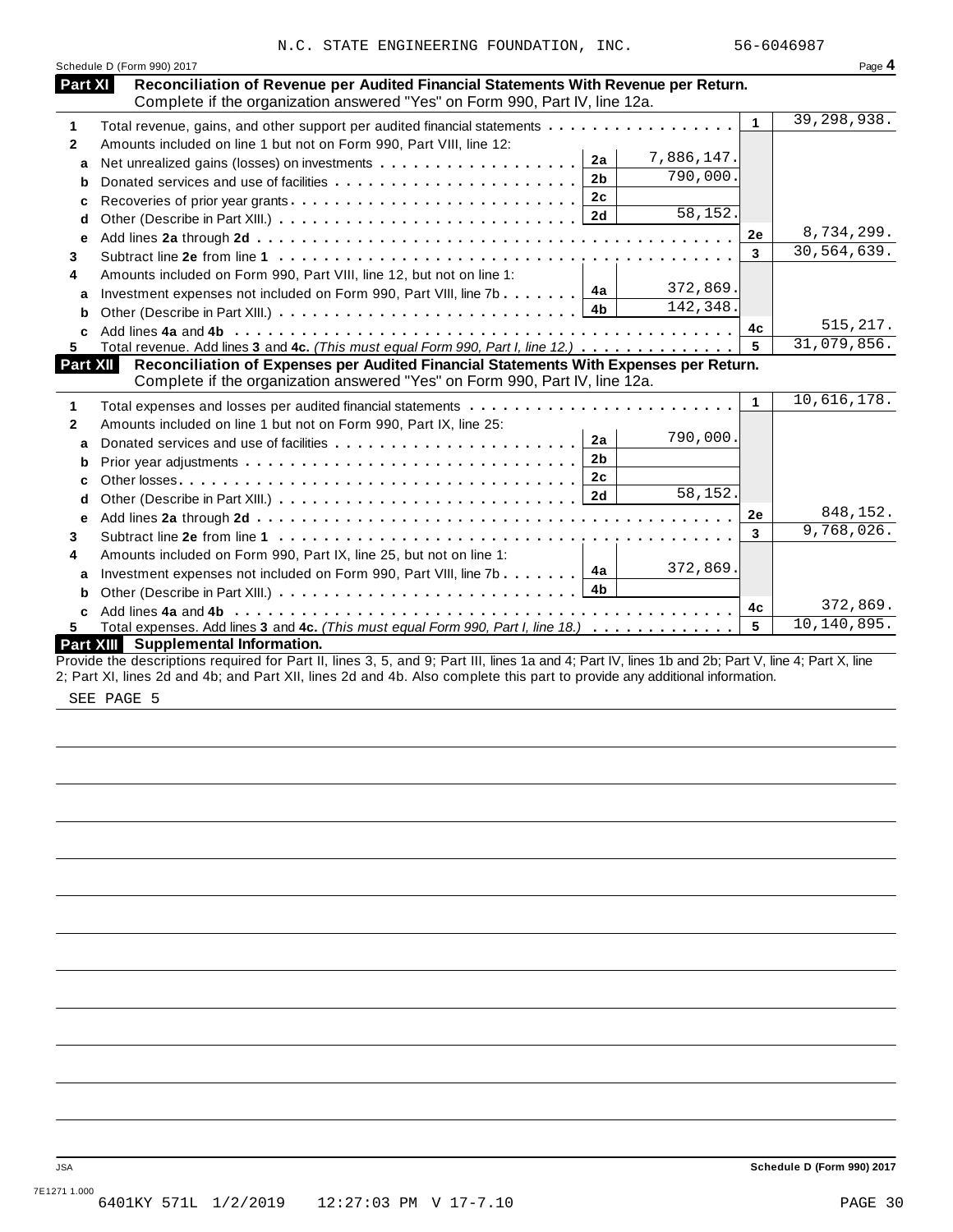N.C. STATE ENGINEERING FOUNDATION, INC. 56-6046987

Schedule D (Form 990) 2017 Page **4**

## Part XI Reconciliation of Revenue per Audited Financial Statements With Revenue per Return.

Complete if the organization answered "Yes" on Form 990, Part IV, line 12a.

| | | | | | |
|---|---|---|---|---|---|
| **1** | Total revenue, gains, and other support per audited financial statements | | | 1 | 39,298,938. |
| **2** | Amounts included on line 1 but not on Form 990, Part VIII, line 12: | | | | |
| **a** | Net unrealized gains (losses) on investments | 2a | 7,886,147. | | |
| **b** | Donated services and use of facilities | 2b | 790,000. | | |
| **c** | Recoveries of prior year grants | 2c | | | |
| **d** | Other (Describe in Part XIII.) | 2d | 58,152. | | |
| **e** | Add lines **2a** through **2d** | | | 2e | 8,734,299. |
| **3** | Subtract line **2e** from line **1** | | | 3 | 30,564,639. |
| **4** | Amounts included on Form 990, Part VIII, line 12, but not on line 1: | | | | |
| **a** | Investment expenses not included on Form 990, Part VIII, line 7b | 4a | 372,869. | | |
| **b** | Other (Describe in Part XIII.) | 4b | 142,348. | | |
| **c** | Add lines **4a** and **4b** | | | 4c | 515,217. |
| **5** | Total revenue. Add lines **3** and **4c.** *(This must equal Form 990, Part I, line 12.)* | | | 5 | 31,079,856. |

## Part XII Reconciliation of Expenses per Audited Financial Statements With Expenses per Return.

Complete if the organization answered "Yes" on Form 990, Part IV, line 12a.

| | | | | | |
|---|---|---|---|---|---|
| **1** | Total expenses and losses per audited financial statements | | | 1 | 10,616,178. |
| **2** | Amounts included on line 1 but not on Form 990, Part IX, line 25: | | | | |
| **a** | Donated services and use of facilities | 2a | 790,000. | | |
| **b** | Prior year adjustments | 2b | | | |
| **c** | Other losses | 2c | | | |
| **d** | Other (Describe in Part XIII.) | 2d | 58,152. | | |
| **e** | Add lines **2a** through **2d** | | | 2e | 848,152. |
| **3** | Subtract line **2e** from line **1** | | | 3 | 9,768,026. |
| **4** | Amounts included on Form 990, Part IX, line 25, but not on line 1: | | | | |
| **a** | Investment expenses not included on Form 990, Part VIII, line 7b | 4a | 372,869. | | |
| **b** | Other (Describe in Part XIII.) | 4b | | | |
| **c** | Add lines **4a** and **4b** | | | 4c | 372,869. |
| **5** | Total expenses. Add lines **3** and **4c.** *(This must equal Form 990, Part I, line 18.)* | | | 5 | 10,140,895. |

## Part XIII Supplemental Information.

Provide the descriptions required for Part II, lines 3, 5, and 9; Part III, lines 1a and 4; Part IV, lines 1b and 2b; Part V, line 4; Part X, line 2; Part XI, lines 2d and 4b; and Part XII, lines 2d and 4b. Also complete this part to provide any additional information.

SEE PAGE 5

Schedule D (Form 990) 2017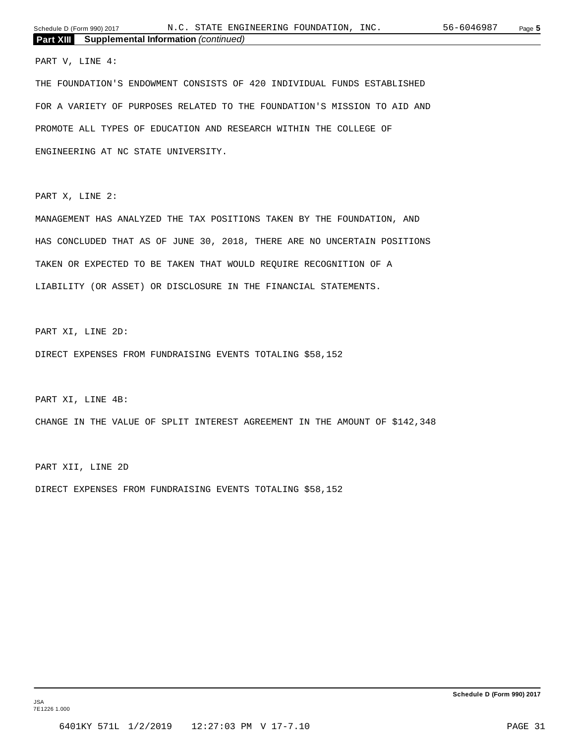**Part XIII** **Supplemental Information** *(continued)*

PART V, LINE 4:

THE FOUNDATION'S ENDOWMENT CONSISTS OF 420 INDIVIDUAL FUNDS ESTABLISHED FOR A VARIETY OF PURPOSES RELATED TO THE FOUNDATION'S MISSION TO AID AND PROMOTE ALL TYPES OF EDUCATION AND RESEARCH WITHIN THE COLLEGE OF ENGINEERING AT NC STATE UNIVERSITY.

PART X, LINE 2:

MANAGEMENT HAS ANALYZED THE TAX POSITIONS TAKEN BY THE FOUNDATION, AND HAS CONCLUDED THAT AS OF JUNE 30, 2018, THERE ARE NO UNCERTAIN POSITIONS TAKEN OR EXPECTED TO BE TAKEN THAT WOULD REQUIRE RECOGNITION OF A LIABILITY (OR ASSET) OR DISCLOSURE IN THE FINANCIAL STATEMENTS.

PART XI, LINE 2D:

DIRECT EXPENSES FROM FUNDRAISING EVENTS TOTALING $58,152

PART XI, LINE 4B:

CHANGE IN THE VALUE OF SPLIT INTEREST AGREEMENT IN THE AMOUNT OF $142,348

PART XII, LINE 2D

DIRECT EXPENSES FROM FUNDRAISING EVENTS TOTALING $58,152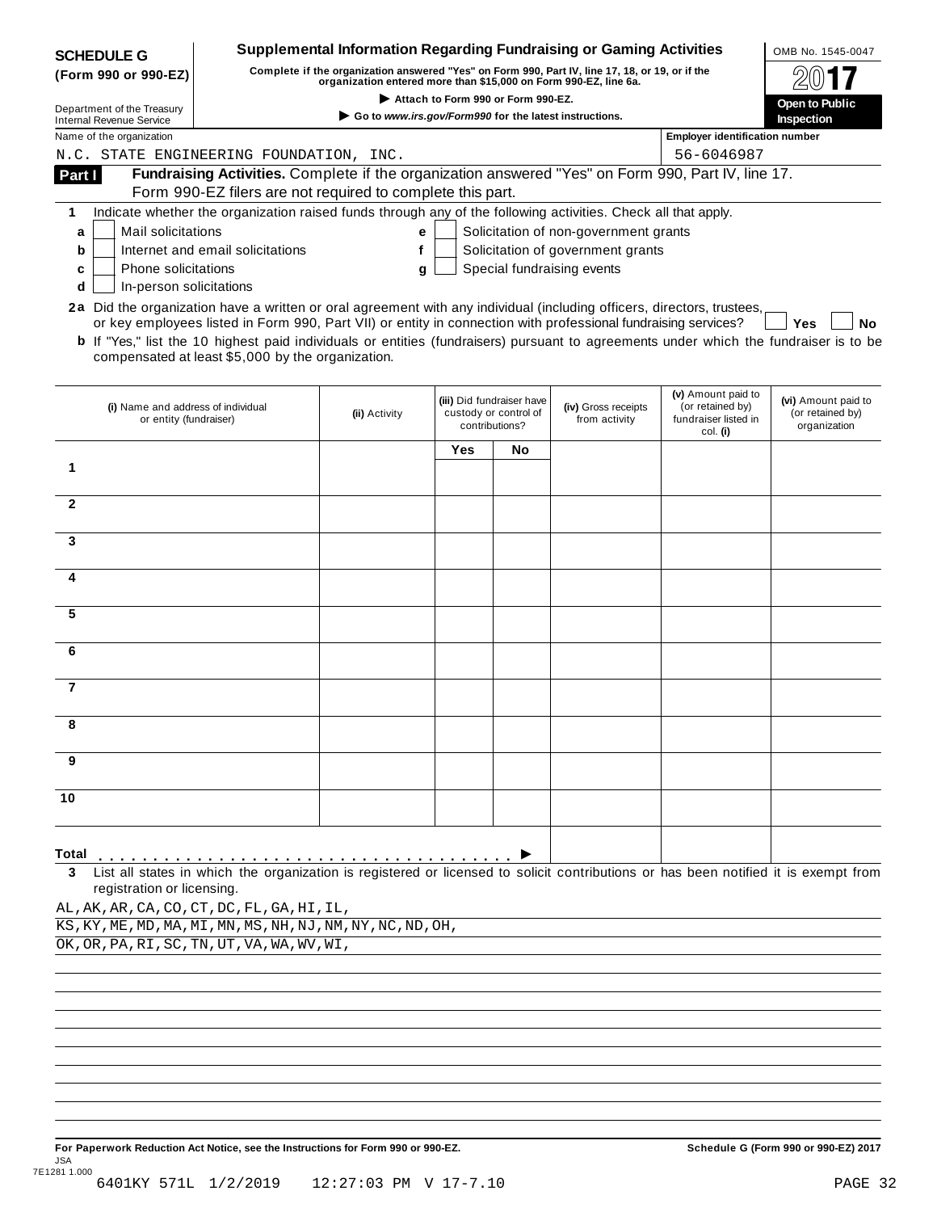**SCHEDULE G (Form 990 or 990-EZ)**

Department of the Treasury
Internal Revenue Service

# Supplemental Information Regarding Fundraising or Gaming Activities

**Complete if the organization answered "Yes" on Form 990, Part IV, line 17, 18, or 19, or if the organization entered more than $15,000 on Form 990-EZ, line 6a.**

▶ Attach to Form 990 or Form 990-EZ.

▶ Go to *www.irs.gov/Form990* for the latest instructions.

OMB No. 1545-0047

**2017**

**Open to Public Inspection**

Name of the organization: N.C. STATE ENGINEERING FOUNDATION, INC.

Employer identification number: 56-6046987

**Part I** **Fundraising Activities.** Complete if the organization answered "Yes" on Form 990, Part IV, line 17. Form 990-EZ filers are not required to complete this part.

**1** Indicate whether the organization raised funds through any of the following activities. Check all that apply.

- **a** ☐ Mail solicitations
- **b** ☐ Internet and email solicitations
- **c** ☐ Phone solicitations
- **d** ☐ In-person solicitations
- **e** ☐ Solicitation of non-government grants
- **f** ☐ Solicitation of government grants
- **g** ☐ Special fundraising events

**2a** Did the organization have a written or oral agreement with any individual (including officers, directors, trustees, or key employees listed in Form 990, Part VII) or entity in connection with professional fundraising services? ☐ **Yes** ☐ **No**

**b** If "Yes," list the 10 highest paid individuals or entities (fundraisers) pursuant to agreements under which the fundraiser is to be compensated at least $5,000 by the organization.

| (i) Name and address of individual or entity (fundraiser) | (ii) Activity | (iii) Did fundraiser have custody or control of contributions? | | (iv) Gross receipts from activity | (v) Amount paid to (or retained by) fundraiser listed in col. (i) | (vi) Amount paid to (or retained by) organization |
|---|---|---|---|---|---|---|
| | | Yes | No | | | |
| 1 | | | | | | |
| 2 | | | | | | |
| 3 | | | | | | |
| 4 | | | | | | |
| 5 | | | | | | |
| 6 | | | | | | |
| 7 | | | | | | |
| 8 | | | | | | |
| 9 | | | | | | |
| 10 | | | | | | |
| **Total** . . . . . . . . . . . . . . . . . . . . . . . . . . . . . . . . . . . . . ▶ | | | | | | |

**3** List all states in which the organization is registered or licensed to solicit contributions or has been notified it is exempt from registration or licensing.

AL,AK,AR,CA,CO,CT,DC,FL,GA,HI,IL,
KS,KY,ME,MD,MA,MI,MN,MS,NH,NJ,NM,NY,NC,ND,OH,
OK,OR,PA,RI,SC,TN,UT,VA,WA,WV,WI,

**For Paperwork Reduction Act Notice, see the Instructions for Form 990 or 990-EZ.**

**Schedule G (Form 990 or 990-EZ) 2017**

JSA
7E1281 1.000

6401KY 571L 1/2/2019 12:27:03 PM V 17-7.10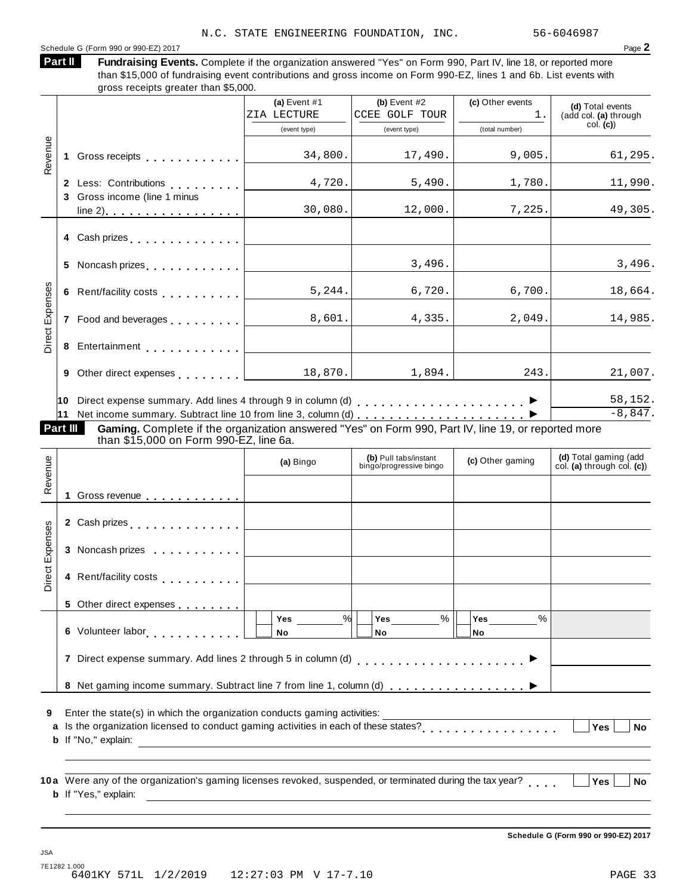N.C. STATE ENGINEERING FOUNDATION, INC. 56-6046987

Schedule G (Form 990 or 990-EZ) 2017 Page **2**

## Part II Fundraising Events.

Complete if the organization answered "Yes" on Form 990, Part IV, line 18, or reported more than $15,000 of fundraising event contributions and gross income on Form 990-EZ, lines 1 and 6b. List events with gross receipts greater than $5,000.

| | | (a) Event #1 ZIA LECTURE (event type) | (b) Event #2 CCEE GOLF TOUR (event type) | (c) Other events 1. (total number) | (d) Total events (add col. (a) through col. (c)) |
|---|---|---|---|---|---|
| Revenue | 1 Gross receipts | 34,800. | 17,490. | 9,005. | 61,295. |
| | 2 Less: Contributions | 4,720. | 5,490. | 1,780. | 11,990. |
| | 3 Gross income (line 1 minus line 2) | 30,080. | 12,000. | 7,225. | 49,305. |
| Direct Expenses | 4 Cash prizes | | | | |
| | 5 Noncash prizes | | 3,496. | | 3,496. |
| | 6 Rent/facility costs | 5,244. | 6,720. | 6,700. | 18,664. |
| | 7 Food and beverages | 8,601. | 4,335. | 2,049. | 14,985. |
| | 8 Entertainment | | | | |
| | 9 Other direct expenses | 18,870. | 1,894. | 243. | 21,007. |

10 Direct expense summary. Add lines 4 through 9 in column (d) ▶ 58,152.

11 Net income summary. Subtract line 10 from line 3, column (d) ▶ -8,847.

## Part III Gaming.

Complete if the organization answered "Yes" on Form 990, Part IV, line 19, or reported more than $15,000 on Form 990-EZ, line 6a.

| | | (a) Bingo | (b) Pull tabs/instant bingo/progressive bingo | (c) Other gaming | (d) Total gaming (add col. (a) through col. (c)) |
|---|---|---|---|---|---|
| Revenue | 1 Gross revenue | | | | |
| Direct Expenses | 2 Cash prizes | | | | |
| | 3 Noncash prizes | | | | |
| | 4 Rent/facility costs | | | | |
| | 5 Other direct expenses | | | | |
| | 6 Volunteer labor | Yes ___% No | Yes ___% No | Yes ___% No | |

7 Direct expense summary. Add lines 2 through 5 in column (d) ▶

8 Net gaming income summary. Subtract line 7 from line 1, column (d) ▶

9 Enter the state(s) in which the organization conducts gaming activities:

a Is the organization licensed to conduct gaming activities in each of these states? Yes No

b If "No," explain:

10a Were any of the organization's gaming licenses revoked, suspended, or terminated during the tax year? Yes No

b If "Yes," explain:

Schedule G (Form 990 or 990-EZ) 2017

JSA
7E1282 1.000
6401KY 571L 1/2/2019 12:27:03 PM V 17-7.10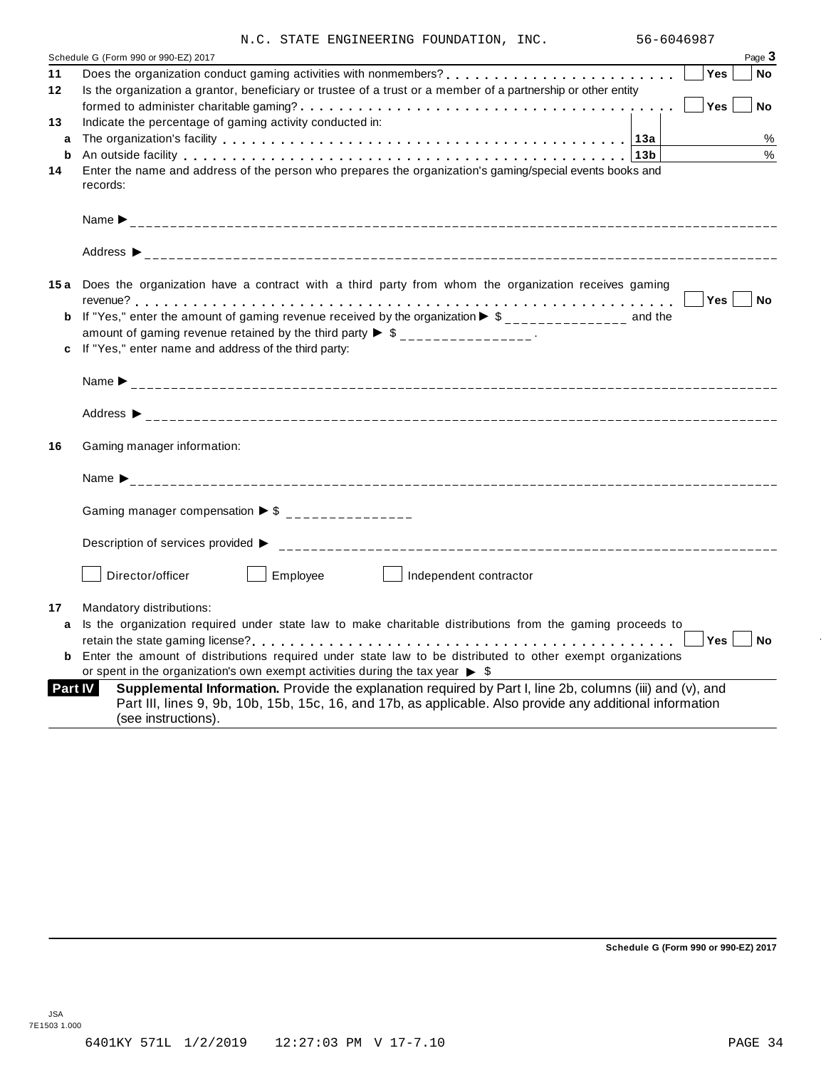N.C. STATE ENGINEERING FOUNDATION, INC. 56-6046987

Schedule G (Form 990 or 990-EZ) 2017 Page **3**

**11** Does the organization conduct gaming activities with nonmembers? . . . . . . . . . . . . . . . . . . . . . . . . ☐ **Yes** ☐ **No**

**12** Is the organization a grantor, beneficiary or trustee of a trust or a member of a partnership or other entity formed to administer charitable gaming? . . . . . . . . . . . . . . . . . . . . . . . . . . . . . . . . . . . . . . ☐ **Yes** ☐ **No**

**13** Indicate the percentage of gaming activity conducted in:

**a** The organization's facility . . . . . . . . . . . . . . . . . . . . . . . . . . . . . . . . . . . . . . . . . . . . **13a** %

**b** An outside facility . . . . . . . . . . . . . . . . . . . . . . . . . . . . . . . . . . . . . . . . . . . . . . . . . **13b** %

**14** Enter the name and address of the person who prepares the organization's gaming/special events books and records:

Name ▶ ______________________________

Address ▶ ______________________________

**15a** Does the organization have a contract with a third party from whom the organization receives gaming revenue? . . . . . . . . . . . . . . . . . . . . . . . . . . . . . . . . . . . . . . . . . . . . . . . . . . . . . . . . . . . ☐ **Yes** ☐ **No**

**b** If "Yes," enter the amount of gaming revenue received by the organization ▶ $ ______________ and the amount of gaming revenue retained by the third party ▶ $ ______________ .

**c** If "Yes," enter name and address of the third party:

Name ▶ ______________________________

Address ▶ ______________________________

**16** Gaming manager information:

Name ▶ ______________________________

Gaming manager compensation ▶ $ ______________

Description of services provided ▶ ______________________________

☐ Director/officer ☐ Employee ☐ Independent contractor

**17** Mandatory distributions:

**a** Is the organization required under state law to make charitable distributions from the gaming proceeds to retain the state gaming license? . . . . . . . . . . . . . . . . . . . . . . . . . . . . . . . . . . . . . . . . . . . . ☐ **Yes** ☐ **No**

**b** Enter the amount of distributions required under state law to be distributed to other exempt organizations or spent in the organization's own exempt activities during the tax year ▶ $

**Part IV** **Supplemental Information.** Provide the explanation required by Part I, line 2b, columns (iii) and (v), and Part III, lines 9, 9b, 10b, 15b, 15c, 16, and 17b, as applicable. Also provide any additional information (see instructions).

**Schedule G (Form 990 or 990-EZ) 2017**

JSA
7E1503 1.000

6401KY 571L 1/2/2019 12:27:03 PM V 17-7.10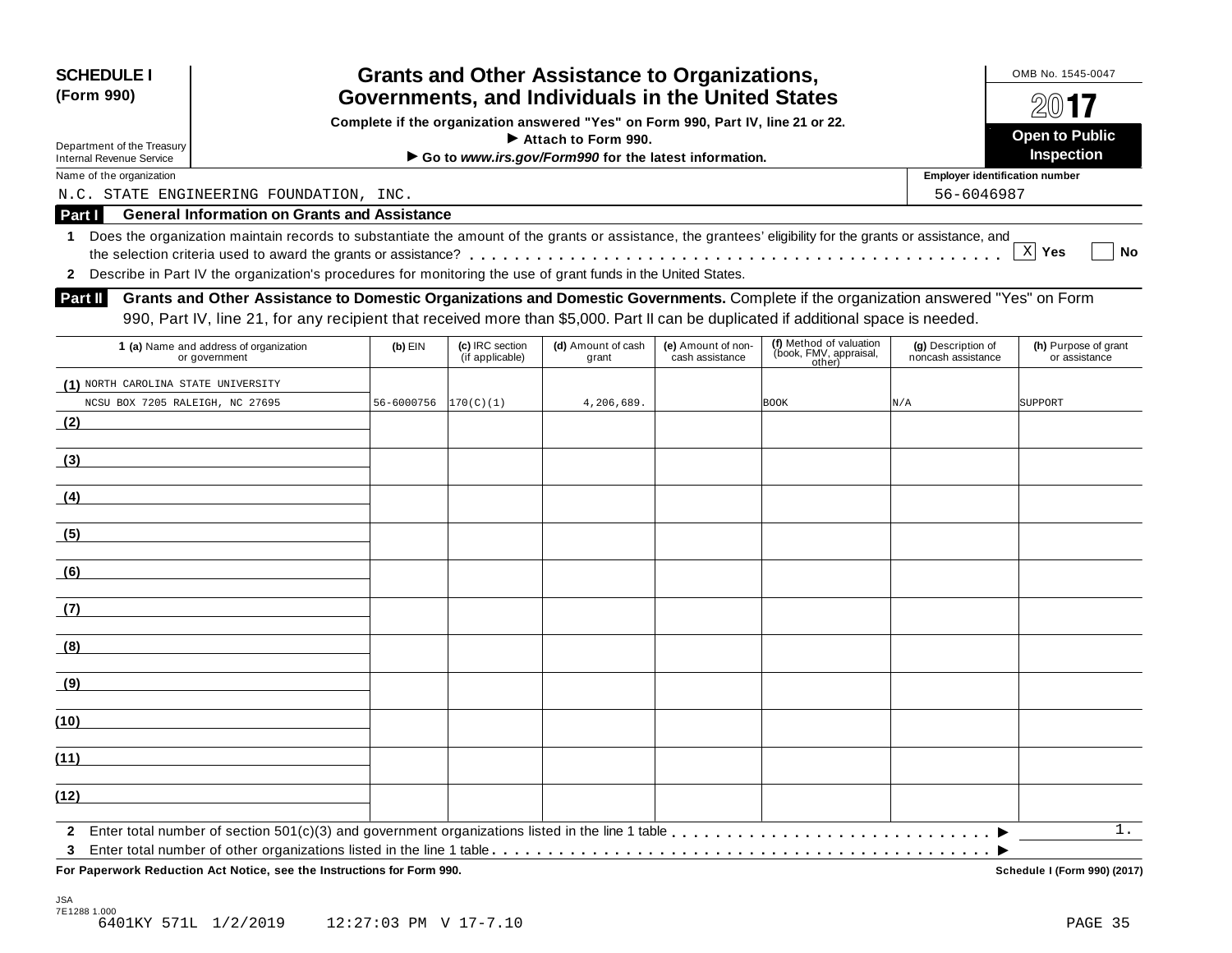**SCHEDULE I**
**(Form 990)**

Department of the Treasury
Internal Revenue Service

# Grants and Other Assistance to Organizations, Governments, and Individuals in the United States

**Complete if the organization answered "Yes" on Form 990, Part IV, line 21 or 22.**
**▶ Attach to Form 990.**
**▶ Go to *www.irs.gov/Form990* for the latest information.**

OMB No. 1545-0047

**2017**

**Open to Public Inspection**

Name of the organization: N.C. STATE ENGINEERING FOUNDATION, INC.

Employer identification number: 56-6046987

## Part I General Information on Grants and Assistance

**1** Does the organization maintain records to substantiate the amount of the grants or assistance, the grantees' eligibility for the grants or assistance, and the selection criteria used to award the grants or assistance? . . . . . [X] Yes [ ] No

**2** Describe in Part IV the organization's procedures for monitoring the use of grant funds in the United States.

## Part II Grants and Other Assistance to Domestic Organizations and Domestic Governments.

Complete if the organization answered "Yes" on Form 990, Part IV, line 21, for any recipient that received more than $5,000. Part II can be duplicated if additional space is needed.

| 1 (a) Name and address of organization or government | (b) EIN | (c) IRC section (if applicable) | (d) Amount of cash grant | (e) Amount of non-cash assistance | (f) Method of valuation (book, FMV, appraisal, other) | (g) Description of noncash assistance | (h) Purpose of grant or assistance |
|---|---|---|---|---|---|---|---|
| (1) NORTH CAROLINA STATE UNIVERSITY NCSU BOX 7205 RALEIGH, NC 27695 | 56-6000756 | 170(C)(1) | 4,206,689. | | BOOK | N/A | SUPPORT |
| (2) | | | | | | | |
| (3) | | | | | | | |
| (4) | | | | | | | |
| (5) | | | | | | | |
| (6) | | | | | | | |
| (7) | | | | | | | |
| (8) | | | | | | | |
| (9) | | | | | | | |
| (10) | | | | | | | |
| (11) | | | | | | | |
| (12) | | | | | | | |

**2** Enter total number of section 501(c)(3) and government organizations listed in the line 1 table . . . . . ▶ 1.

**3** Enter total number of other organizations listed in the line 1 table . . . . . ▶

**For Paperwork Reduction Act Notice, see the Instructions for Form 990.** **Schedule I (Form 990) (2017)**

JSA
7E1288 1.000
6401KY 571L 1/2/2019 12:27:03 PM V 17-7.10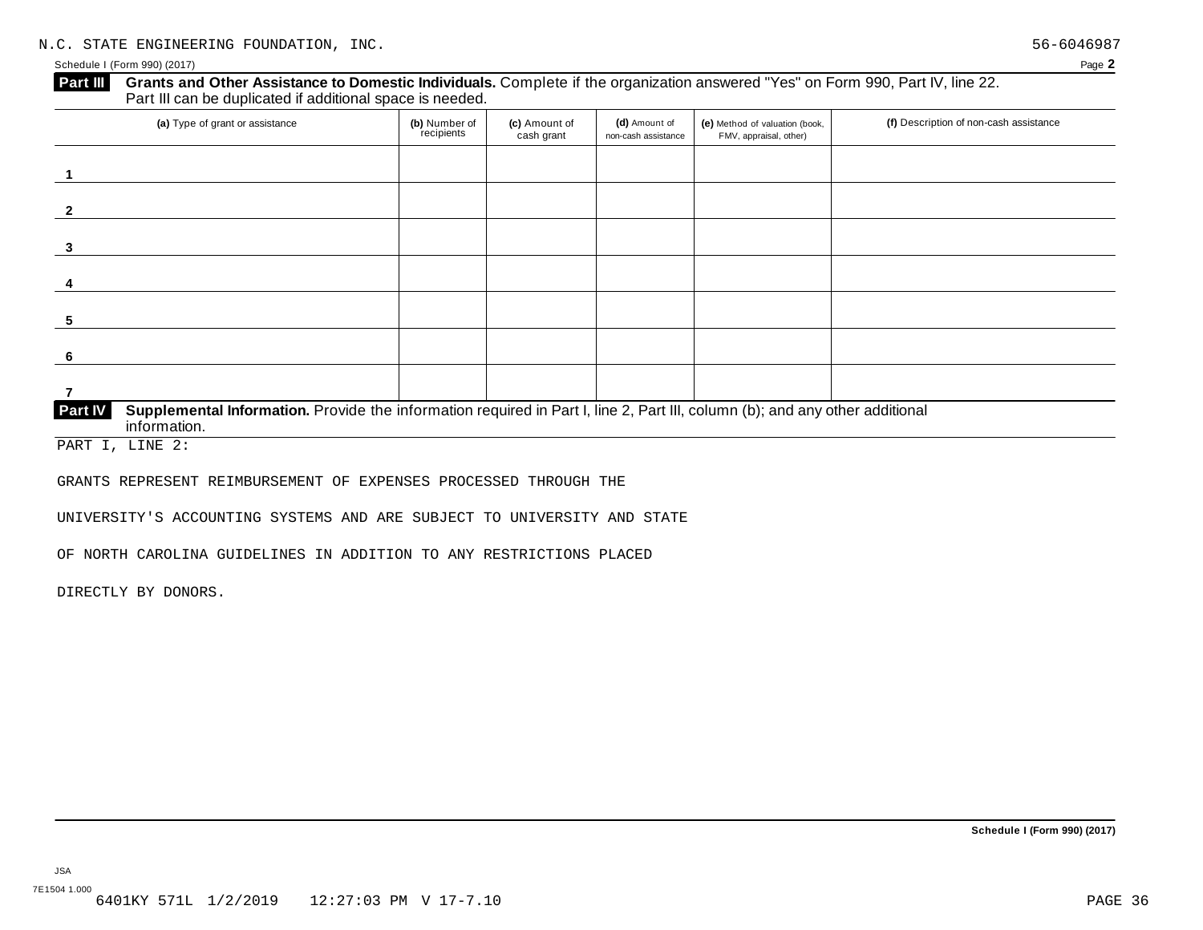N.C. STATE ENGINEERING FOUNDATION, INC. 56-6046987

Schedule I (Form 990) (2017) Page **2**

**Part III** **Grants and Other Assistance to Domestic Individuals.** Complete if the organization answered "Yes" on Form 990, Part IV, line 22. Part III can be duplicated if additional space is needed.

| (a) Type of grant or assistance | (b) Number of recipients | (c) Amount of cash grant | (d) Amount of non-cash assistance | (e) Method of valuation (book, FMV, appraisal, other) | (f) Description of non-cash assistance |
|---|---|---|---|---|---|
| 1 | | | | | |
| 2 | | | | | |
| 3 | | | | | |
| 4 | | | | | |
| 5 | | | | | |
| 6 | | | | | |
| 7 | | | | | |

**Part IV** **Supplemental Information.** Provide the information required in Part I, line 2, Part III, column (b); and any other additional information.

PART I, LINE 2:

GRANTS REPRESENT REIMBURSEMENT OF EXPENSES PROCESSED THROUGH THE UNIVERSITY'S ACCOUNTING SYSTEMS AND ARE SUBJECT TO UNIVERSITY AND STATE OF NORTH CAROLINA GUIDELINES IN ADDITION TO ANY RESTRICTIONS PLACED DIRECTLY BY DONORS.

**Schedule I (Form 990) (2017)**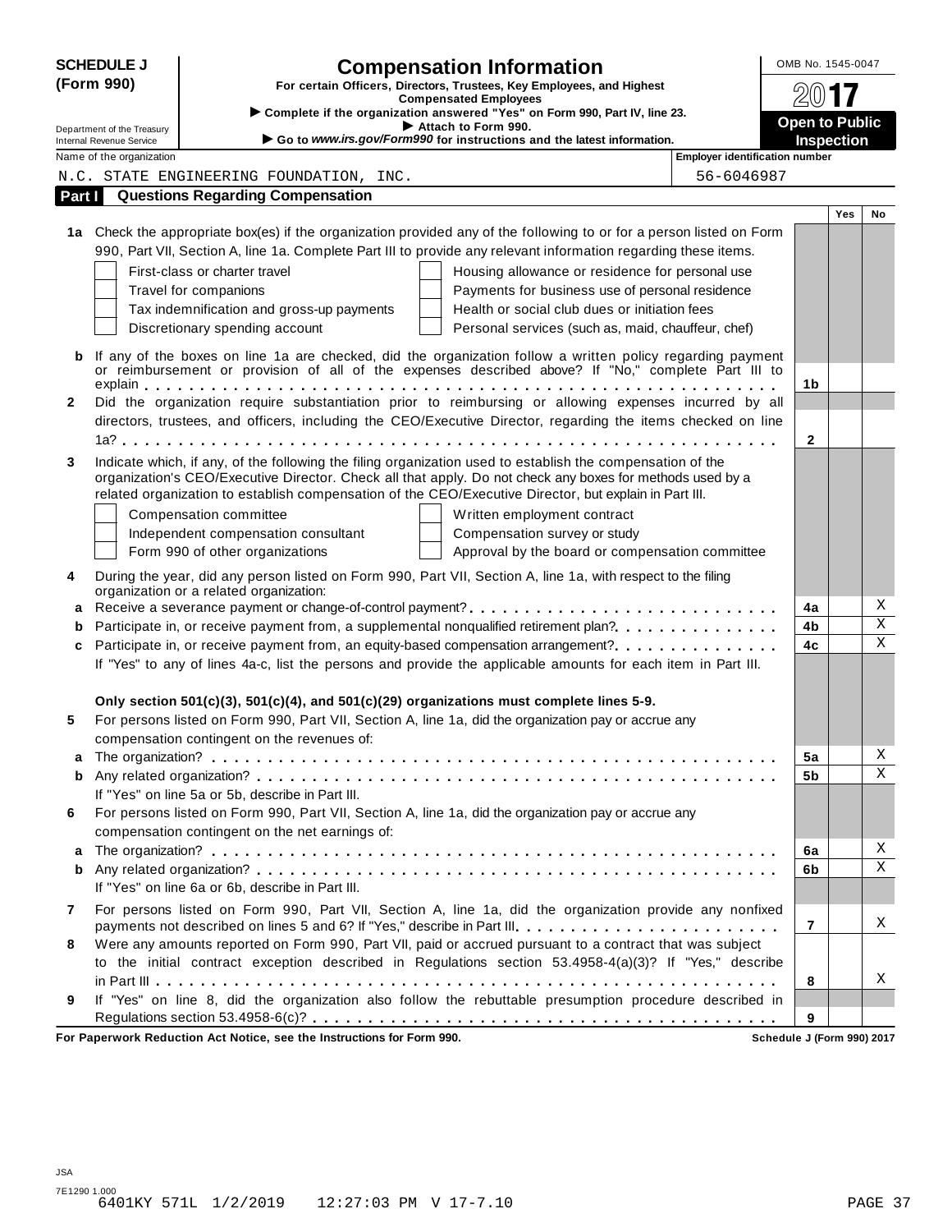**SCHEDULE J (Form 990)**

Department of the Treasury
Internal Revenue Service

# Compensation Information

**For certain Officers, Directors, Trustees, Key Employees, and Highest Compensated Employees**

► **Complete if the organization answered "Yes" on Form 990, Part IV, line 23.**
► **Attach to Form 990.**
► **Go to *www.irs.gov/Form990* for instructions and the latest information.**

OMB No. 1545-0047

**2017**

**Open to Public Inspection**

Name of the organization: N.C. STATE ENGINEERING FOUNDATION, INC.

Employer identification number: 56-6046987

## Part I Questions Regarding Compensation

| | | | Yes | No |
|---|---|---|---|---|
| **1a** | Check the appropriate box(es) if the organization provided any of the following to or for a person listed on Form 990, Part VII, Section A, line 1a. Complete Part III to provide any relevant information regarding these items.<br>☐ First-class or charter travel ☐ Housing allowance or residence for personal use<br>☐ Travel for companions ☐ Payments for business use of personal residence<br>☐ Tax indemnification and gross-up payments ☐ Health or social club dues or initiation fees<br>☐ Discretionary spending account ☐ Personal services (such as, maid, chauffeur, chef) | | | |
| **b** | If any of the boxes on line 1a are checked, did the organization follow a written policy regarding payment or reimbursement or provision of all of the expenses described above? If "No," complete Part III to explain | 1b | | |
| **2** | Did the organization require substantiation prior to reimbursing or allowing expenses incurred by all directors, trustees, and officers, including the CEO/Executive Director, regarding the items checked on line 1a? | 2 | | |
| **3** | Indicate which, if any, of the following the filing organization used to establish the compensation of the organization's CEO/Executive Director. Check all that apply. Do not check any boxes for methods used by a related organization to establish compensation of the CEO/Executive Director, but explain in Part III.<br>☐ Compensation committee ☐ Written employment contract<br>☐ Independent compensation consultant ☐ Compensation survey or study<br>☐ Form 990 of other organizations ☐ Approval by the board or compensation committee | | | |
| **4** | During the year, did any person listed on Form 990, Part VII, Section A, line 1a, with respect to the filing organization or a related organization: | | | |
| **a** | Receive a severance payment or change-of-control payment? | 4a | | X |
| **b** | Participate in, or receive payment from, a supplemental nonqualified retirement plan? | 4b | | X |
| **c** | Participate in, or receive payment from, an equity-based compensation arrangement? | 4c | | X |
| | If "Yes" to any of lines 4a-c, list the persons and provide the applicable amounts for each item in Part III. | | | |
| | **Only section 501(c)(3), 501(c)(4), and 501(c)(29) organizations must complete lines 5-9.** | | | |
| **5** | For persons listed on Form 990, Part VII, Section A, line 1a, did the organization pay or accrue any compensation contingent on the revenues of: | | | |
| **a** | The organization? | 5a | | X |
| **b** | Any related organization? | 5b | | X |
| | If "Yes" on line 5a or 5b, describe in Part III. | | | |
| **6** | For persons listed on Form 990, Part VII, Section A, line 1a, did the organization pay or accrue any compensation contingent on the net earnings of: | | | |
| **a** | The organization? | 6a | | X |
| **b** | Any related organization? | 6b | | X |
| | If "Yes" on line 6a or 6b, describe in Part III. | | | |
| **7** | For persons listed on Form 990, Part VII, Section A, line 1a, did the organization provide any nonfixed payments not described on lines 5 and 6? If "Yes," describe in Part III | 7 | | X |
| **8** | Were any amounts reported on Form 990, Part VII, paid or accrued pursuant to a contract that was subject to the initial contract exception described in Regulations section 53.4958-4(a)(3)? If "Yes," describe in Part III | 8 | | X |
| **9** | If "Yes" on line 8, did the organization also follow the rebuttable presumption procedure described in Regulations section 53.4958-6(c)? | 9 | | |

**For Paperwork Reduction Act Notice, see the Instructions for Form 990.** Schedule J (Form 990) 2017

JSA
7E1290 1.000
6401KY 571L 1/2/2019 12:27:03 PM V 17-7.10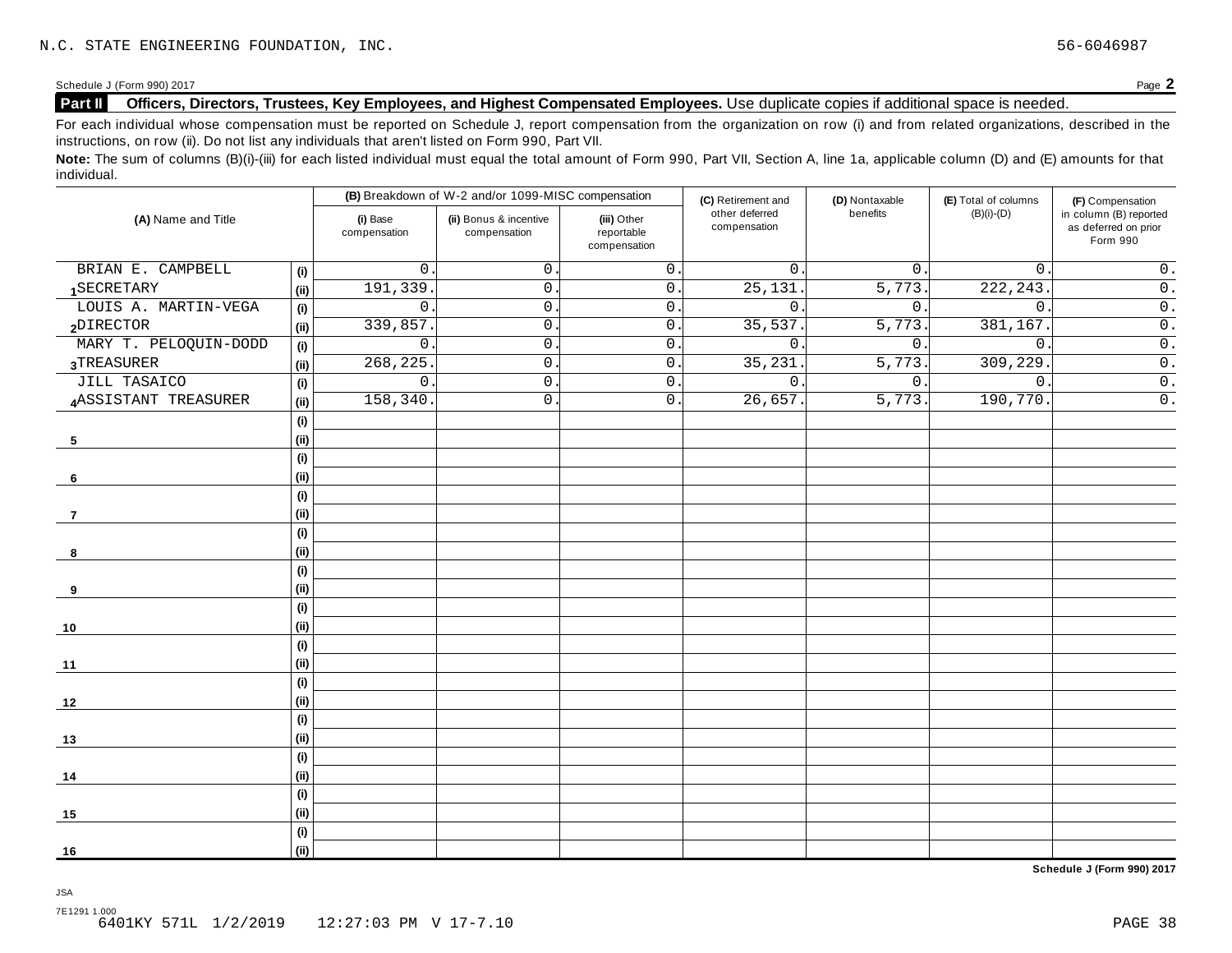N.C. STATE ENGINEERING FOUNDATION, INC. 56-6046987

Schedule J (Form 990) 2017 Page **2**

**Part II** **Officers, Directors, Trustees, Key Employees, and Highest Compensated Employees.** Use duplicate copies if additional space is needed.

For each individual whose compensation must be reported on Schedule J, report compensation from the organization on row (i) and from related organizations, described in the instructions, on row (ii). Do not list any individuals that aren't listed on Form 990, Part VII.

**Note:** The sum of columns (B)(i)-(iii) for each listed individual must equal the total amount of Form 990, Part VII, Section A, line 1a, applicable column (D) and (E) amounts for that individual.

| (A) Name and Title | | (B) Breakdown of W-2 and/or 1099-MISC compensation | | | (C) Retirement and other deferred compensation | (D) Nontaxable benefits | (E) Total of columns (B)(i)-(D) | (F) Compensation in column (B) reported as deferred on prior Form 990 |
|---|---|---|---|---|---|---|---|---|
| | | (i) Base compensation | (ii) Bonus & incentive compensation | (iii) Other reportable compensation | | | | |
| BRIAN E. CAMPBELL | (i) | 0. | 0. | 0. | 0. | 0. | 0. | 0. |
| 1 SECRETARY | (ii) | 191,339. | 0. | 0. | 25,131. | 5,773. | 222,243. | 0. |
| LOUIS A. MARTIN-VEGA | (i) | 0. | 0. | 0. | 0. | 0. | 0. | 0. |
| 2 DIRECTOR | (ii) | 339,857. | 0. | 0. | 35,537. | 5,773. | 381,167. | 0. |
| MARY T. PELOQUIN-DODD | (i) | 0. | 0. | 0. | 0. | 0. | 0. | 0. |
| 3 TREASURER | (ii) | 268,225. | 0. | 0. | 35,231. | 5,773. | 309,229. | 0. |
| JILL TASAICO | (i) | 0. | 0. | 0. | 0. | 0. | 0. | 0. |
| 4 ASSISTANT TREASURER | (ii) | 158,340. | 0. | 0. | 26,657. | 5,773. | 190,770. | 0. |
| | (i) | | | | | | | |
| 5 | (ii) | | | | | | | |
| | (i) | | | | | | | |
| 6 | (ii) | | | | | | | |
| | (i) | | | | | | | |
| 7 | (ii) | | | | | | | |
| | (i) | | | | | | | |
| 8 | (ii) | | | | | | | |
| | (i) | | | | | | | |
| 9 | (ii) | | | | | | | |
| | (i) | | | | | | | |
| 10 | (ii) | | | | | | | |
| | (i) | | | | | | | |
| 11 | (ii) | | | | | | | |
| | (i) | | | | | | | |
| 12 | (ii) | | | | | | | |
| | (i) | | | | | | | |
| 13 | (ii) | | | | | | | |
| | (i) | | | | | | | |
| 14 | (ii) | | | | | | | |
| | (i) | | | | | | | |
| 15 | (ii) | | | | | | | |
| | (i) | | | | | | | |
| 16 | (ii) | | | | | | | |

**Schedule J (Form 990) 2017**

JSA
7E1291 1.000
6401KY 571L 1/2/2019 12:27:03 PM V 17-7.10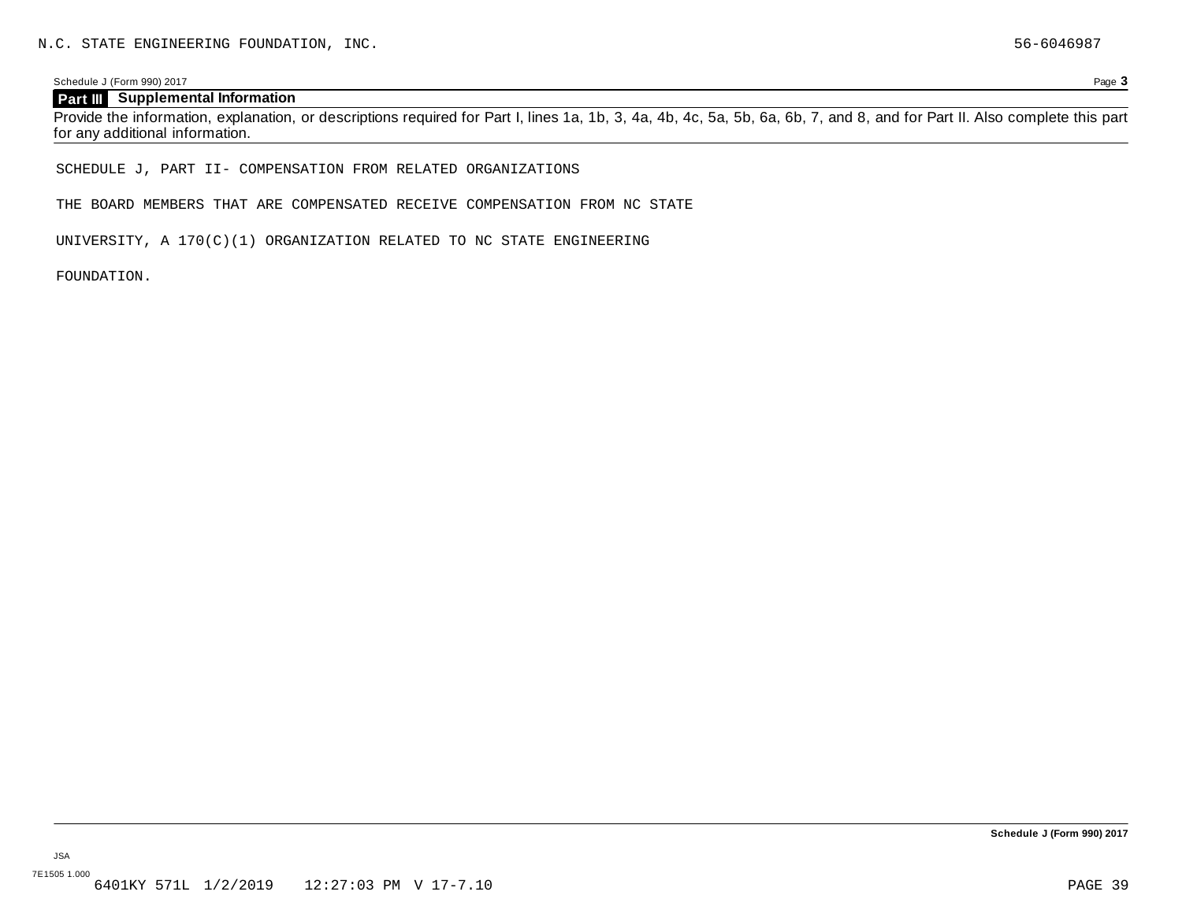N.C. STATE ENGINEERING FOUNDATION, INC. 56-6046987

Schedule J (Form 990) 2017 Page **3**

## Part III Supplemental Information

Provide the information, explanation, or descriptions required for Part I, lines 1a, 1b, 3, 4a, 4b, 4c, 5a, 5b, 6a, 6b, 7, and 8, and for Part II. Also complete this part for any additional information.

SCHEDULE J, PART II- COMPENSATION FROM RELATED ORGANIZATIONS

THE BOARD MEMBERS THAT ARE COMPENSATED RECEIVE COMPENSATION FROM NC STATE

UNIVERSITY, A 170(C)(1) ORGANIZATION RELATED TO NC STATE ENGINEERING

FOUNDATION.

**Schedule J (Form 990) 2017**

JSA
7E1505 1.000
6401KY 571L 1/2/2019 12:27:03 PM V 17-7.10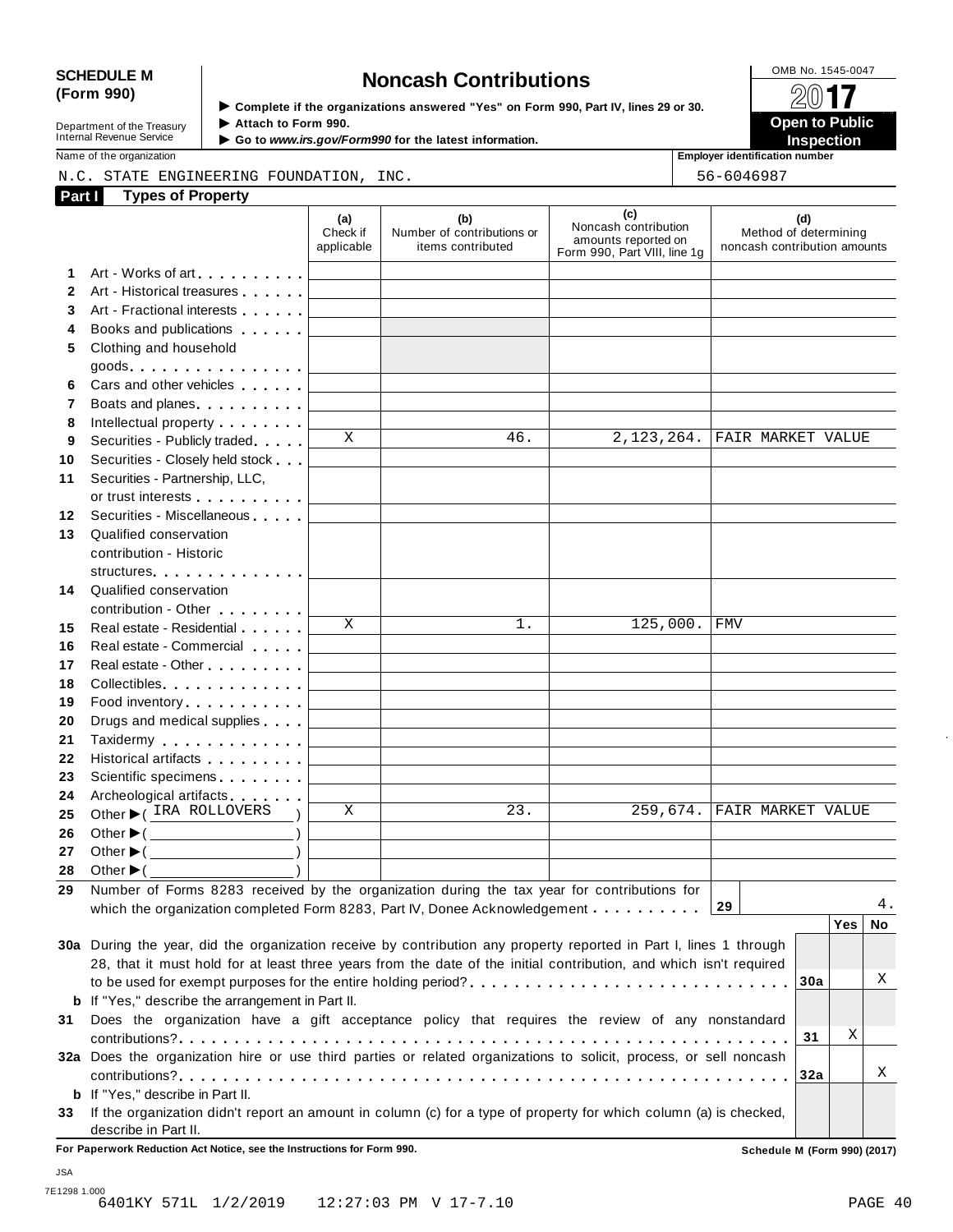**SCHEDULE M (Form 990)**

Department of the Treasury
Internal Revenue Service

# Noncash Contributions

► Complete if the organizations answered "Yes" on Form 990, Part IV, lines 29 or 30.
► Attach to Form 990.
► Go to *www.irs.gov/Form990* for the latest information.

OMB No. 1545-0047

**2017**

**Open to Public Inspection**

Name of the organization: N.C. STATE ENGINEERING FOUNDATION, INC.

Employer identification number: 56-6046987

## Part I Types of Property

| | | (a) Check if applicable | (b) Number of contributions or items contributed | (c) Noncash contribution amounts reported on Form 990, Part VIII, line 1g | (d) Method of determining noncash contribution amounts |
|---|---|---|---|---|---|
| 1 | Art - Works of art | | | | |
| 2 | Art - Historical treasures | | | | |
| 3 | Art - Fractional interests | | | | |
| 4 | Books and publications | | | | |
| 5 | Clothing and household goods | | | | |
| 6 | Cars and other vehicles | | | | |
| 7 | Boats and planes | | | | |
| 8 | Intellectual property | | | | |
| 9 | Securities - Publicly traded | X | 46. | 2,123,264. | FAIR MARKET VALUE |
| 10 | Securities - Closely held stock | | | | |
| 11 | Securities - Partnership, LLC, or trust interests | | | | |
| 12 | Securities - Miscellaneous | | | | |
| 13 | Qualified conservation contribution - Historic structures | | | | |
| 14 | Qualified conservation contribution - Other | | | | |
| 15 | Real estate - Residential | X | 1. | 125,000. | FMV |
| 16 | Real estate - Commercial | | | | |
| 17 | Real estate - Other | | | | |
| 18 | Collectibles | | | | |
| 19 | Food inventory | | | | |
| 20 | Drugs and medical supplies | | | | |
| 21 | Taxidermy | | | | |
| 22 | Historical artifacts | | | | |
| 23 | Scientific specimens | | | | |
| 24 | Archeological artifacts | | | | |
| 25 | Other ► ( IRA ROLLOVERS ) | X | 23. | 259,674. | FAIR MARKET VALUE |
| 26 | Other ► ( ) | | | | |
| 27 | Other ► ( ) | | | | |
| 28 | Other ► ( ) | | | | |

**29** Number of Forms 8283 received by the organization during the tax year for contributions for which the organization completed Form 8283, Part IV, Donee Acknowledgement . . . . . . . . . . **29** 4.

| | | | Yes | No |
|---|---|---|---|---|
| **30a** | During the year, did the organization receive by contribution any property reported in Part I, lines 1 through 28, that it must hold for at least three years from the date of the initial contribution, and which isn't required to be used for exempt purposes for the entire holding period? | 30a | | X |
| **b** | If "Yes," describe the arrangement in Part II. | | | |
| **31** | Does the organization have a gift acceptance policy that requires the review of any nonstandard contributions? | 31 | X | |
| **32a** | Does the organization hire or use third parties or related organizations to solicit, process, or sell noncash contributions? | 32a | | X |
| **b** | If "Yes," describe in Part II. | | | |
| **33** | If the organization didn't report an amount in column (c) for a type of property for which column (a) is checked, describe in Part II. | | | |

**For Paperwork Reduction Act Notice, see the Instructions for Form 990.** **Schedule M (Form 990) (2017)**

JSA
7E1298 1.000
6401KY 571L 1/2/2019 12:27:03 PM V 17-7.10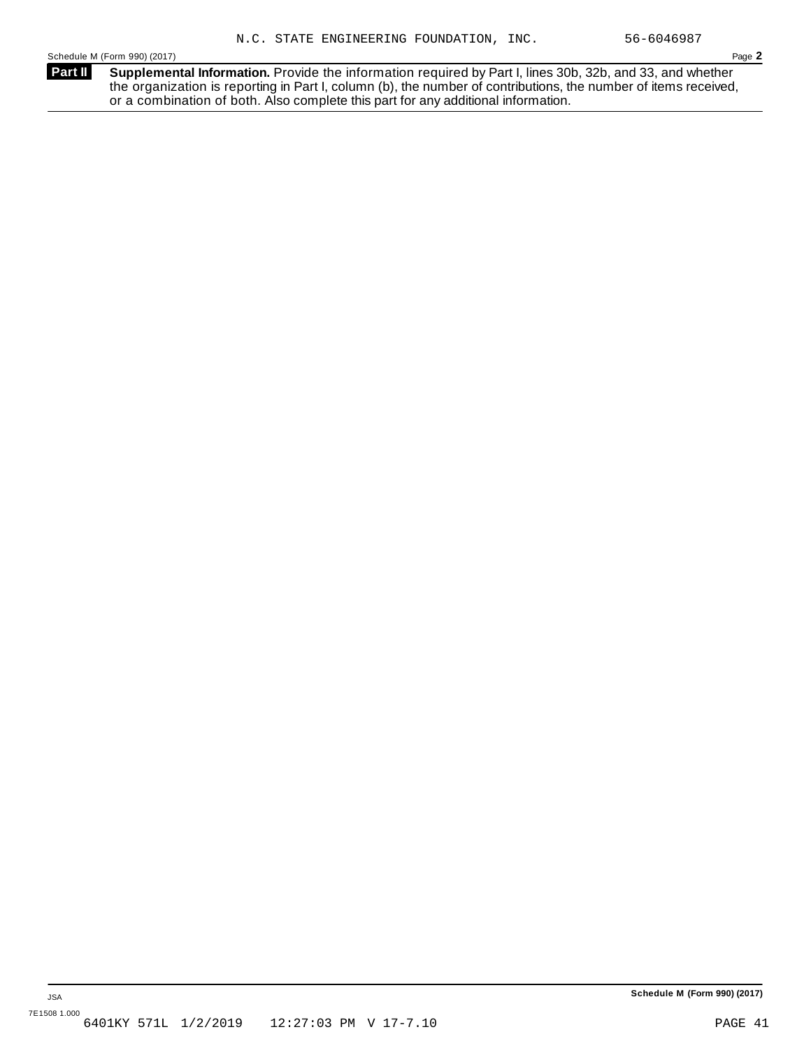N.C. STATE ENGINEERING FOUNDATION, INC. 56-6046987

Schedule M (Form 990) (2017) Page **2**

**Part II** **Supplemental Information.** Provide the information required by Part I, lines 30b, 32b, and 33, and whether the organization is reporting in Part I, column (b), the number of contributions, the number of items received, or a combination of both. Also complete this part for any additional information.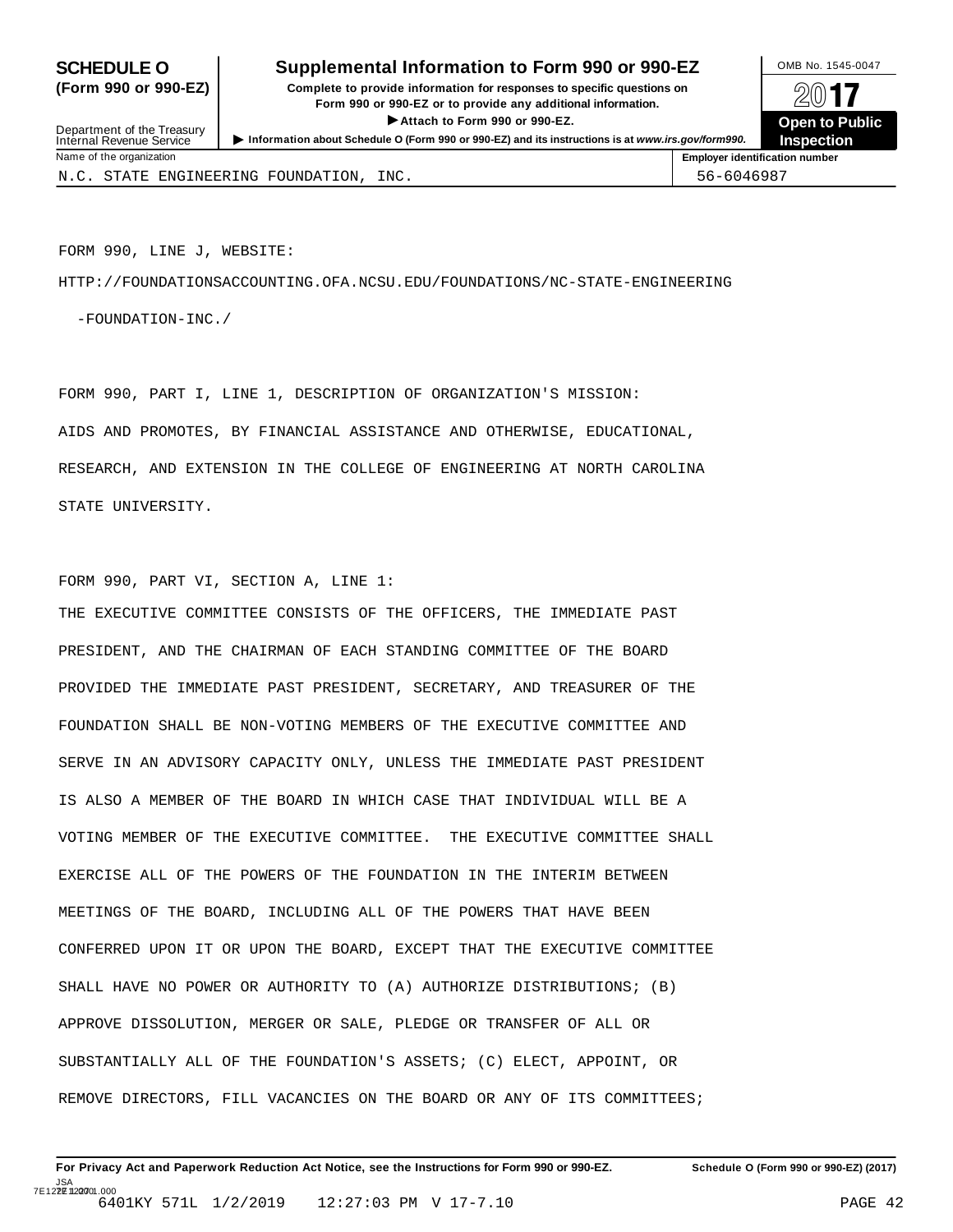**SCHEDULE O (Form 990 or 990-EZ)**

Department of the Treasury
Internal Revenue Service

# Supplemental Information to Form 990 or 990-EZ

**Complete to provide information for responses to specific questions on Form 990 or 990-EZ or to provide any additional information.**

▶ **Attach to Form 990 or 990-EZ.**

▶ **Information about Schedule O (Form 990 or 990-EZ) and its instructions is at** ***www.irs.gov/form990.***

OMB No. 1545-0047

**2017**

**Open to Public Inspection**

| Name of the organization | Employer identification number |
|---|---|
| N.C. STATE ENGINEERING FOUNDATION, INC. | 56-6046987 |

FORM 990, LINE J, WEBSITE:

HTTP://FOUNDATIONSACCOUNTING.OFA.NCSU.EDU/FOUNDATIONS/NC-STATE-ENGINEERING-FOUNDATION-INC./

FORM 990, PART I, LINE 1, DESCRIPTION OF ORGANIZATION'S MISSION:

AIDS AND PROMOTES, BY FINANCIAL ASSISTANCE AND OTHERWISE, EDUCATIONAL, RESEARCH, AND EXTENSION IN THE COLLEGE OF ENGINEERING AT NORTH CAROLINA STATE UNIVERSITY.

FORM 990, PART VI, SECTION A, LINE 1:

THE EXECUTIVE COMMITTEE CONSISTS OF THE OFFICERS, THE IMMEDIATE PAST PRESIDENT, AND THE CHAIRMAN OF EACH STANDING COMMITTEE OF THE BOARD PROVIDED THE IMMEDIATE PAST PRESIDENT, SECRETARY, AND TREASURER OF THE FOUNDATION SHALL BE NON-VOTING MEMBERS OF THE EXECUTIVE COMMITTEE AND SERVE IN AN ADVISORY CAPACITY ONLY, UNLESS THE IMMEDIATE PAST PRESIDENT IS ALSO A MEMBER OF THE BOARD IN WHICH CASE THAT INDIVIDUAL WILL BE A VOTING MEMBER OF THE EXECUTIVE COMMITTEE. THE EXECUTIVE COMMITTEE SHALL EXERCISE ALL OF THE POWERS OF THE FOUNDATION IN THE INTERIM BETWEEN MEETINGS OF THE BOARD, INCLUDING ALL OF THE POWERS THAT HAVE BEEN CONFERRED UPON IT OR UPON THE BOARD, EXCEPT THAT THE EXECUTIVE COMMITTEE SHALL HAVE NO POWER OR AUTHORITY TO (A) AUTHORIZE DISTRIBUTIONS; (B) APPROVE DISSOLUTION, MERGER OR SALE, PLEDGE OR TRANSFER OF ALL OR SUBSTANTIALLY ALL OF THE FOUNDATION'S ASSETS; (C) ELECT, APPOINT, OR REMOVE DIRECTORS, FILL VACANCIES ON THE BOARD OR ANY OF ITS COMMITTEES;

**For Privacy Act and Paperwork Reduction Act Notice, see the Instructions for Form 990 or 990-EZ.** **Schedule O (Form 990 or 990-EZ) (2017)**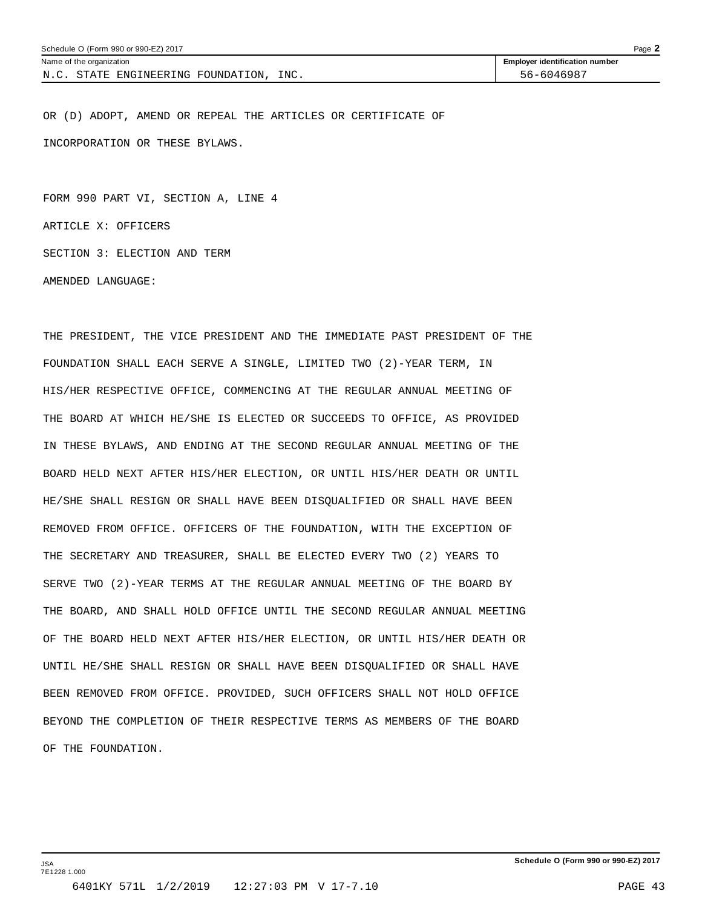| Schedule O (Form 990 or 990-EZ) 2017 | Page 2 |
|---|---|
| Name of the organization<br>N.C. STATE ENGINEERING FOUNDATION, INC. | Employer identification number<br>56-6046987 |

OR (D) ADOPT, AMEND OR REPEAL THE ARTICLES OR CERTIFICATE OF INCORPORATION OR THESE BYLAWS.

FORM 990 PART VI, SECTION A, LINE 4

ARTICLE X: OFFICERS

SECTION 3: ELECTION AND TERM

AMENDED LANGUAGE:

THE PRESIDENT, THE VICE PRESIDENT AND THE IMMEDIATE PAST PRESIDENT OF THE FOUNDATION SHALL EACH SERVE A SINGLE, LIMITED TWO (2)-YEAR TERM, IN HIS/HER RESPECTIVE OFFICE, COMMENCING AT THE REGULAR ANNUAL MEETING OF THE BOARD AT WHICH HE/SHE IS ELECTED OR SUCCEEDS TO OFFICE, AS PROVIDED IN THESE BYLAWS, AND ENDING AT THE SECOND REGULAR ANNUAL MEETING OF THE BOARD HELD NEXT AFTER HIS/HER ELECTION, OR UNTIL HIS/HER DEATH OR UNTIL HE/SHE SHALL RESIGN OR SHALL HAVE BEEN DISQUALIFIED OR SHALL HAVE BEEN REMOVED FROM OFFICE. OFFICERS OF THE FOUNDATION, WITH THE EXCEPTION OF THE SECRETARY AND TREASURER, SHALL BE ELECTED EVERY TWO (2) YEARS TO SERVE TWO (2)-YEAR TERMS AT THE REGULAR ANNUAL MEETING OF THE BOARD BY THE BOARD, AND SHALL HOLD OFFICE UNTIL THE SECOND REGULAR ANNUAL MEETING OF THE BOARD HELD NEXT AFTER HIS/HER ELECTION, OR UNTIL HIS/HER DEATH OR UNTIL HE/SHE SHALL RESIGN OR SHALL HAVE BEEN DISQUALIFIED OR SHALL HAVE BEEN REMOVED FROM OFFICE. PROVIDED, SUCH OFFICERS SHALL NOT HOLD OFFICE BEYOND THE COMPLETION OF THEIR RESPECTIVE TERMS AS MEMBERS OF THE BOARD OF THE FOUNDATION.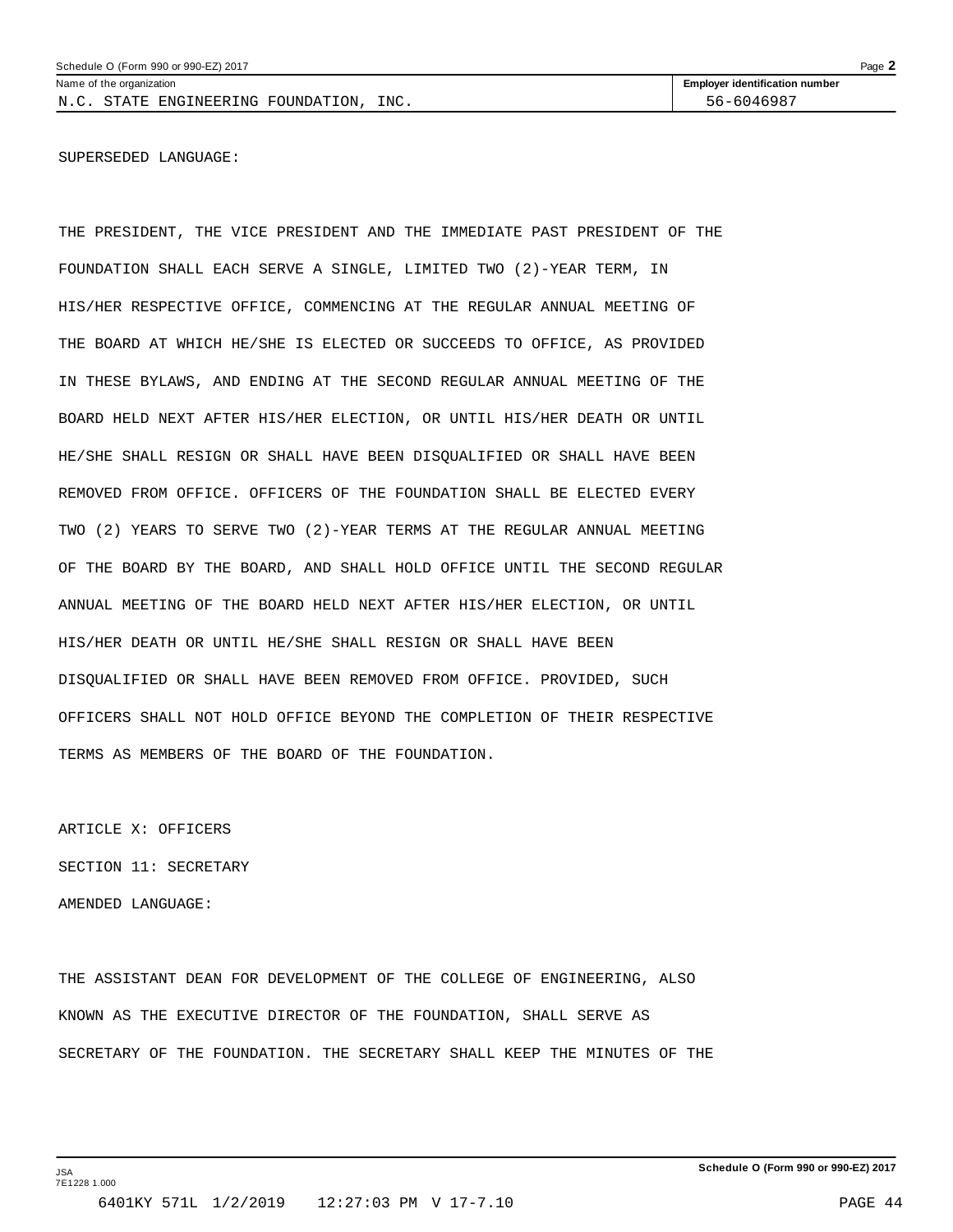SUPERSEDED LANGUAGE:

THE PRESIDENT, THE VICE PRESIDENT AND THE IMMEDIATE PAST PRESIDENT OF THE FOUNDATION SHALL EACH SERVE A SINGLE, LIMITED TWO (2)-YEAR TERM, IN HIS/HER RESPECTIVE OFFICE, COMMENCING AT THE REGULAR ANNUAL MEETING OF THE BOARD AT WHICH HE/SHE IS ELECTED OR SUCCEEDS TO OFFICE, AS PROVIDED IN THESE BYLAWS, AND ENDING AT THE SECOND REGULAR ANNUAL MEETING OF THE BOARD HELD NEXT AFTER HIS/HER ELECTION, OR UNTIL HIS/HER DEATH OR UNTIL HE/SHE SHALL RESIGN OR SHALL HAVE BEEN DISQUALIFIED OR SHALL HAVE BEEN REMOVED FROM OFFICE. OFFICERS OF THE FOUNDATION SHALL BE ELECTED EVERY TWO (2) YEARS TO SERVE TWO (2)-YEAR TERMS AT THE REGULAR ANNUAL MEETING OF THE BOARD BY THE BOARD, AND SHALL HOLD OFFICE UNTIL THE SECOND REGULAR ANNUAL MEETING OF THE BOARD HELD NEXT AFTER HIS/HER ELECTION, OR UNTIL HIS/HER DEATH OR UNTIL HE/SHE SHALL RESIGN OR SHALL HAVE BEEN DISQUALIFIED OR SHALL HAVE BEEN REMOVED FROM OFFICE. PROVIDED, SUCH OFFICERS SHALL NOT HOLD OFFICE BEYOND THE COMPLETION OF THEIR RESPECTIVE TERMS AS MEMBERS OF THE BOARD OF THE FOUNDATION.

ARTICLE X: OFFICERS

SECTION 11: SECRETARY

AMENDED LANGUAGE:

THE ASSISTANT DEAN FOR DEVELOPMENT OF THE COLLEGE OF ENGINEERING, ALSO KNOWN AS THE EXECUTIVE DIRECTOR OF THE FOUNDATION, SHALL SERVE AS SECRETARY OF THE FOUNDATION. THE SECRETARY SHALL KEEP THE MINUTES OF THE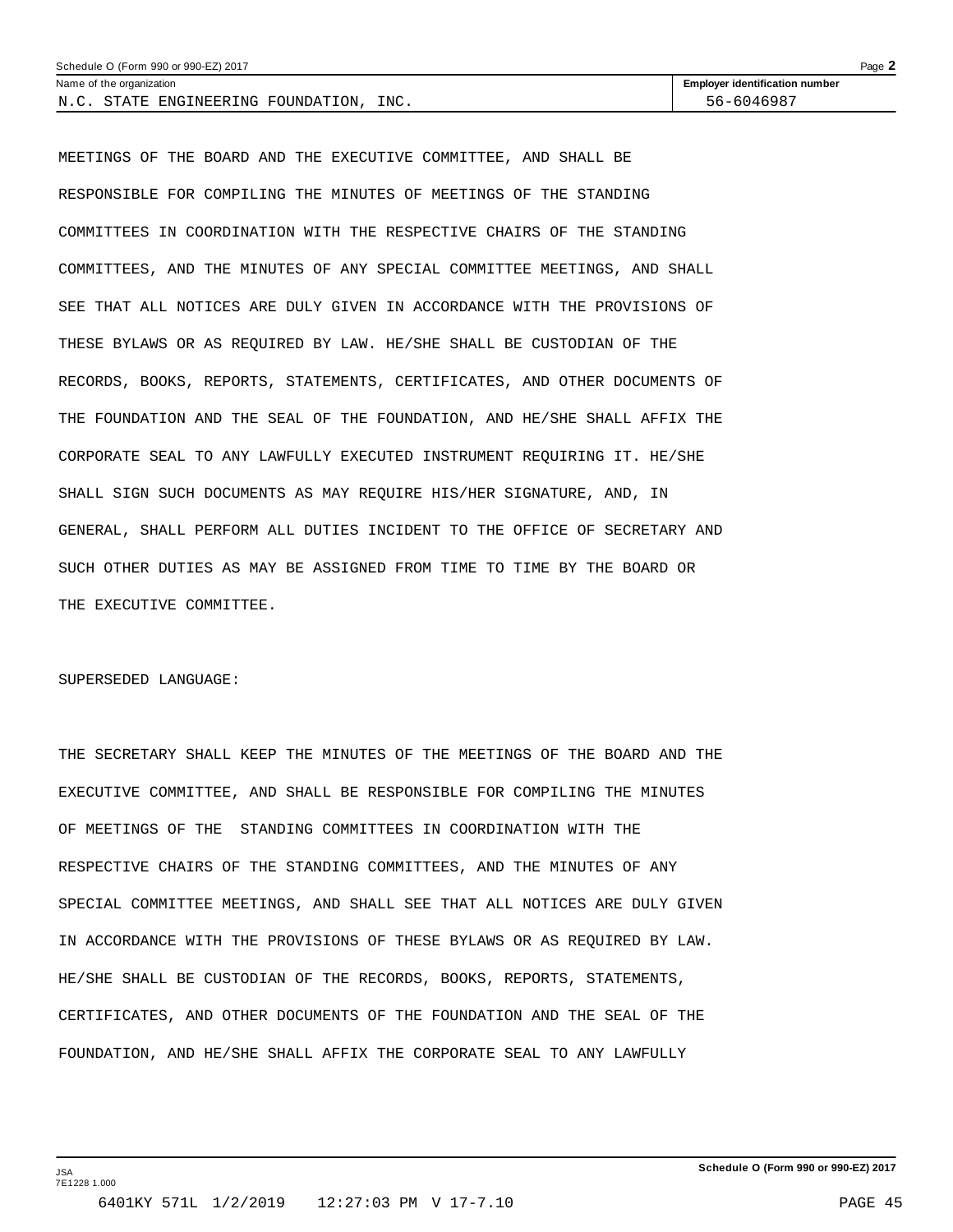MEETINGS OF THE BOARD AND THE EXECUTIVE COMMITTEE, AND SHALL BE RESPONSIBLE FOR COMPILING THE MINUTES OF MEETINGS OF THE STANDING COMMITTEES IN COORDINATION WITH THE RESPECTIVE CHAIRS OF THE STANDING COMMITTEES, AND THE MINUTES OF ANY SPECIAL COMMITTEE MEETINGS, AND SHALL SEE THAT ALL NOTICES ARE DULY GIVEN IN ACCORDANCE WITH THE PROVISIONS OF THESE BYLAWS OR AS REQUIRED BY LAW. HE/SHE SHALL BE CUSTODIAN OF THE RECORDS, BOOKS, REPORTS, STATEMENTS, CERTIFICATES, AND OTHER DOCUMENTS OF THE FOUNDATION AND THE SEAL OF THE FOUNDATION, AND HE/SHE SHALL AFFIX THE CORPORATE SEAL TO ANY LAWFULLY EXECUTED INSTRUMENT REQUIRING IT. HE/SHE SHALL SIGN SUCH DOCUMENTS AS MAY REQUIRE HIS/HER SIGNATURE, AND, IN GENERAL, SHALL PERFORM ALL DUTIES INCIDENT TO THE OFFICE OF SECRETARY AND SUCH OTHER DUTIES AS MAY BE ASSIGNED FROM TIME TO TIME BY THE BOARD OR THE EXECUTIVE COMMITTEE.

SUPERSEDED LANGUAGE:

THE SECRETARY SHALL KEEP THE MINUTES OF THE MEETINGS OF THE BOARD AND THE EXECUTIVE COMMITTEE, AND SHALL BE RESPONSIBLE FOR COMPILING THE MINUTES OF MEETINGS OF THE STANDING COMMITTEES IN COORDINATION WITH THE RESPECTIVE CHAIRS OF THE STANDING COMMITTEES, AND THE MINUTES OF ANY SPECIAL COMMITTEE MEETINGS, AND SHALL SEE THAT ALL NOTICES ARE DULY GIVEN IN ACCORDANCE WITH THE PROVISIONS OF THESE BYLAWS OR AS REQUIRED BY LAW. HE/SHE SHALL BE CUSTODIAN OF THE RECORDS, BOOKS, REPORTS, STATEMENTS, CERTIFICATES, AND OTHER DOCUMENTS OF THE FOUNDATION AND THE SEAL OF THE FOUNDATION, AND HE/SHE SHALL AFFIX THE CORPORATE SEAL TO ANY LAWFULLY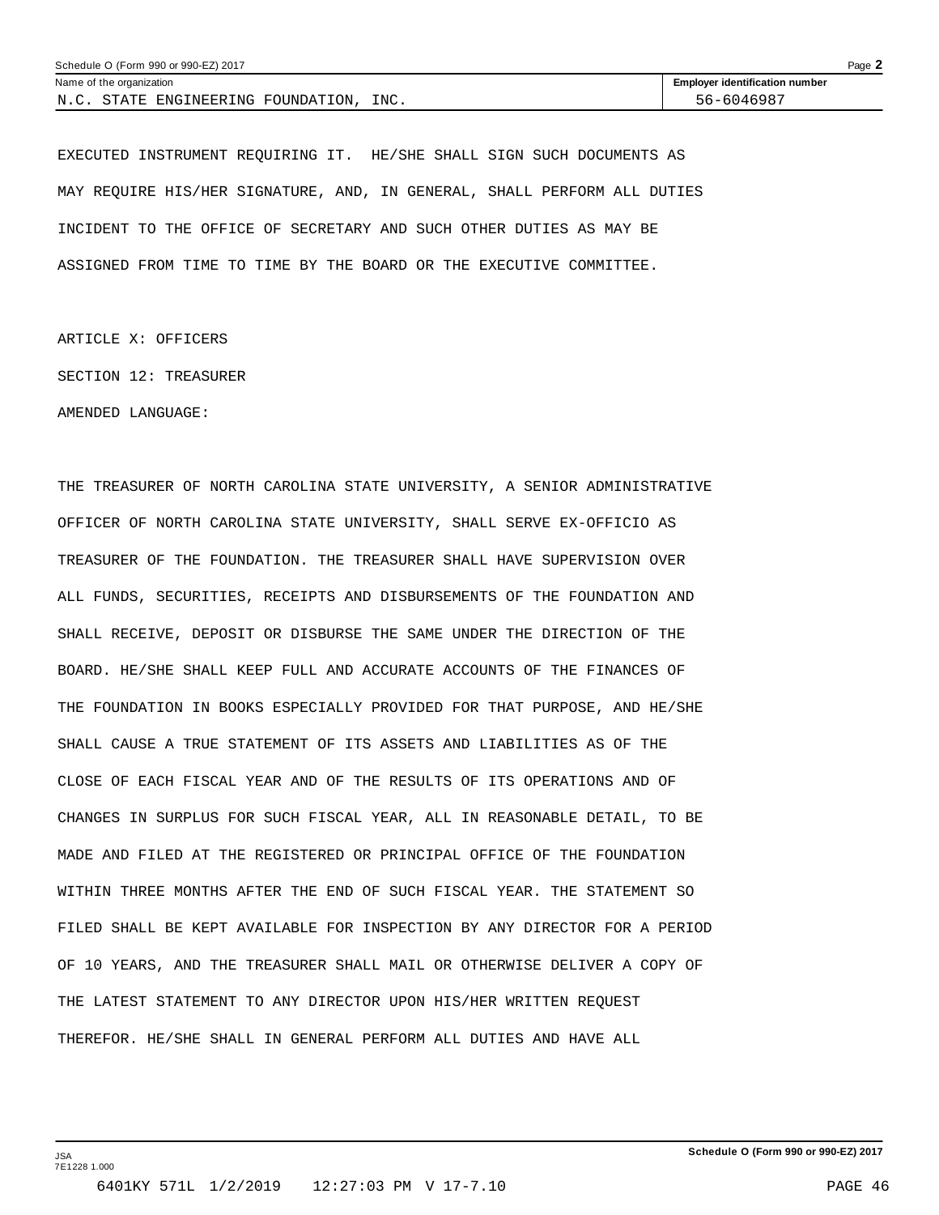Name of the organization: N.C. STATE ENGINEERING FOUNDATION, INC.

Employer identification number: 56-6046987

EXECUTED INSTRUMENT REQUIRING IT. HE/SHE SHALL SIGN SUCH DOCUMENTS AS MAY REQUIRE HIS/HER SIGNATURE, AND, IN GENERAL, SHALL PERFORM ALL DUTIES INCIDENT TO THE OFFICE OF SECRETARY AND SUCH OTHER DUTIES AS MAY BE ASSIGNED FROM TIME TO TIME BY THE BOARD OR THE EXECUTIVE COMMITTEE.

ARTICLE X: OFFICERS

SECTION 12: TREASURER

AMENDED LANGUAGE:

THE TREASURER OF NORTH CAROLINA STATE UNIVERSITY, A SENIOR ADMINISTRATIVE OFFICER OF NORTH CAROLINA STATE UNIVERSITY, SHALL SERVE EX-OFFICIO AS TREASURER OF THE FOUNDATION. THE TREASURER SHALL HAVE SUPERVISION OVER ALL FUNDS, SECURITIES, RECEIPTS AND DISBURSEMENTS OF THE FOUNDATION AND SHALL RECEIVE, DEPOSIT OR DISBURSE THE SAME UNDER THE DIRECTION OF THE BOARD. HE/SHE SHALL KEEP FULL AND ACCURATE ACCOUNTS OF THE FINANCES OF THE FOUNDATION IN BOOKS ESPECIALLY PROVIDED FOR THAT PURPOSE, AND HE/SHE SHALL CAUSE A TRUE STATEMENT OF ITS ASSETS AND LIABILITIES AS OF THE CLOSE OF EACH FISCAL YEAR AND OF THE RESULTS OF ITS OPERATIONS AND OF CHANGES IN SURPLUS FOR SUCH FISCAL YEAR, ALL IN REASONABLE DETAIL, TO BE MADE AND FILED AT THE REGISTERED OR PRINCIPAL OFFICE OF THE FOUNDATION WITHIN THREE MONTHS AFTER THE END OF SUCH FISCAL YEAR. THE STATEMENT SO FILED SHALL BE KEPT AVAILABLE FOR INSPECTION BY ANY DIRECTOR FOR A PERIOD OF 10 YEARS, AND THE TREASURER SHALL MAIL OR OTHERWISE DELIVER A COPY OF THE LATEST STATEMENT TO ANY DIRECTOR UPON HIS/HER WRITTEN REQUEST THEREFOR. HE/SHE SHALL IN GENERAL PERFORM ALL DUTIES AND HAVE ALL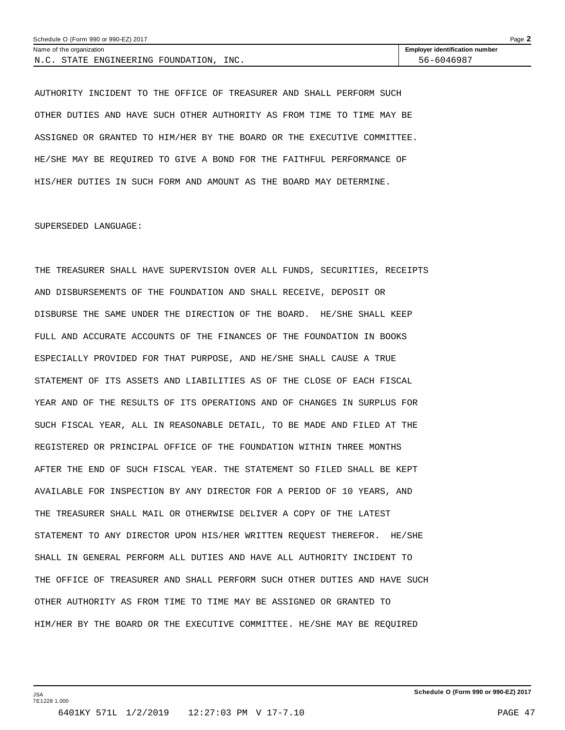Name of the organization: N.C. STATE ENGINEERING FOUNDATION, INC.

Employer identification number: 56-6046987

AUTHORITY INCIDENT TO THE OFFICE OF TREASURER AND SHALL PERFORM SUCH OTHER DUTIES AND HAVE SUCH OTHER AUTHORITY AS FROM TIME TO TIME MAY BE ASSIGNED OR GRANTED TO HIM/HER BY THE BOARD OR THE EXECUTIVE COMMITTEE. HE/SHE MAY BE REQUIRED TO GIVE A BOND FOR THE FAITHFUL PERFORMANCE OF HIS/HER DUTIES IN SUCH FORM AND AMOUNT AS THE BOARD MAY DETERMINE.

SUPERSEDED LANGUAGE:

THE TREASURER SHALL HAVE SUPERVISION OVER ALL FUNDS, SECURITIES, RECEIPTS AND DISBURSEMENTS OF THE FOUNDATION AND SHALL RECEIVE, DEPOSIT OR DISBURSE THE SAME UNDER THE DIRECTION OF THE BOARD. HE/SHE SHALL KEEP FULL AND ACCURATE ACCOUNTS OF THE FINANCES OF THE FOUNDATION IN BOOKS ESPECIALLY PROVIDED FOR THAT PURPOSE, AND HE/SHE SHALL CAUSE A TRUE STATEMENT OF ITS ASSETS AND LIABILITIES AS OF THE CLOSE OF EACH FISCAL YEAR AND OF THE RESULTS OF ITS OPERATIONS AND OF CHANGES IN SURPLUS FOR SUCH FISCAL YEAR, ALL IN REASONABLE DETAIL, TO BE MADE AND FILED AT THE REGISTERED OR PRINCIPAL OFFICE OF THE FOUNDATION WITHIN THREE MONTHS AFTER THE END OF SUCH FISCAL YEAR. THE STATEMENT SO FILED SHALL BE KEPT AVAILABLE FOR INSPECTION BY ANY DIRECTOR FOR A PERIOD OF 10 YEARS, AND THE TREASURER SHALL MAIL OR OTHERWISE DELIVER A COPY OF THE LATEST STATEMENT TO ANY DIRECTOR UPON HIS/HER WRITTEN REQUEST THEREFOR. HE/SHE SHALL IN GENERAL PERFORM ALL DUTIES AND HAVE ALL AUTHORITY INCIDENT TO THE OFFICE OF TREASURER AND SHALL PERFORM SUCH OTHER DUTIES AND HAVE SUCH OTHER AUTHORITY AS FROM TIME TO TIME MAY BE ASSIGNED OR GRANTED TO HIM/HER BY THE BOARD OR THE EXECUTIVE COMMITTEE. HE/SHE MAY BE REQUIRED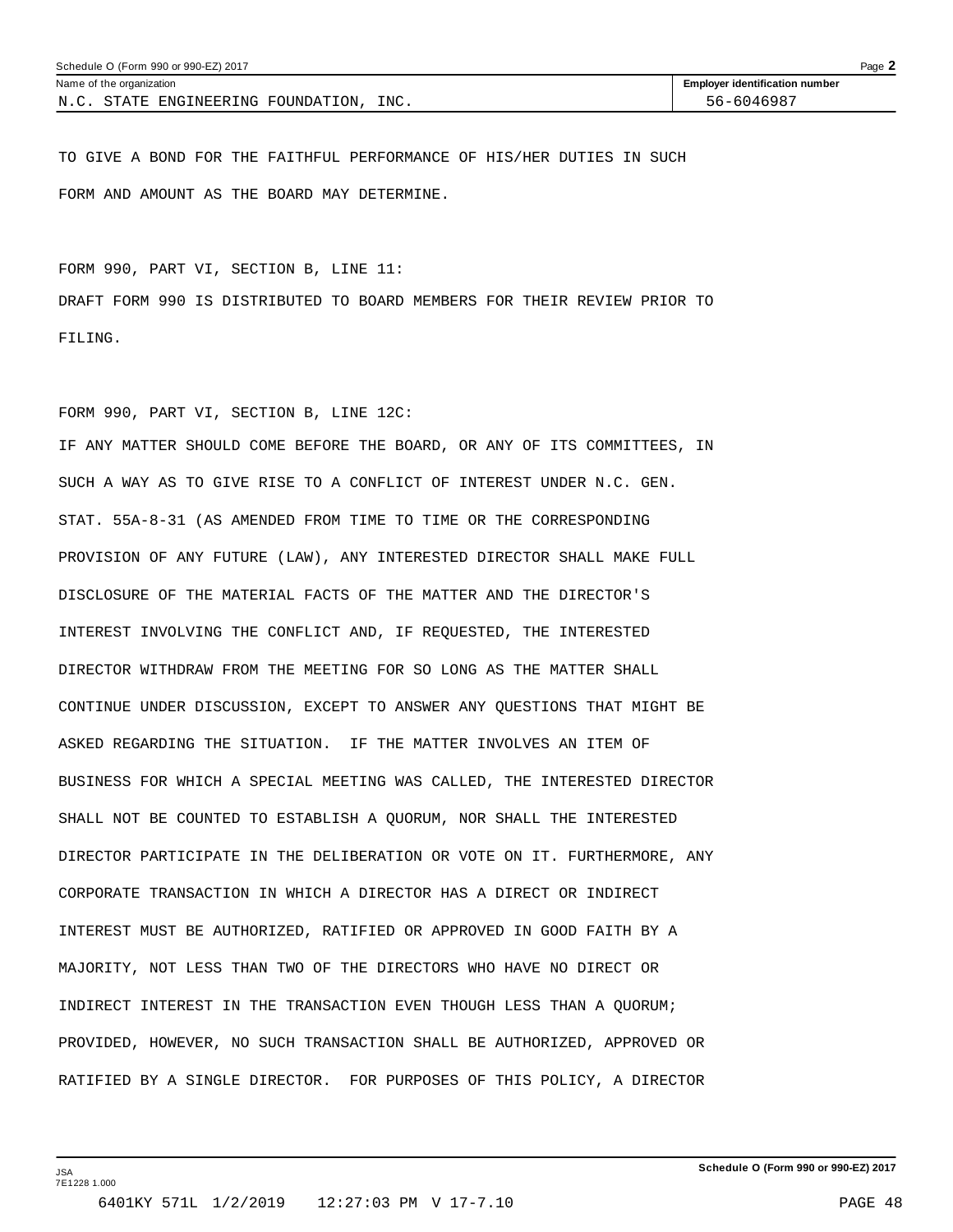| Name of the organization | Employer identification number |
| --- | --- |
| N.C. STATE ENGINEERING FOUNDATION, INC. | 56-6046987 |

TO GIVE A BOND FOR THE FAITHFUL PERFORMANCE OF HIS/HER DUTIES IN SUCH FORM AND AMOUNT AS THE BOARD MAY DETERMINE.

FORM 990, PART VI, SECTION B, LINE 11:
DRAFT FORM 990 IS DISTRIBUTED TO BOARD MEMBERS FOR THEIR REVIEW PRIOR TO FILING.

FORM 990, PART VI, SECTION B, LINE 12C:
IF ANY MATTER SHOULD COME BEFORE THE BOARD, OR ANY OF ITS COMMITTEES, IN SUCH A WAY AS TO GIVE RISE TO A CONFLICT OF INTEREST UNDER N.C. GEN. STAT. 55A-8-31 (AS AMENDED FROM TIME TO TIME OR THE CORRESPONDING PROVISION OF ANY FUTURE (LAW), ANY INTERESTED DIRECTOR SHALL MAKE FULL DISCLOSURE OF THE MATERIAL FACTS OF THE MATTER AND THE DIRECTOR'S INTEREST INVOLVING THE CONFLICT AND, IF REQUESTED, THE INTERESTED DIRECTOR WITHDRAW FROM THE MEETING FOR SO LONG AS THE MATTER SHALL CONTINUE UNDER DISCUSSION, EXCEPT TO ANSWER ANY QUESTIONS THAT MIGHT BE ASKED REGARDING THE SITUATION. IF THE MATTER INVOLVES AN ITEM OF BUSINESS FOR WHICH A SPECIAL MEETING WAS CALLED, THE INTERESTED DIRECTOR SHALL NOT BE COUNTED TO ESTABLISH A QUORUM, NOR SHALL THE INTERESTED DIRECTOR PARTICIPATE IN THE DELIBERATION OR VOTE ON IT. FURTHERMORE, ANY CORPORATE TRANSACTION IN WHICH A DIRECTOR HAS A DIRECT OR INDIRECT INTEREST MUST BE AUTHORIZED, RATIFIED OR APPROVED IN GOOD FAITH BY A MAJORITY, NOT LESS THAN TWO OF THE DIRECTORS WHO HAVE NO DIRECT OR INDIRECT INTEREST IN THE TRANSACTION EVEN THOUGH LESS THAN A QUORUM; PROVIDED, HOWEVER, NO SUCH TRANSACTION SHALL BE AUTHORIZED, APPROVED OR RATIFIED BY A SINGLE DIRECTOR. FOR PURPOSES OF THIS POLICY, A DIRECTOR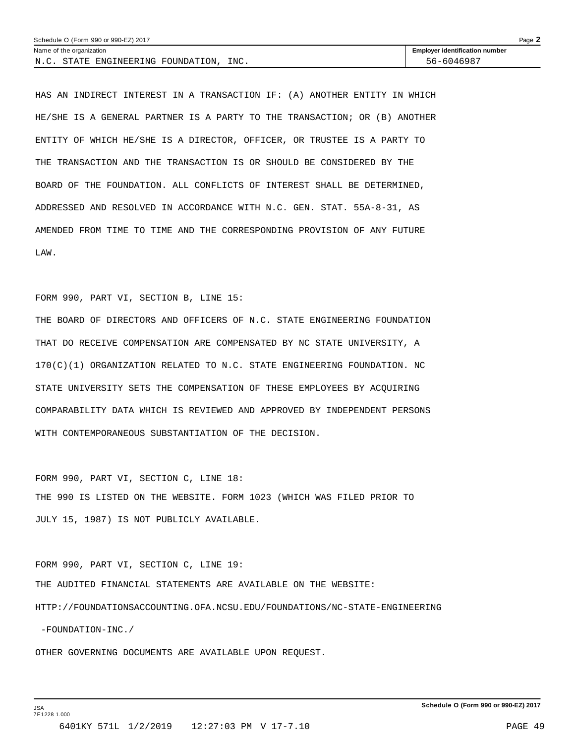HAS AN INDIRECT INTEREST IN A TRANSACTION IF: (A) ANOTHER ENTITY IN WHICH HE/SHE IS A GENERAL PARTNER IS A PARTY TO THE TRANSACTION; OR (B) ANOTHER ENTITY OF WHICH HE/SHE IS A DIRECTOR, OFFICER, OR TRUSTEE IS A PARTY TO THE TRANSACTION AND THE TRANSACTION IS OR SHOULD BE CONSIDERED BY THE BOARD OF THE FOUNDATION. ALL CONFLICTS OF INTEREST SHALL BE DETERMINED, ADDRESSED AND RESOLVED IN ACCORDANCE WITH N.C. GEN. STAT. 55A-8-31, AS AMENDED FROM TIME TO TIME AND THE CORRESPONDING PROVISION OF ANY FUTURE LAW.

FORM 990, PART VI, SECTION B, LINE 15:

THE BOARD OF DIRECTORS AND OFFICERS OF N.C. STATE ENGINEERING FOUNDATION THAT DO RECEIVE COMPENSATION ARE COMPENSATED BY NC STATE UNIVERSITY, A 170(C)(1) ORGANIZATION RELATED TO N.C. STATE ENGINEERING FOUNDATION. NC STATE UNIVERSITY SETS THE COMPENSATION OF THESE EMPLOYEES BY ACQUIRING COMPARABILITY DATA WHICH IS REVIEWED AND APPROVED BY INDEPENDENT PERSONS WITH CONTEMPORANEOUS SUBSTANTIATION OF THE DECISION.

FORM 990, PART VI, SECTION C, LINE 18:

THE 990 IS LISTED ON THE WEBSITE. FORM 1023 (WHICH WAS FILED PRIOR TO JULY 15, 1987) IS NOT PUBLICLY AVAILABLE.

FORM 990, PART VI, SECTION C, LINE 19:

THE AUDITED FINANCIAL STATEMENTS ARE AVAILABLE ON THE WEBSITE:

HTTP://FOUNDATIONSACCOUNTING.OFA.NCSU.EDU/FOUNDATIONS/NC-STATE-ENGINEERING-FOUNDATION-INC./

OTHER GOVERNING DOCUMENTS ARE AVAILABLE UPON REQUEST.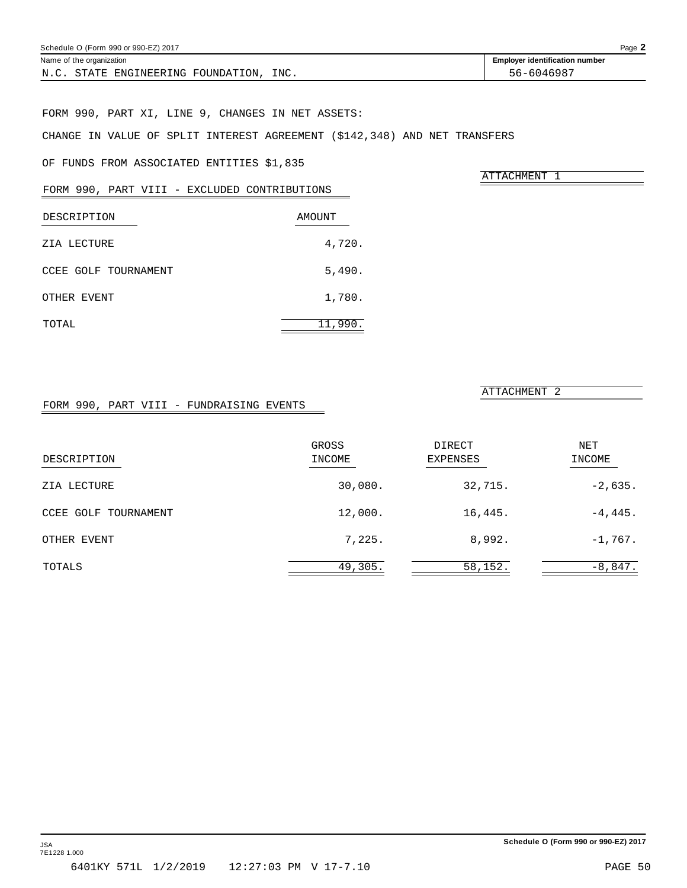Schedule O (Form 990 or 990-EZ) 2017

Name of the organization: N.C. STATE ENGINEERING FOUNDATION, INC.

Employer identification number: 56-6046987

FORM 990, PART XI, LINE 9, CHANGES IN NET ASSETS:

CHANGE IN VALUE OF SPLIT INTEREST AGREEMENT ($142,348) AND NET TRANSFERS OF FUNDS FROM ASSOCIATED ENTITIES $1,835

ATTACHMENT 1

## FORM 990, PART VIII - EXCLUDED CONTRIBUTIONS

| DESCRIPTION | AMOUNT |
|---|---|
| ZIA LECTURE | 4,720. |
| CCEE GOLF TOURNAMENT | 5,490. |
| OTHER EVENT | 1,780. |
| TOTAL | 11,990. |

ATTACHMENT 2

## FORM 990, PART VIII - FUNDRAISING EVENTS

| DESCRIPTION | GROSS INCOME | DIRECT EXPENSES | NET INCOME |
|---|---|---|---|
| ZIA LECTURE | 30,080. | 32,715. | -2,635. |
| CCEE GOLF TOURNAMENT | 12,000. | 16,445. | -4,445. |
| OTHER EVENT | 7,225. | 8,992. | -1,767. |
| TOTALS | 49,305. | 58,152. | -8,847. |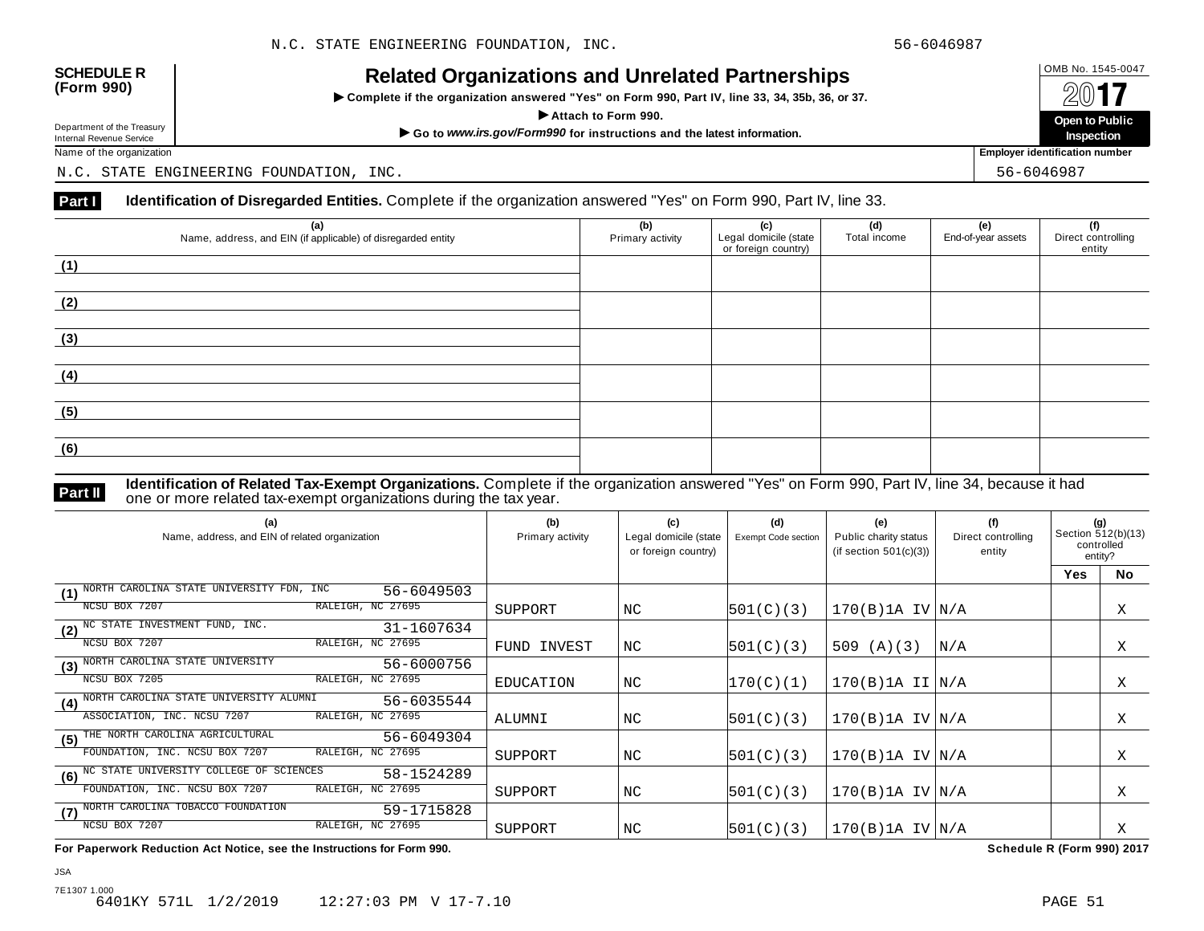N.C. STATE ENGINEERING FOUNDATION, INC. 56-6046987

**SCHEDULE R (Form 990)**

Department of the Treasury
Internal Revenue Service

# Related Organizations and Unrelated Partnerships

▶ Complete if the organization answered "Yes" on Form 990, Part IV, line 33, 34, 35b, 36, or 37.

▶ Attach to Form 990.

▶ Go to *www.irs.gov/Form990* for instructions and the latest information.

OMB No. 1545-0047

2017

**Open to Public Inspection**

Name of the organization: N.C. STATE ENGINEERING FOUNDATION, INC.

Employer identification number: 56-6046987

**Part I** **Identification of Disregarded Entities.** Complete if the organization answered "Yes" on Form 990, Part IV, line 33.

| (a) Name, address, and EIN (if applicable) of disregarded entity | (b) Primary activity | (c) Legal domicile (state or foreign country) | (d) Total income | (e) End-of-year assets | (f) Direct controlling entity |
|---|---|---|---|---|---|
| (1) | | | | | |
| (2) | | | | | |
| (3) | | | | | |
| (4) | | | | | |
| (5) | | | | | |
| (6) | | | | | |

**Part II** **Identification of Related Tax-Exempt Organizations.** Complete if the organization answered "Yes" on Form 990, Part IV, line 34, because it had one or more related tax-exempt organizations during the tax year.

| (a) Name, address, and EIN of related organization | (b) Primary activity | (c) Legal domicile (state or foreign country) | (d) Exempt Code section | (e) Public charity status (if section 501(c)(3)) | (f) Direct controlling entity | (g) Section 512(b)(13) controlled entity? Yes | No |
|---|---|---|---|---|---|---|---|
| (1) NORTH CAROLINA STATE UNIVERSITY FDN, INC 56-6049503 NCSU BOX 7207 RALEIGH, NC 27695 | SUPPORT | NC | 501(C)(3) | 170(B)1A IV | N/A | | X |
| (2) NC STATE INVESTMENT FUND, INC. 31-1607634 NCSU BOX 7207 RALEIGH, NC 27695 | FUND INVEST | NC | 501(C)(3) | 509 (A)(3) | N/A | | X |
| (3) NORTH CAROLINA STATE UNIVERSITY 56-6000756 NCSU BOX 7205 RALEIGH, NC 27695 | EDUCATION | NC | 170(C)(1) | 170(B)1A II | N/A | | X |
| (4) NORTH CAROLINA STATE UNIVERSITY ALUMNI ASSOCIATION, INC. NCSU 7207 56-6035544 RALEIGH, NC 27695 | ALUMNI | NC | 501(C)(3) | 170(B)1A IV | N/A | | X |
| (5) THE NORTH CAROLINA AGRICULTURAL FOUNDATION, INC. NCSU BOX 7207 56-6049304 RALEIGH, NC 27695 | SUPPORT | NC | 501(C)(3) | 170(B)1A IV | N/A | | X |
| (6) NC STATE UNIVERSITY COLLEGE OF SCIENCES FOUNDATION, INC. NCSU BOX 7207 58-1524289 RALEIGH, NC 27695 | SUPPORT | NC | 501(C)(3) | 170(B)1A IV | N/A | | X |
| (7) NORTH CAROLINA TOBACCO FOUNDATION 59-1715828 NCSU BOX 7207 RALEIGH, NC 27695 | SUPPORT | NC | 501(C)(3) | 170(B)1A IV | N/A | | X |

**For Paperwork Reduction Act Notice, see the Instructions for Form 990.** **Schedule R (Form 990) 2017**

JSA
7E1307 1.000
6401KY 571L 1/2/2019 12:27:03 PM V 17-7.10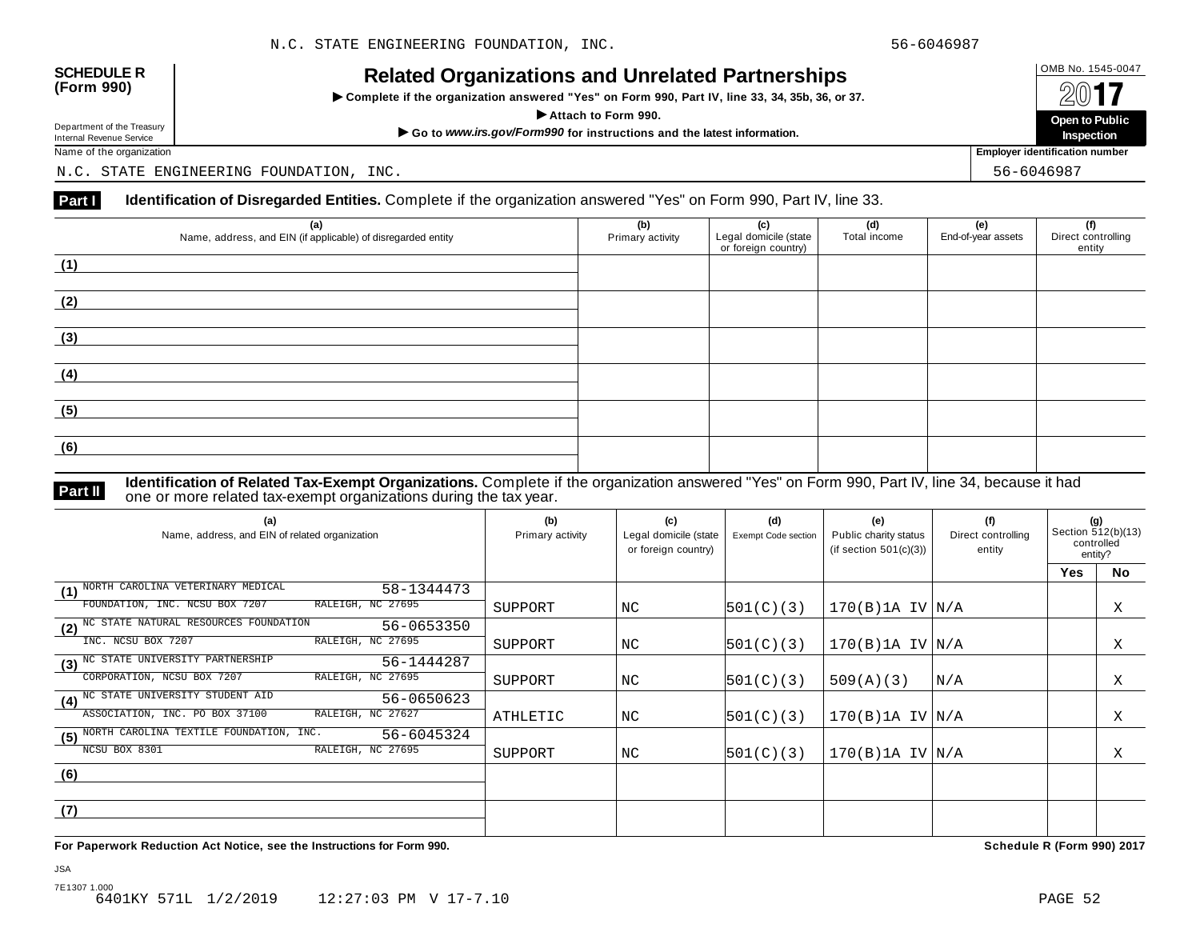**SCHEDULE R (Form 990)**

Department of the Treasury
Internal Revenue Service

# Related Organizations and Unrelated Partnerships

▶ Complete if the organization answered "Yes" on Form 990, Part IV, line 33, 34, 35b, 36, or 37.

▶ Attach to Form 990.

▶ Go to *www.irs.gov/Form990* for instructions and the latest information.

OMB No. 1545-0047

2017

**Open to Public Inspection**

Name of the organization: N.C. STATE ENGINEERING FOUNDATION, INC.

Employer identification number: 56-6046987

## Part I Identification of Disregarded Entities. Complete if the organization answered "Yes" on Form 990, Part IV, line 33.

| (a) Name, address, and EIN (if applicable) of disregarded entity | (b) Primary activity | (c) Legal domicile (state or foreign country) | (d) Total income | (e) End-of-year assets | (f) Direct controlling entity |
|---|---|---|---|---|---|
| (1) | | | | | |
| (2) | | | | | |
| (3) | | | | | |
| (4) | | | | | |
| (5) | | | | | |
| (6) | | | | | |

## Part II Identification of Related Tax-Exempt Organizations. Complete if the organization answered "Yes" on Form 990, Part IV, line 34, because it had one or more related tax-exempt organizations during the tax year.

| (a) Name, address, and EIN of related organization | (b) Primary activity | (c) Legal domicile (state or foreign country) | (d) Exempt Code section | (e) Public charity status (if section 501(c)(3)) | (f) Direct controlling entity | (g) Section 512(b)(13) controlled entity? Yes | No |
|---|---|---|---|---|---|---|---|
| (1) NORTH CAROLINA VETERINARY MEDICAL FOUNDATION, INC. NCSU BOX 7207 RALEIGH, NC 27695 58-1344473 | SUPPORT | NC | 501(C)(3) | 170(B)1A IV | N/A | | X |
| (2) NC STATE NATURAL RESOURCES FOUNDATION INC. NCSU BOX 7207 RALEIGH, NC 27695 56-0653350 | SUPPORT | NC | 501(C)(3) | 170(B)1A IV | N/A | | X |
| (3) NC STATE UNIVERSITY PARTNERSHIP CORPORATION, NCSU BOX 7207 RALEIGH, NC 27695 56-1444287 | SUPPORT | NC | 501(C)(3) | 509(A)(3) | N/A | | X |
| (4) NC STATE UNIVERSITY STUDENT AID ASSOCIATION, INC. PO BOX 37100 RALEIGH, NC 27627 56-0650623 | ATHLETIC | NC | 501(C)(3) | 170(B)1A IV | N/A | | X |
| (5) NORTH CAROLINA TEXTILE FOUNDATION, INC. NCSU BOX 8301 RALEIGH, NC 27695 56-6045324 | SUPPORT | NC | 501(C)(3) | 170(B)1A IV | N/A | | X |
| (6) | | | | | | | |
| (7) | | | | | | | |

**For Paperwork Reduction Act Notice, see the Instructions for Form 990.** **Schedule R (Form 990) 2017**

JSA
7E1307 1.000
6401KY 571L 1/2/2019 12:27:03 PM V 17-7.10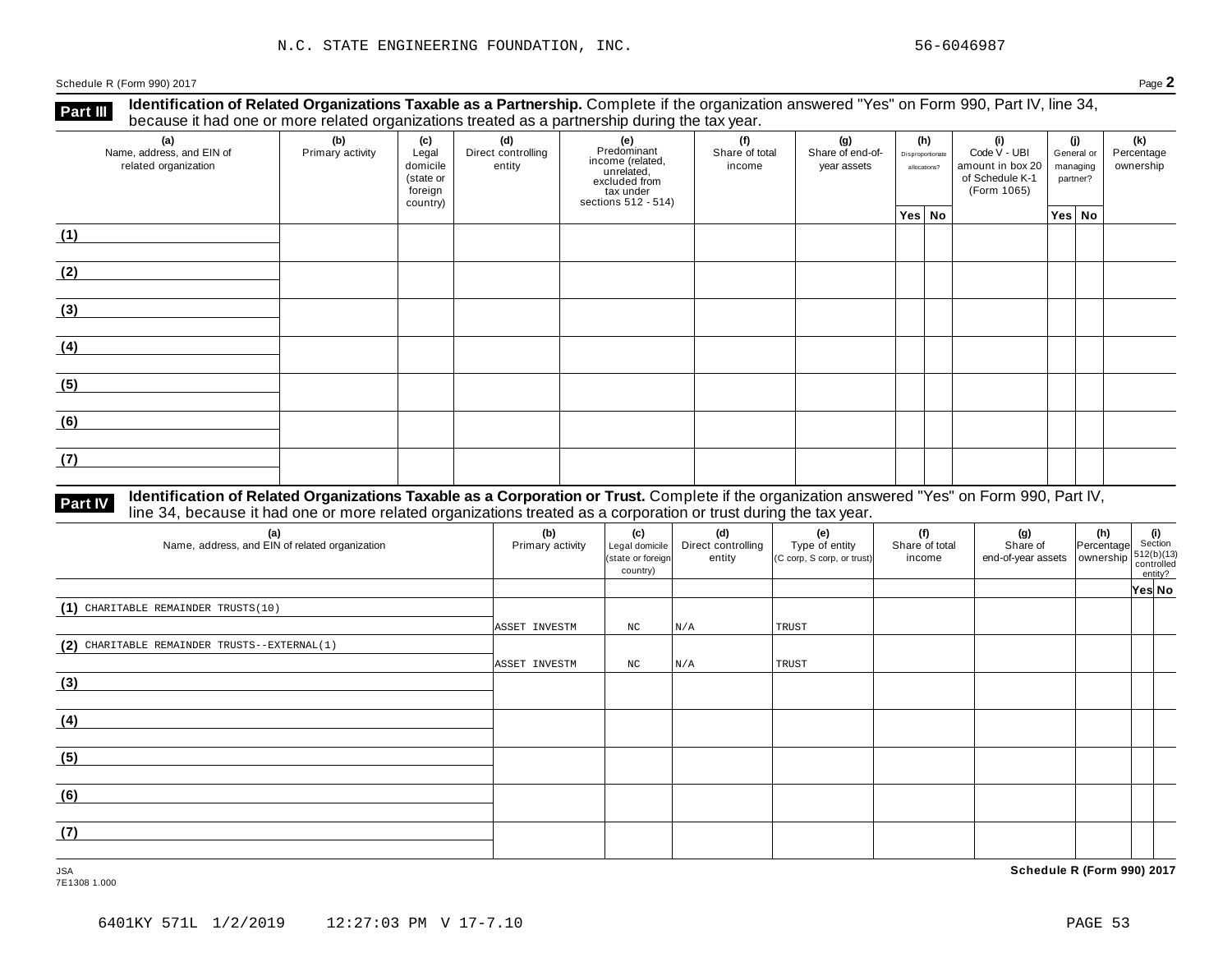N.C. STATE ENGINEERING FOUNDATION, INC. 56-6046987

Schedule R (Form 990) 2017

## Part III Identification of Related Organizations Taxable as a Partnership.

Complete if the organization answered "Yes" on Form 990, Part IV, line 34, because it had one or more related organizations treated as a partnership during the tax year.

| (a) Name, address, and EIN of related organization | (b) Primary activity | (c) Legal domicile (state or foreign country) | (d) Direct controlling entity | (e) Predominant income (related, unrelated, excluded from tax under sections 512 - 514) | (f) Share of total income | (g) Share of end-of-year assets | (h) Disproportionate allocations? Yes | (h) No | (i) Code V - UBI amount in box 20 of Schedule K-1 (Form 1065) | (j) General or managing partner? Yes | (j) No | (k) Percentage ownership |
|---|---|---|---|---|---|---|---|---|---|---|---|---|
| (1) | | | | | | | | | | | | |
| (2) | | | | | | | | | | | | |
| (3) | | | | | | | | | | | | |
| (4) | | | | | | | | | | | | |
| (5) | | | | | | | | | | | | |
| (6) | | | | | | | | | | | | |
| (7) | | | | | | | | | | | | |

## Part IV Identification of Related Organizations Taxable as a Corporation or Trust.

Complete if the organization answered "Yes" on Form 990, Part IV, line 34, because it had one or more related organizations treated as a corporation or trust during the tax year.

| (a) Name, address, and EIN of related organization | (b) Primary activity | (c) Legal domicile (state or foreign country) | (d) Direct controlling entity | (e) Type of entity (C corp, S corp, or trust) | (f) Share of total income | (g) Share of end-of-year assets | (h) Percentage ownership | (i) Section 512(b)(13) controlled entity? Yes | (i) No |
|---|---|---|---|---|---|---|---|---|---|
| (1) CHARITABLE REMAINDER TRUSTS(10) | ASSET INVESTM | NC | N/A | TRUST | | | | | |
| (2) CHARITABLE REMAINDER TRUSTS--EXTERNAL(1) | ASSET INVESTM | NC | N/A | TRUST | | | | | |
| (3) | | | | | | | | | |
| (4) | | | | | | | | | |
| (5) | | | | | | | | | |
| (6) | | | | | | | | | |
| (7) | | | | | | | | | |

JSA
7E1308 1.000

Schedule R (Form 990) 2017

6401KY 571L 1/2/2019 12:27:03 PM V 17-7.10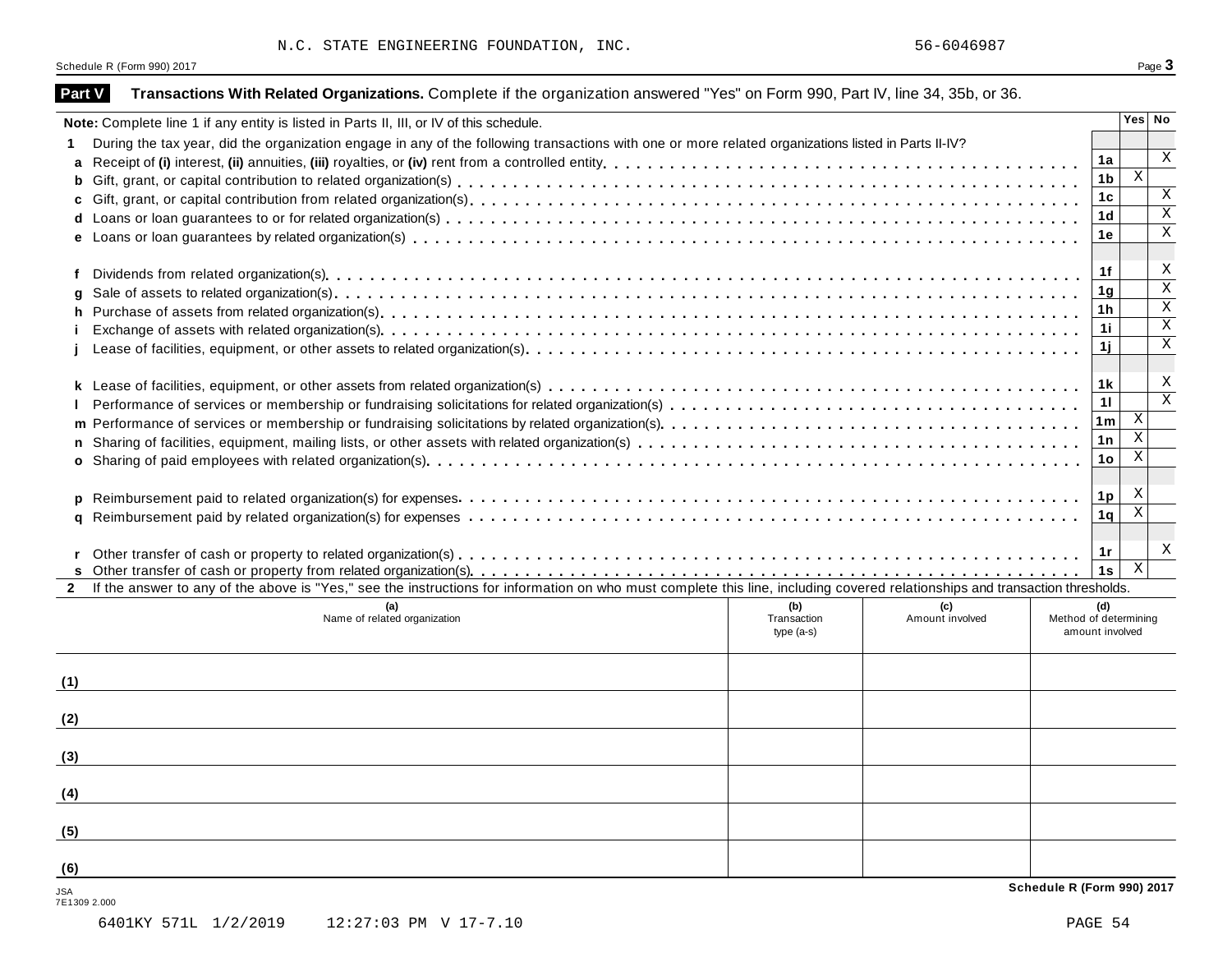N.C. STATE ENGINEERING FOUNDATION, INC. 56-6046987

Schedule R (Form 990) 2017 Page **3**

## Part V Transactions With Related Organizations. Complete if the organization answered "Yes" on Form 990, Part IV, line 34, 35b, or 36.

**Note:** Complete line 1 if any entity is listed in Parts II, III, or IV of this schedule.

| | | | Yes | No |
|---|---|---|---|---|
| **1** | During the tax year, did the organization engage in any of the following transactions with one or more related organizations listed in Parts II-IV? | | | |
| **a** | Receipt of **(i)** interest, **(ii)** annuities, **(iii)** royalties, or **(iv)** rent from a controlled entity | **1a** | | X |
| **b** | Gift, grant, or capital contribution to related organization(s) | **1b** | X | |
| **c** | Gift, grant, or capital contribution from related organization(s) | **1c** | | X |
| **d** | Loans or loan guarantees to or for related organization(s) | **1d** | | X |
| **e** | Loans or loan guarantees by related organization(s) | **1e** | | X |
| **f** | Dividends from related organization(s) | **1f** | | X |
| **g** | Sale of assets to related organization(s) | **1g** | | X |
| **h** | Purchase of assets from related organization(s) | **1h** | | X |
| **i** | Exchange of assets with related organization(s) | **1i** | | X |
| **j** | Lease of facilities, equipment, or other assets to related organization(s) | **1j** | | X |
| **k** | Lease of facilities, equipment, or other assets from related organization(s) | **1k** | | X |
| **l** | Performance of services or membership or fundraising solicitations for related organization(s) | **1l** | | X |
| **m** | Performance of services or membership or fundraising solicitations by related organization(s) | **1m** | X | |
| **n** | Sharing of facilities, equipment, mailing lists, or other assets with related organization(s) | **1n** | X | |
| **o** | Sharing of paid employees with related organization(s) | **1o** | X | |
| **p** | Reimbursement paid to related organization(s) for expenses | **1p** | X | |
| **q** | Reimbursement paid by related organization(s) for expenses | **1q** | X | |
| **r** | Other transfer of cash or property to related organization(s) | **1r** | | X |
| **s** | Other transfer of cash or property from related organization(s) | **1s** | X | |

**2** If the answer to any of the above is "Yes," see the instructions for information on who must complete this line, including covered relationships and transaction thresholds.

| | (a) Name of related organization | (b) Transaction type (a-s) | (c) Amount involved | (d) Method of determining amount involved |
|---|---|---|---|---|
| (1) | | | | |
| (2) | | | | |
| (3) | | | | |
| (4) | | | | |
| (5) | | | | |
| (6) | | | | |

JSA
7E1309 2.000

**Schedule R (Form 990) 2017**

6401KY 571L 1/2/2019 12:27:03 PM V 17-7.10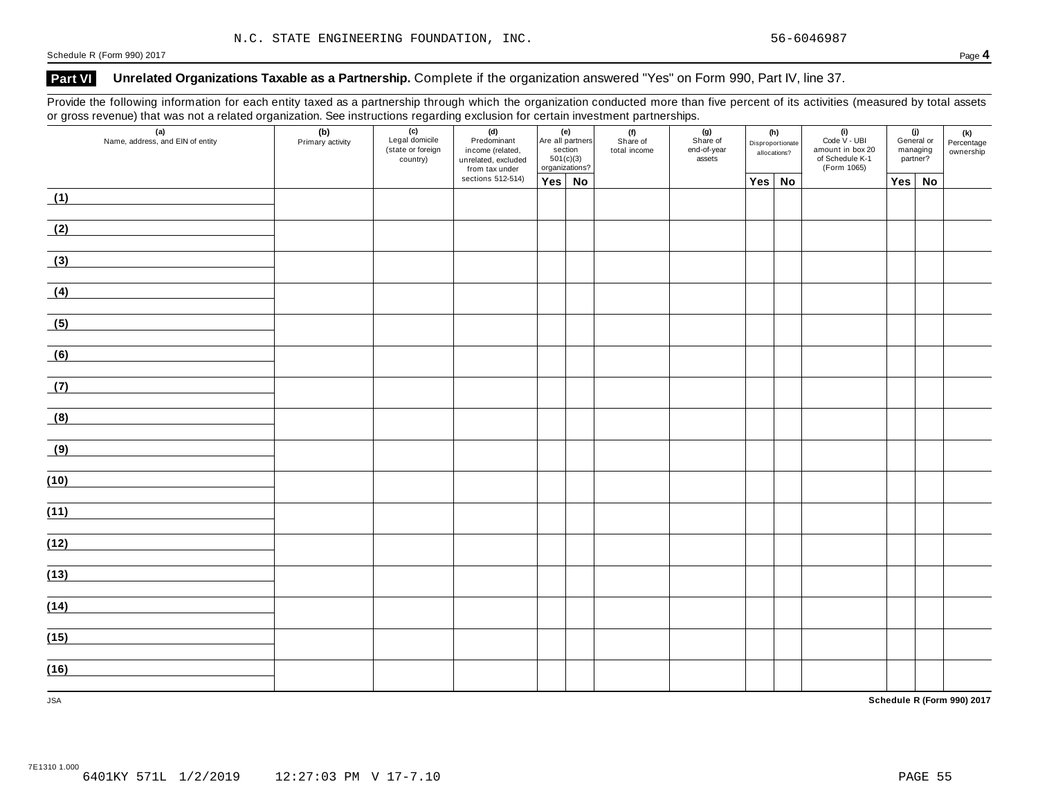N.C. STATE ENGINEERING FOUNDATION, INC. 56-6046987

Schedule R (Form 990) 2017 Page **4**

## Part VI Unrelated Organizations Taxable as a Partnership. Complete if the organization answered "Yes" on Form 990, Part IV, line 37.

Provide the following information for each entity taxed as a partnership through which the organization conducted more than five percent of its activities (measured by total assets or gross revenue) that was not a related organization. See instructions regarding exclusion for certain investment partnerships.

| (a) Name, address, and EIN of entity | (b) Primary activity | (c) Legal domicile (state or foreign country) | (d) Predominant income (related, unrelated, excluded from tax under sections 512-514) | (e) Are all partners section 501(c)(3) organizations? | | (f) Share of total income | (g) Share of end-of-year assets | (h) Disproportionate allocations? | | (i) Code V - UBI amount in box 20 of Schedule K-1 (Form 1065) | (j) General or managing partner? | | (k) Percentage ownership |
|---|---|---|---|---|---|---|---|---|---|---|---|---|---|
| | | | | Yes | No | | | Yes | No | | Yes | No | |
| (1) | | | | | | | | | | | | | |
| (2) | | | | | | | | | | | | | |
| (3) | | | | | | | | | | | | | |
| (4) | | | | | | | | | | | | | |
| (5) | | | | | | | | | | | | | |
| (6) | | | | | | | | | | | | | |
| (7) | | | | | | | | | | | | | |
| (8) | | | | | | | | | | | | | |
| (9) | | | | | | | | | | | | | |
| (10) | | | | | | | | | | | | | |
| (11) | | | | | | | | | | | | | |
| (12) | | | | | | | | | | | | | |
| (13) | | | | | | | | | | | | | |
| (14) | | | | | | | | | | | | | |
| (15) | | | | | | | | | | | | | |
| (16) | | | | | | | | | | | | | |

JSA **Schedule R (Form 990) 2017**

7E1310 1.000
6401KY 571L 1/2/2019 12:27:03 PM V 17-7.10 PAGE 55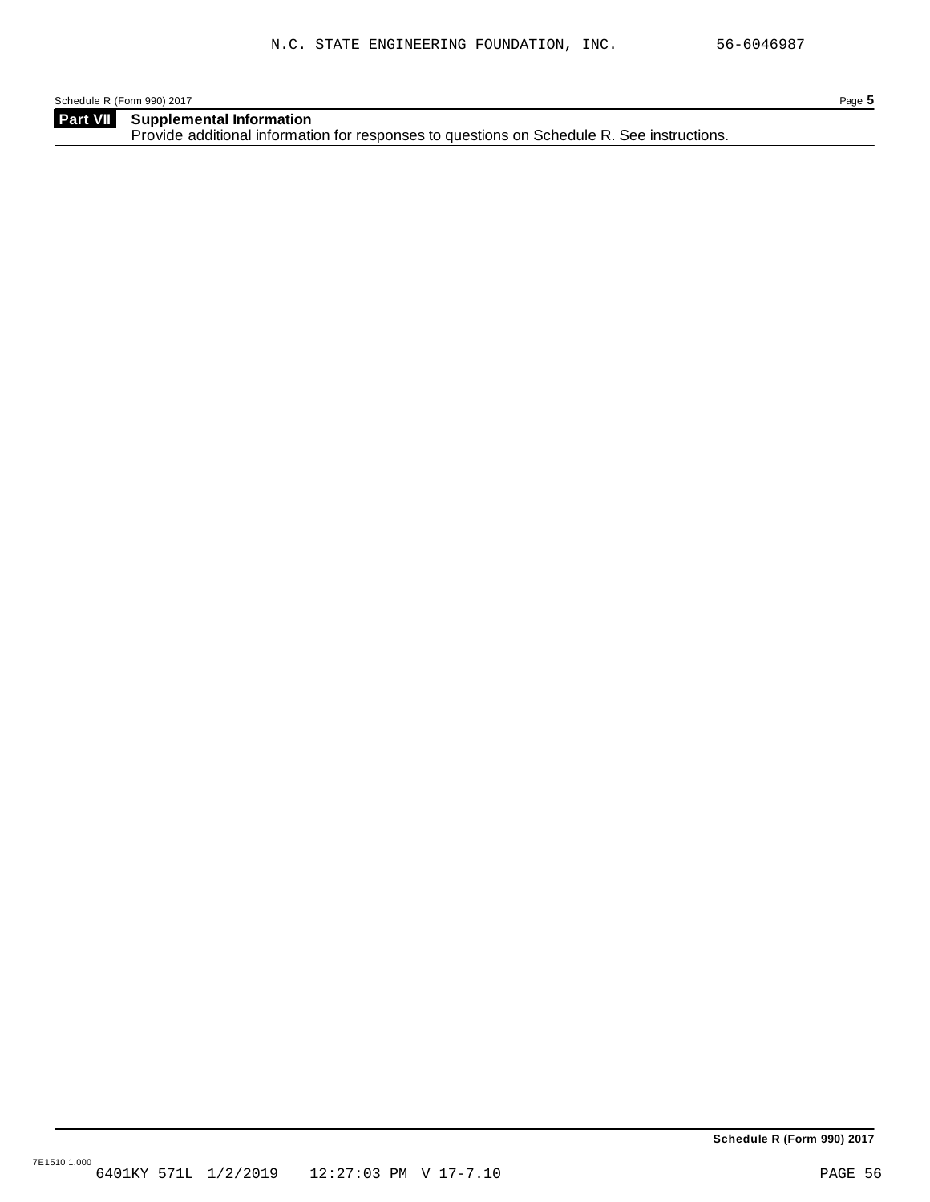N.C. STATE ENGINEERING FOUNDATION, INC. 56-6046987

Schedule R (Form 990) 2017

**Part VII Supplemental Information**

Provide additional information for responses to questions on Schedule R. See instructions.

**Schedule R (Form 990) 2017**

7E1510 1.000
6401KY 571L 1/2/2019 12:27:03 PM V 17-7.10